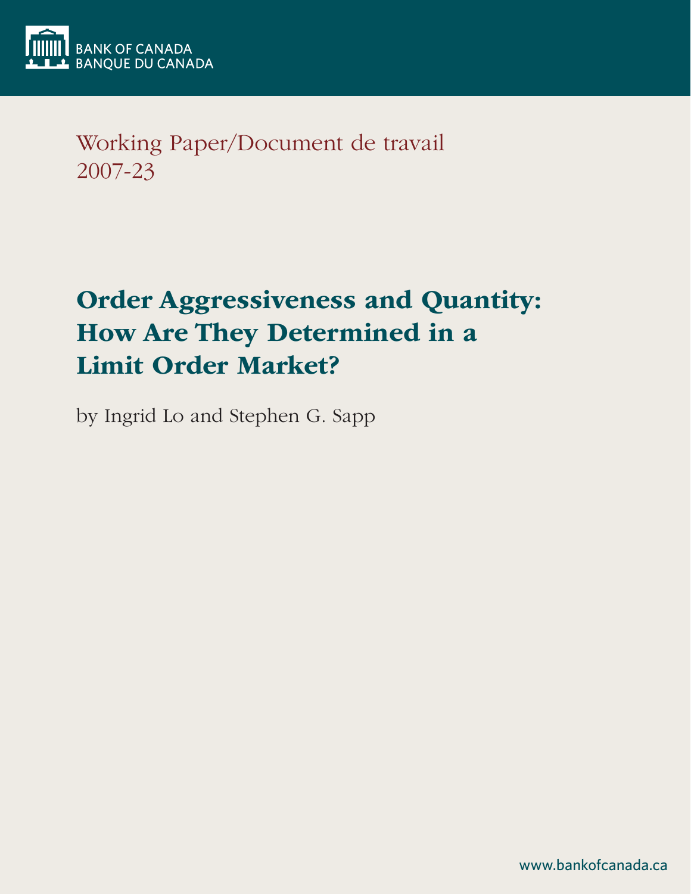BANK OF CANADA
BANQUE DU CANADA

Working Paper/Document de travail
2007-23

# Order Aggressiveness and Quantity: How Are They Determined in a Limit Order Market?

by Ingrid Lo and Stephen G. Sapp

www.bankofcanada.ca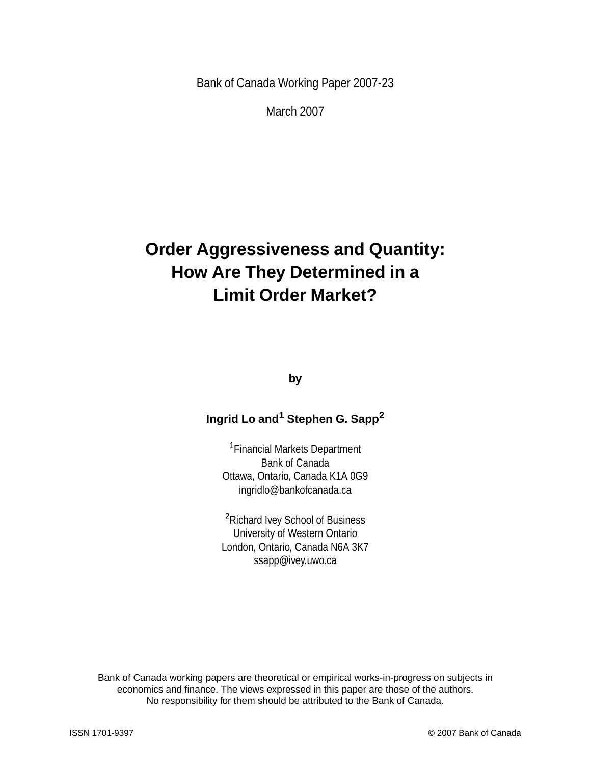Bank of Canada Working Paper 2007-23

March 2007

# Order Aggressiveness and Quantity: How Are They Determined in a Limit Order Market?

by

**Ingrid Lo and[1] Stephen G. Sapp[2]**

[1]Financial Markets Department
Bank of Canada
Ottawa, Ontario, Canada K1A 0G9
ingridlo@bankofcanada.ca

[2]Richard Ivey School of Business
University of Western Ontario
London, Ontario, Canada N6A 3K7
ssapp@ivey.uwo.ca

Bank of Canada working papers are theoretical or empirical works-in-progress on subjects in economics and finance. The views expressed in this paper are those of the authors.
No responsibility for them should be attributed to the Bank of Canada.

ISSN 1701-9397

© 2007 Bank of Canada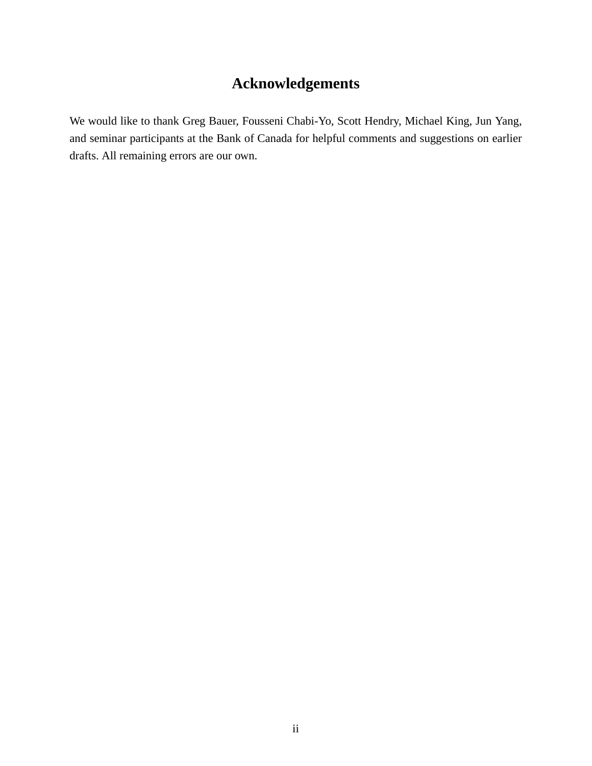# Acknowledgements

We would like to thank Greg Bauer, Fousseni Chabi-Yo, Scott Hendry, Michael King, Jun Yang, and seminar participants at the Bank of Canada for helpful comments and suggestions on earlier drafts. All remaining errors are our own.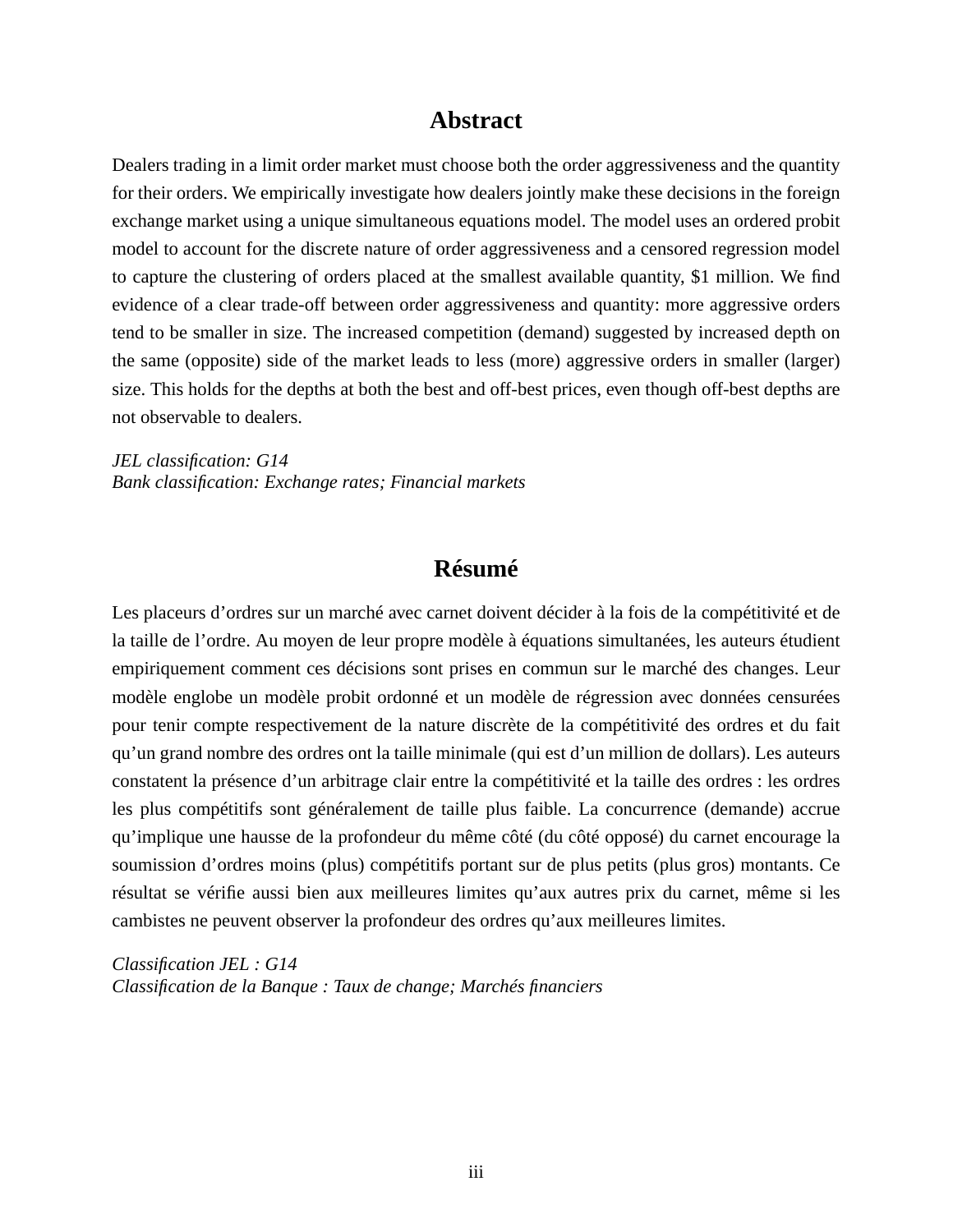## Abstract

Dealers trading in a limit order market must choose both the order aggressiveness and the quantity for their orders. We empirically investigate how dealers jointly make these decisions in the foreign exchange market using a unique simultaneous equations model. The model uses an ordered probit model to account for the discrete nature of order aggressiveness and a censored regression model to capture the clustering of orders placed at the smallest available quantity, $1 million. We find evidence of a clear trade-off between order aggressiveness and quantity: more aggressive orders tend to be smaller in size. The increased competition (demand) suggested by increased depth on the same (opposite) side of the market leads to less (more) aggressive orders in smaller (larger) size. This holds for the depths at both the best and off-best prices, even though off-best depths are not observable to dealers.

*JEL classification: G14*
*Bank classification: Exchange rates; Financial markets*

## Résumé

Les placeurs d'ordres sur un marché avec carnet doivent décider à la fois de la compétitivité et de la taille de l'ordre. Au moyen de leur propre modèle à équations simultanées, les auteurs étudient empiriquement comment ces décisions sont prises en commun sur le marché des changes. Leur modèle englobe un modèle probit ordonné et un modèle de régression avec données censurées pour tenir compte respectivement de la nature discrète de la compétitivité des ordres et du fait qu'un grand nombre des ordres ont la taille minimale (qui est d'un million de dollars). Les auteurs constatent la présence d'un arbitrage clair entre la compétitivité et la taille des ordres : les ordres les plus compétitifs sont généralement de taille plus faible. La concurrence (demande) accrue qu'implique une hausse de la profondeur du même côté (du côté opposé) du carnet encourage la soumission d'ordres moins (plus) compétitifs portant sur de plus petits (plus gros) montants. Ce résultat se vérifie aussi bien aux meilleures limites qu'aux autres prix du carnet, même si les cambistes ne peuvent observer la profondeur des ordres qu'aux meilleures limites.

*Classification JEL : G14*
*Classification de la Banque : Taux de change; Marchés financiers*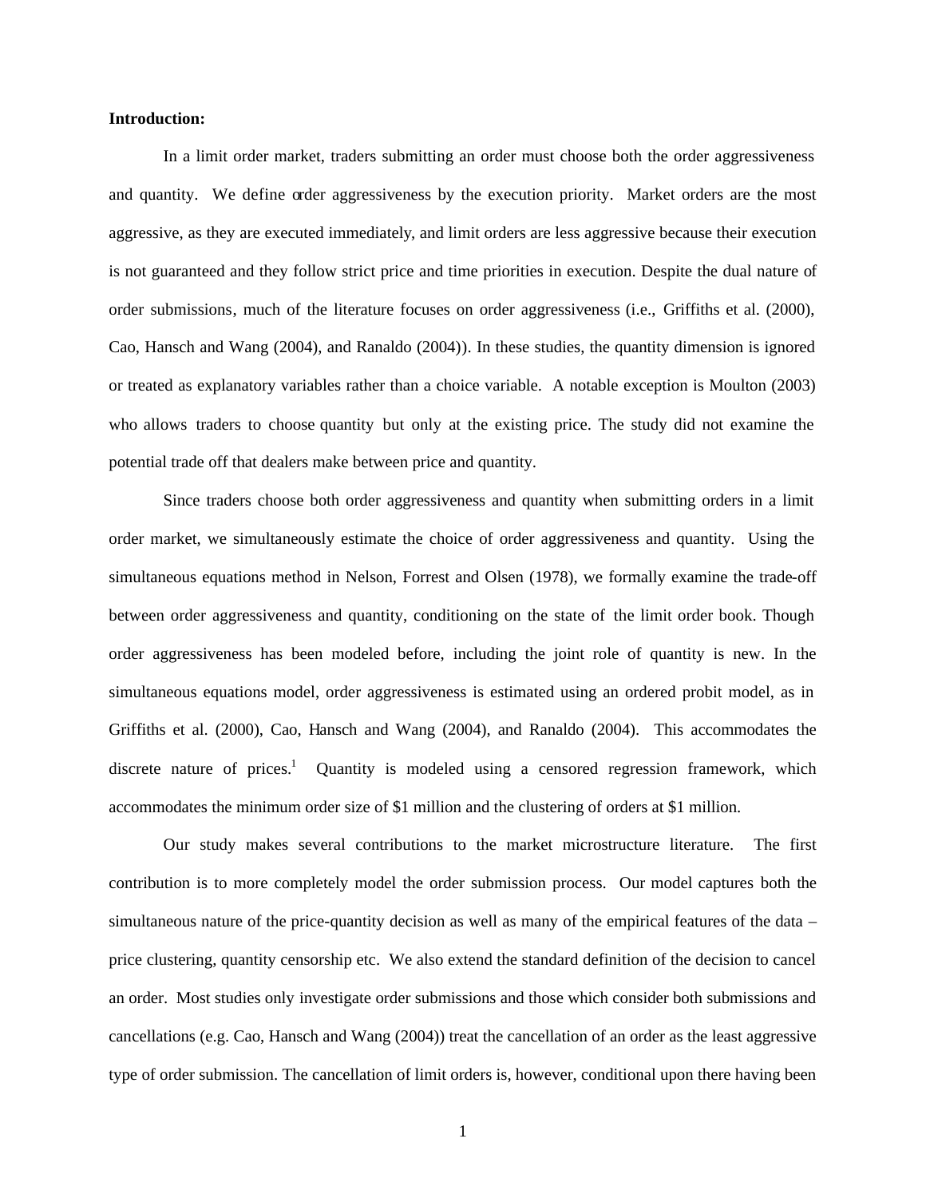**Introduction:**

In a limit order market, traders submitting an order must choose both the order aggressiveness and quantity. We define order aggressiveness by the execution priority. Market orders are the most aggressive, as they are executed immediately, and limit orders are less aggressive because their execution is not guaranteed and they follow strict price and time priorities in execution. Despite the dual nature of order submissions, much of the literature focuses on order aggressiveness (i.e., Griffiths et al. (2000), Cao, Hansch and Wang (2004), and Ranaldo (2004)). In these studies, the quantity dimension is ignored or treated as explanatory variables rather than a choice variable. A notable exception is Moulton (2003) who allows traders to choose quantity but only at the existing price. The study did not examine the potential trade off that dealers make between price and quantity.

Since traders choose both order aggressiveness and quantity when submitting orders in a limit order market, we simultaneously estimate the choice of order aggressiveness and quantity. Using the simultaneous equations method in Nelson, Forrest and Olsen (1978), we formally examine the trade-off between order aggressiveness and quantity, conditioning on the state of the limit order book. Though order aggressiveness has been modeled before, including the joint role of quantity is new. In the simultaneous equations model, order aggressiveness is estimated using an ordered probit model, as in Griffiths et al. (2000), Cao, Hansch and Wang (2004), and Ranaldo (2004). This accommodates the discrete nature of prices.[1] Quantity is modeled using a censored regression framework, which accommodates the minimum order size of $1 million and the clustering of orders at $1 million.

Our study makes several contributions to the market microstructure literature. The first contribution is to more completely model the order submission process. Our model captures both the simultaneous nature of the price-quantity decision as well as many of the empirical features of the data – price clustering, quantity censorship etc. We also extend the standard definition of the decision to cancel an order. Most studies only investigate order submissions and those which consider both submissions and cancellations (e.g. Cao, Hansch and Wang (2004)) treat the cancellation of an order as the least aggressive type of order submission. The cancellation of limit orders is, however, conditional upon there having been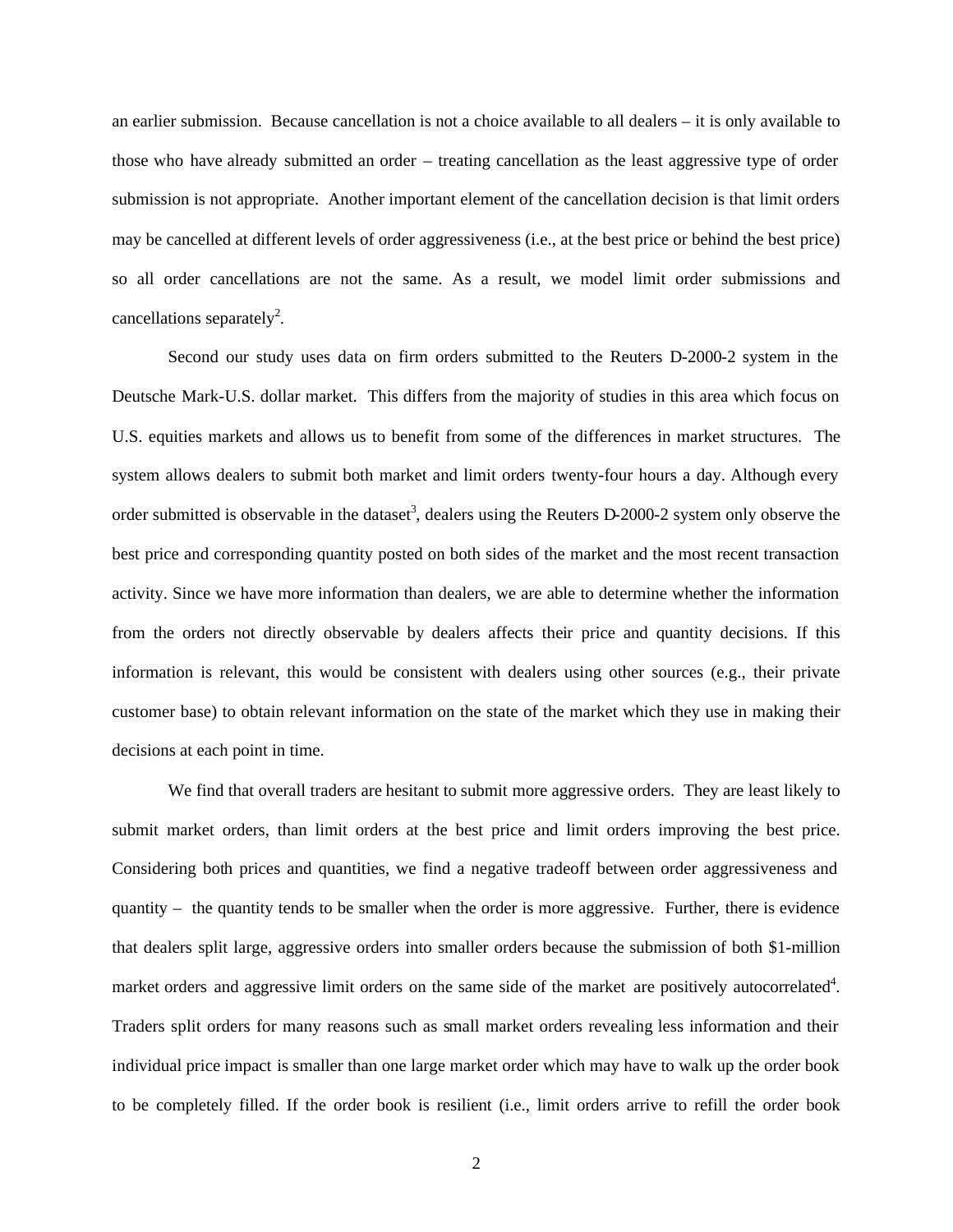an earlier submission. Because cancellation is not a choice available to all dealers – it is only available to those who have already submitted an order – treating cancellation as the least aggressive type of order submission is not appropriate. Another important element of the cancellation decision is that limit orders may be cancelled at different levels of order aggressiveness (i.e., at the best price or behind the best price) so all order cancellations are not the same. As a result, we model limit order submissions and cancellations separately[2].

Second our study uses data on firm orders submitted to the Reuters D-2000-2 system in the Deutsche Mark-U.S. dollar market. This differs from the majority of studies in this area which focus on U.S. equities markets and allows us to benefit from some of the differences in market structures. The system allows dealers to submit both market and limit orders twenty-four hours a day. Although every order submitted is observable in the dataset[3], dealers using the Reuters D-2000-2 system only observe the best price and corresponding quantity posted on both sides of the market and the most recent transaction activity. Since we have more information than dealers, we are able to determine whether the information from the orders not directly observable by dealers affects their price and quantity decisions. If this information is relevant, this would be consistent with dealers using other sources (e.g., their private customer base) to obtain relevant information on the state of the market which they use in making their decisions at each point in time.

We find that overall traders are hesitant to submit more aggressive orders. They are least likely to submit market orders, than limit orders at the best price and limit orders improving the best price. Considering both prices and quantities, we find a negative tradeoff between order aggressiveness and quantity – the quantity tends to be smaller when the order is more aggressive. Further, there is evidence that dealers split large, aggressive orders into smaller orders because the submission of both $1-million market orders and aggressive limit orders on the same side of the market are positively autocorrelated[4]. Traders split orders for many reasons such as small market orders revealing less information and their individual price impact is smaller than one large market order which may have to walk up the order book to be completely filled. If the order book is resilient (i.e., limit orders arrive to refill the order book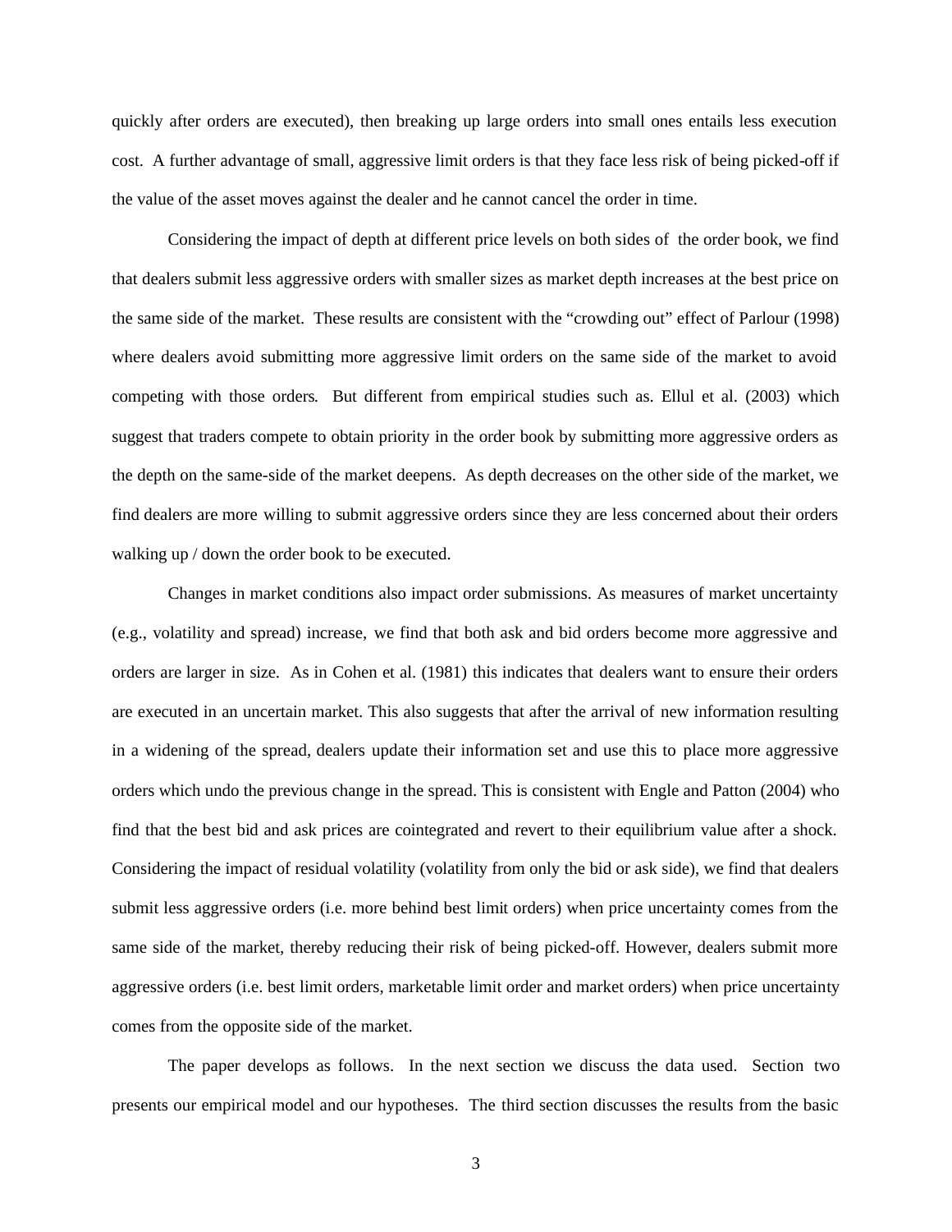quickly after orders are executed), then breaking up large orders into small ones entails less execution cost. A further advantage of small, aggressive limit orders is that they face less risk of being picked-off if the value of the asset moves against the dealer and he cannot cancel the order in time.

Considering the impact of depth at different price levels on both sides of the order book, we find that dealers submit less aggressive orders with smaller sizes as market depth increases at the best price on the same side of the market. These results are consistent with the "crowding out" effect of Parlour (1998) where dealers avoid submitting more aggressive limit orders on the same side of the market to avoid competing with those orders. But different from empirical studies such as. Ellul et al. (2003) which suggest that traders compete to obtain priority in the order book by submitting more aggressive orders as the depth on the same-side of the market deepens. As depth decreases on the other side of the market, we find dealers are more willing to submit aggressive orders since they are less concerned about their orders walking up / down the order book to be executed.

Changes in market conditions also impact order submissions. As measures of market uncertainty (e.g., volatility and spread) increase, we find that both ask and bid orders become more aggressive and orders are larger in size. As in Cohen et al. (1981) this indicates that dealers want to ensure their orders are executed in an uncertain market. This also suggests that after the arrival of new information resulting in a widening of the spread, dealers update their information set and use this to place more aggressive orders which undo the previous change in the spread. This is consistent with Engle and Patton (2004) who find that the best bid and ask prices are cointegrated and revert to their equilibrium value after a shock. Considering the impact of residual volatility (volatility from only the bid or ask side), we find that dealers submit less aggressive orders (i.e. more behind best limit orders) when price uncertainty comes from the same side of the market, thereby reducing their risk of being picked-off. However, dealers submit more aggressive orders (i.e. best limit orders, marketable limit order and market orders) when price uncertainty comes from the opposite side of the market.

The paper develops as follows. In the next section we discuss the data used. Section two presents our empirical model and our hypotheses. The third section discusses the results from the basic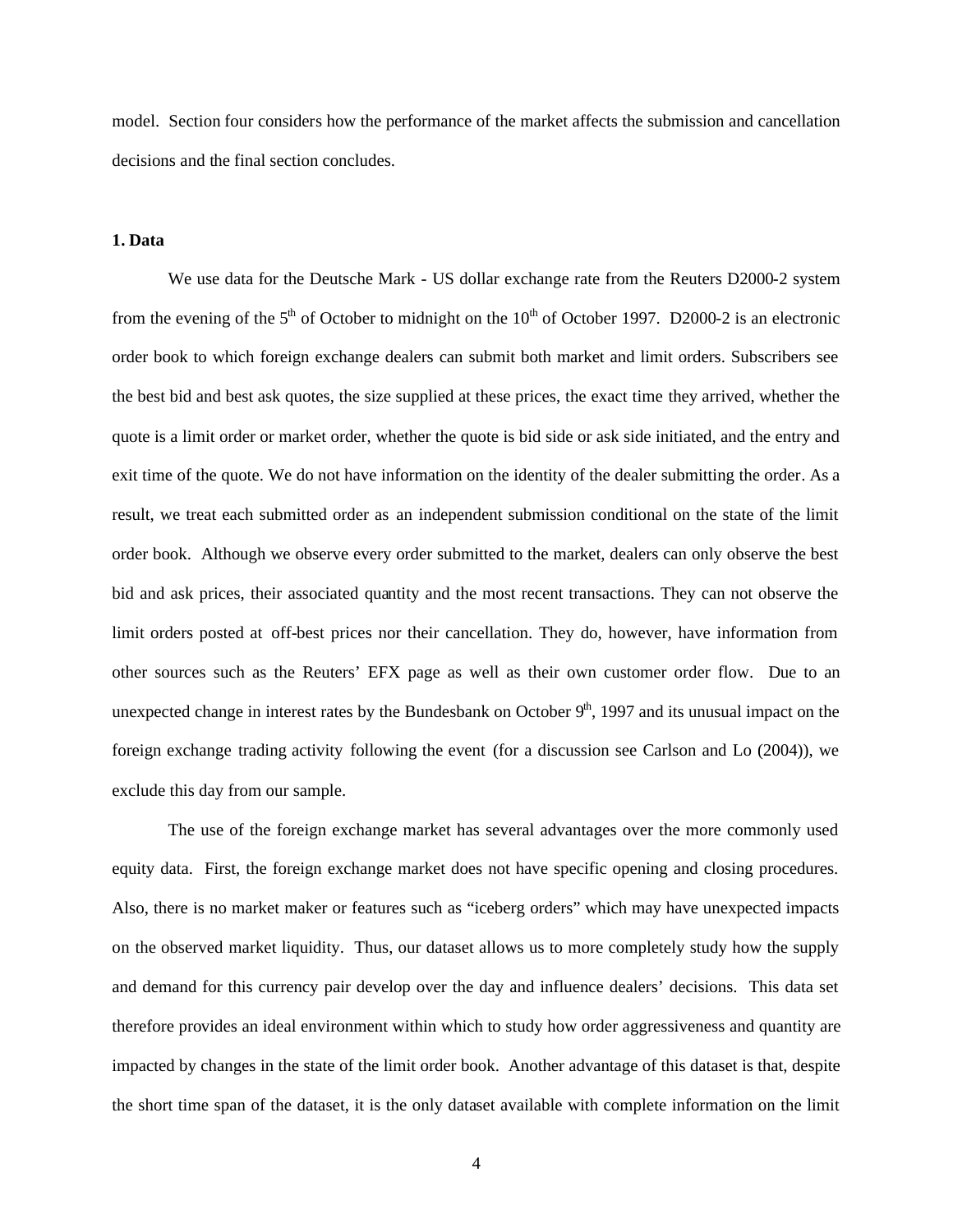model. Section four considers how the performance of the market affects the submission and cancellation decisions and the final section concludes.

## 1. Data

We use data for the Deutsche Mark - US dollar exchange rate from the Reuters D2000-2 system from the evening of the 5th of October to midnight on the 10th of October 1997. D2000-2 is an electronic order book to which foreign exchange dealers can submit both market and limit orders. Subscribers see the best bid and best ask quotes, the size supplied at these prices, the exact time they arrived, whether the quote is a limit order or market order, whether the quote is bid side or ask side initiated, and the entry and exit time of the quote. We do not have information on the identity of the dealer submitting the order. As a result, we treat each submitted order as an independent submission conditional on the state of the limit order book. Although we observe every order submitted to the market, dealers can only observe the best bid and ask prices, their associated quantity and the most recent transactions. They can not observe the limit orders posted at off-best prices nor their cancellation. They do, however, have information from other sources such as the Reuters' EFX page as well as their own customer order flow. Due to an unexpected change in interest rates by the Bundesbank on October 9th, 1997 and its unusual impact on the foreign exchange trading activity following the event (for a discussion see Carlson and Lo (2004)), we exclude this day from our sample.

The use of the foreign exchange market has several advantages over the more commonly used equity data. First, the foreign exchange market does not have specific opening and closing procedures. Also, there is no market maker or features such as "iceberg orders" which may have unexpected impacts on the observed market liquidity. Thus, our dataset allows us to more completely study how the supply and demand for this currency pair develop over the day and influence dealers' decisions. This data set therefore provides an ideal environment within which to study how order aggressiveness and quantity are impacted by changes in the state of the limit order book. Another advantage of this dataset is that, despite the short time span of the dataset, it is the only dataset available with complete information on the limit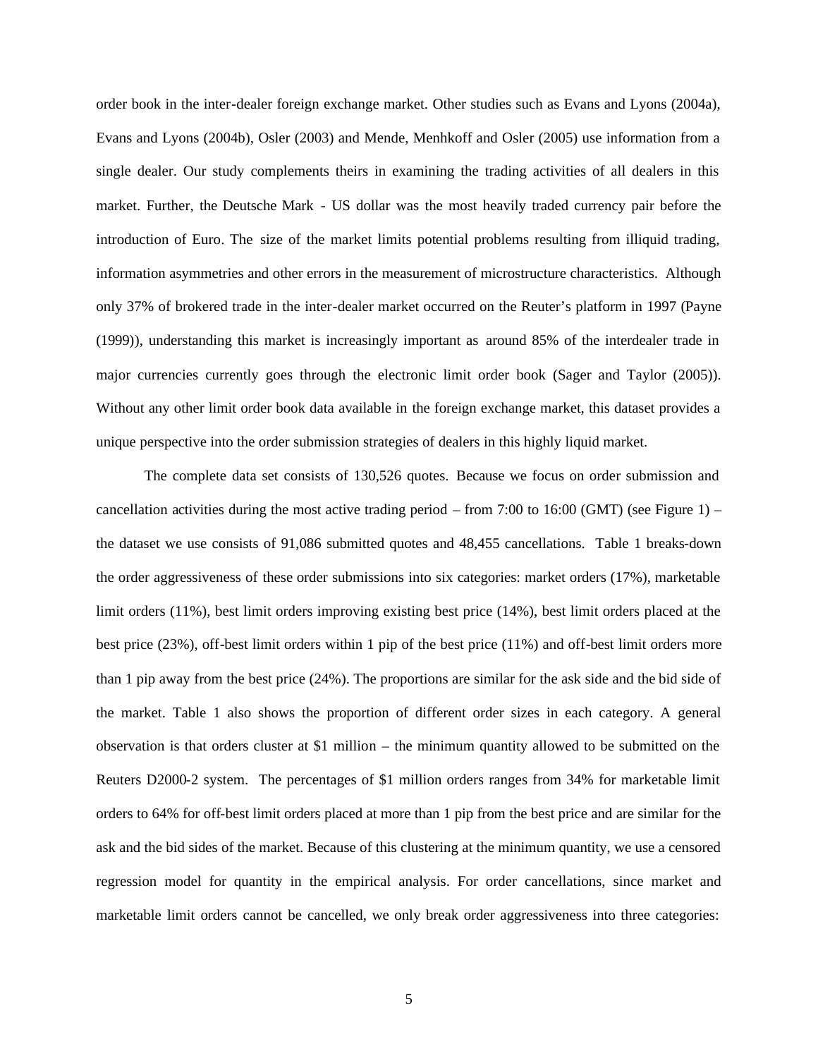order book in the inter-dealer foreign exchange market. Other studies such as Evans and Lyons (2004a), Evans and Lyons (2004b), Osler (2003) and Mende, Menhkoff and Osler (2005) use information from a single dealer. Our study complements theirs in examining the trading activities of all dealers in this market. Further, the Deutsche Mark - US dollar was the most heavily traded currency pair before the introduction of Euro. The size of the market limits potential problems resulting from illiquid trading, information asymmetries and other errors in the measurement of microstructure characteristics. Although only 37% of brokered trade in the inter-dealer market occurred on the Reuter's platform in 1997 (Payne (1999)), understanding this market is increasingly important as around 85% of the interdealer trade in major currencies currently goes through the electronic limit order book (Sager and Taylor (2005)). Without any other limit order book data available in the foreign exchange market, this dataset provides a unique perspective into the order submission strategies of dealers in this highly liquid market.

The complete data set consists of 130,526 quotes. Because we focus on order submission and cancellation activities during the most active trading period – from 7:00 to 16:00 (GMT) (see Figure 1) – the dataset we use consists of 91,086 submitted quotes and 48,455 cancellations. Table 1 breaks-down the order aggressiveness of these order submissions into six categories: market orders (17%), marketable limit orders (11%), best limit orders improving existing best price (14%), best limit orders placed at the best price (23%), off-best limit orders within 1 pip of the best price (11%) and off-best limit orders more than 1 pip away from the best price (24%). The proportions are similar for the ask side and the bid side of the market. Table 1 also shows the proportion of different order sizes in each category. A general observation is that orders cluster at $1 million – the minimum quantity allowed to be submitted on the Reuters D2000-2 system. The percentages of $1 million orders ranges from 34% for marketable limit orders to 64% for off-best limit orders placed at more than 1 pip from the best price and are similar for the ask and the bid sides of the market. Because of this clustering at the minimum quantity, we use a censored regression model for quantity in the empirical analysis. For order cancellations, since market and marketable limit orders cannot be cancelled, we only break order aggressiveness into three categories: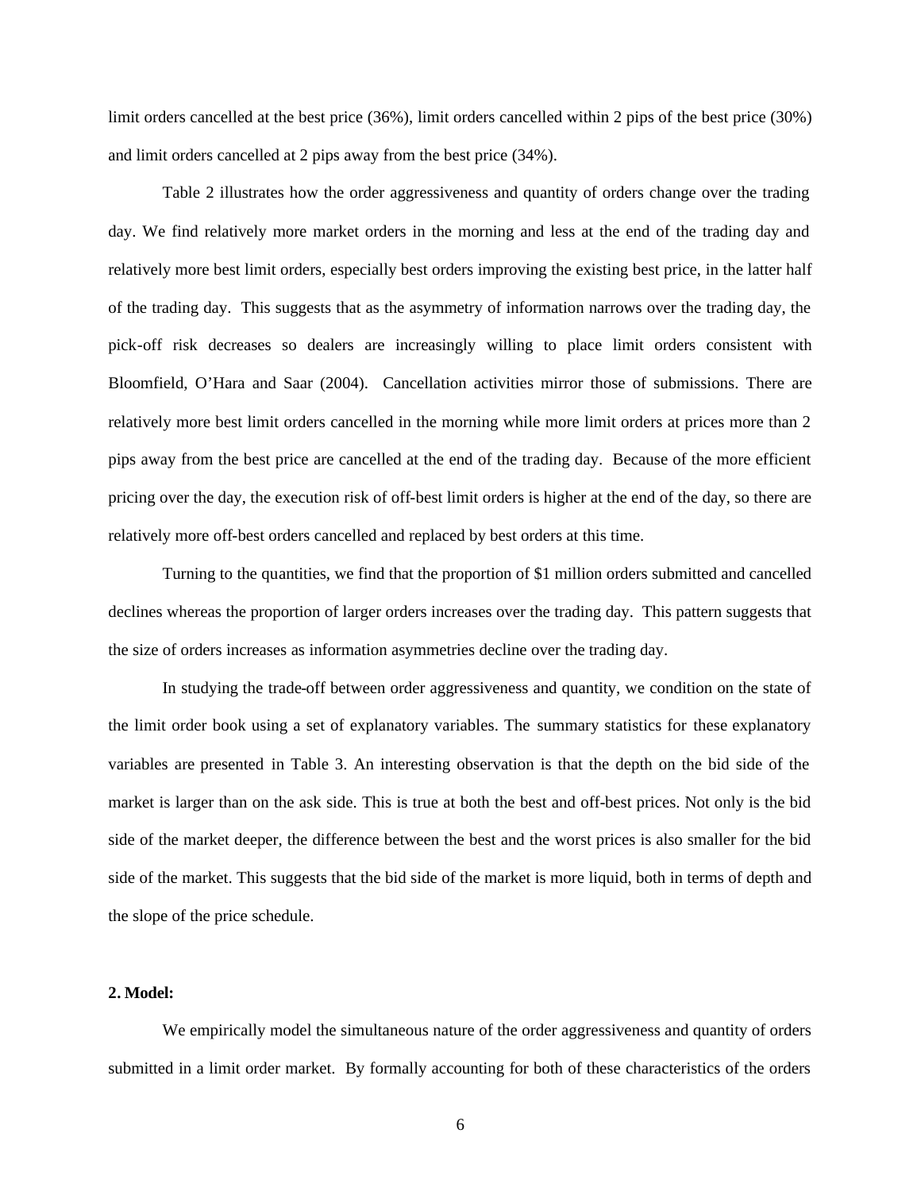limit orders cancelled at the best price (36%), limit orders cancelled within 2 pips of the best price (30%) and limit orders cancelled at 2 pips away from the best price (34%).

Table 2 illustrates how the order aggressiveness and quantity of orders change over the trading day. We find relatively more market orders in the morning and less at the end of the trading day and relatively more best limit orders, especially best orders improving the existing best price, in the latter half of the trading day. This suggests that as the asymmetry of information narrows over the trading day, the pick-off risk decreases so dealers are increasingly willing to place limit orders consistent with Bloomfield, O'Hara and Saar (2004). Cancellation activities mirror those of submissions. There are relatively more best limit orders cancelled in the morning while more limit orders at prices more than 2 pips away from the best price are cancelled at the end of the trading day. Because of the more efficient pricing over the day, the execution risk of off-best limit orders is higher at the end of the day, so there are relatively more off-best orders cancelled and replaced by best orders at this time.

Turning to the quantities, we find that the proportion of $1 million orders submitted and cancelled declines whereas the proportion of larger orders increases over the trading day. This pattern suggests that the size of orders increases as information asymmetries decline over the trading day.

In studying the trade-off between order aggressiveness and quantity, we condition on the state of the limit order book using a set of explanatory variables. The summary statistics for these explanatory variables are presented in Table 3. An interesting observation is that the depth on the bid side of the market is larger than on the ask side. This is true at both the best and off-best prices. Not only is the bid side of the market deeper, the difference between the best and the worst prices is also smaller for the bid side of the market. This suggests that the bid side of the market is more liquid, both in terms of depth and the slope of the price schedule.

## 2. Model:

We empirically model the simultaneous nature of the order aggressiveness and quantity of orders submitted in a limit order market. By formally accounting for both of these characteristics of the orders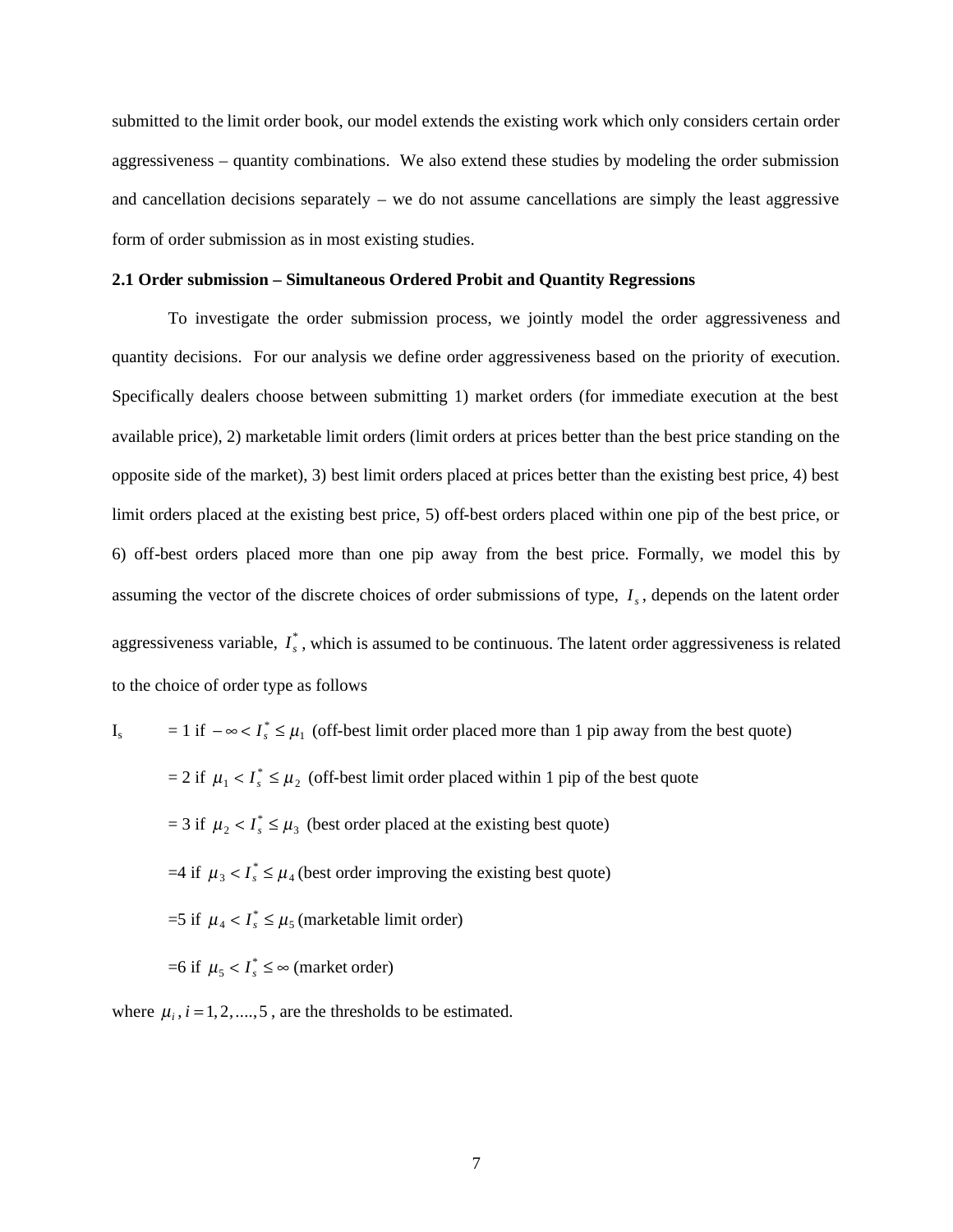submitted to the limit order book, our model extends the existing work which only considers certain order aggressiveness – quantity combinations. We also extend these studies by modeling the order submission and cancellation decisions separately – we do not assume cancellations are simply the least aggressive form of order submission as in most existing studies.

### 2.1 Order submission – Simultaneous Ordered Probit and Quantity Regressions

To investigate the order submission process, we jointly model the order aggressiveness and quantity decisions. For our analysis we define order aggressiveness based on the priority of execution. Specifically dealers choose between submitting 1) market orders (for immediate execution at the best available price), 2) marketable limit orders (limit orders at prices better than the best price standing on the opposite side of the market), 3) best limit orders placed at prices better than the existing best price, 4) best limit orders placed at the existing best price, 5) off-best orders placed within one pip of the best price, or 6) off-best orders placed more than one pip away from the best price. Formally, we model this by assuming the vector of the discrete choices of order submissions of type, $I_s$, depends on the latent order aggressiveness variable, $I_s^*$, which is assumed to be continuous. The latent order aggressiveness is related to the choice of order type as follows

$I_s$ = 1 if $-\infty < I_s^* \le \mu_1$ (off-best limit order placed more than 1 pip away from the best quote)

= 2 if $\mu_1 < I_s^* \le \mu_2$ (off-best limit order placed within 1 pip of the best quote

= 3 if $\mu_2 < I_s^* \le \mu_3$ (best order placed at the existing best quote)

=4 if $\mu_3 < I_s^* \le \mu_4$ (best order improving the existing best quote)

=5 if $\mu_4 < I_s^* \le \mu_5$ (marketable limit order)

=6 if $\mu_5 < I_s^* \le \infty$ (market order)

where $\mu_i, i = 1, 2, ...., 5$, are the thresholds to be estimated.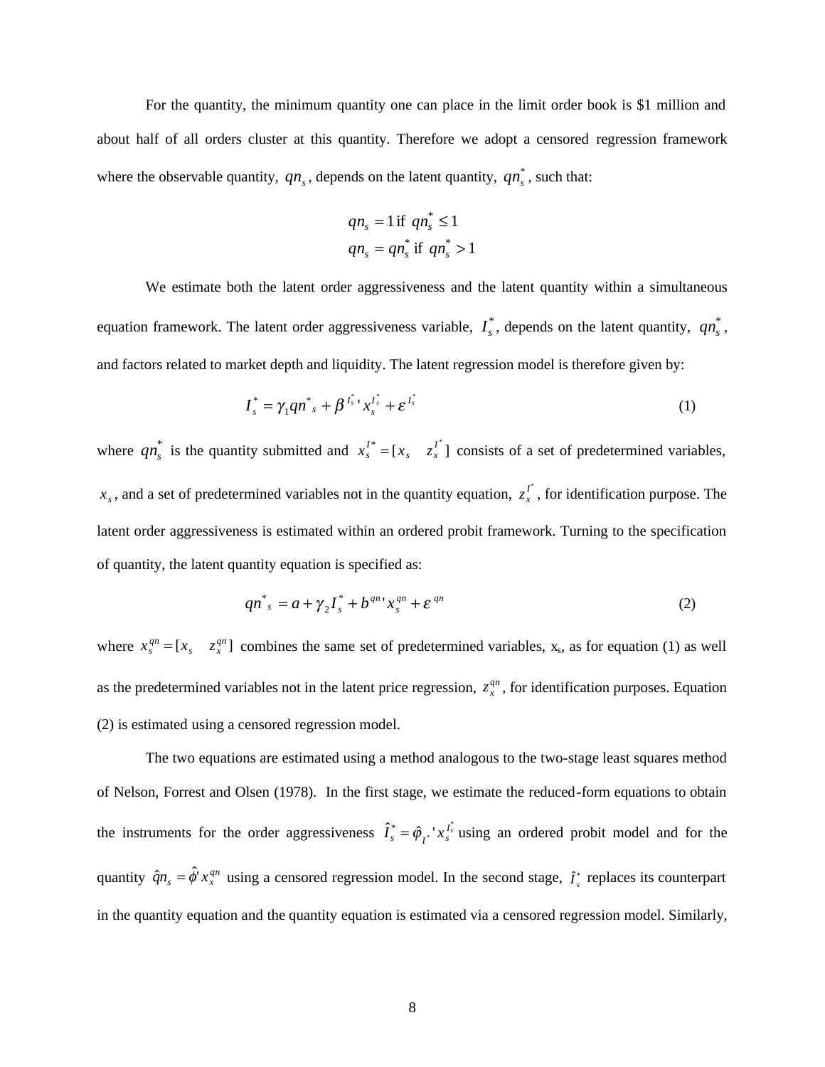For the quantity, the minimum quantity one can place in the limit order book is \$1 million and about half of all orders cluster at this quantity. Therefore we adopt a censored regression framework where the observable quantity, $qn_s$, depends on the latent quantity, $qn_s^*$, such that:

$$
\begin{aligned}
qn_s &= 1 \text{ if } qn_s^* \leq 1 \\
qn_s &= qn_s^* \text{ if } qn_s^* > 1
\end{aligned}
$$

We estimate both the latent order aggressiveness and the latent quantity within a simultaneous equation framework. The latent order aggressiveness variable, $I_s^*$, depends on the latent quantity, $qn_s^*$, and factors related to market depth and liquidity. The latent regression model is therefore given by:

$$
I_s^* = \gamma_1 qn^*{}_s + \beta^{I_s^*}{}' x_s^{I_s^*} + \varepsilon^{I_s^*} \tag{1}
$$

where $qn_s^*$ is the quantity submitted and $x_s^{I^*} = [x_s \quad z_x^{I^*}]$ consists of a set of predetermined variables, $x_s$, and a set of predetermined variables not in the quantity equation, $z_x^{I^*}$, for identification purpose. The latent order aggressiveness is estimated within an ordered probit framework. Turning to the specification of quantity, the latent quantity equation is specified as:

$$
qn^*{}_s = a + \gamma_2 I_s^* + b^{qn}{}' x_s^{qn} + \varepsilon^{qn} \tag{2}
$$

where $x_s^{qn} = [x_s \quad z_x^{qn}]$ combines the same set of predetermined variables, $x_s$, as for equation (1) as well as the predetermined variables not in the latent price regression, $z_x^{qn}$, for identification purposes. Equation (2) is estimated using a censored regression model.

The two equations are estimated using a method analogous to the two-stage least squares method of Nelson, Forrest and Olsen (1978). In the first stage, we estimate the reduced-form equations to obtain the instruments for the order aggressiveness $\hat{I}_s^* = \hat{\varphi}_{I^*}{}' x_s^{I_s^*}$ using an ordered probit model and for the quantity $\hat{q}n_s = \hat{\phi}' x_x^{qn}$ using a censored regression model. In the second stage, $\hat{I}_s^*$ replaces its counterpart in the quantity equation and the quantity equation is estimated via a censored regression model. Similarly,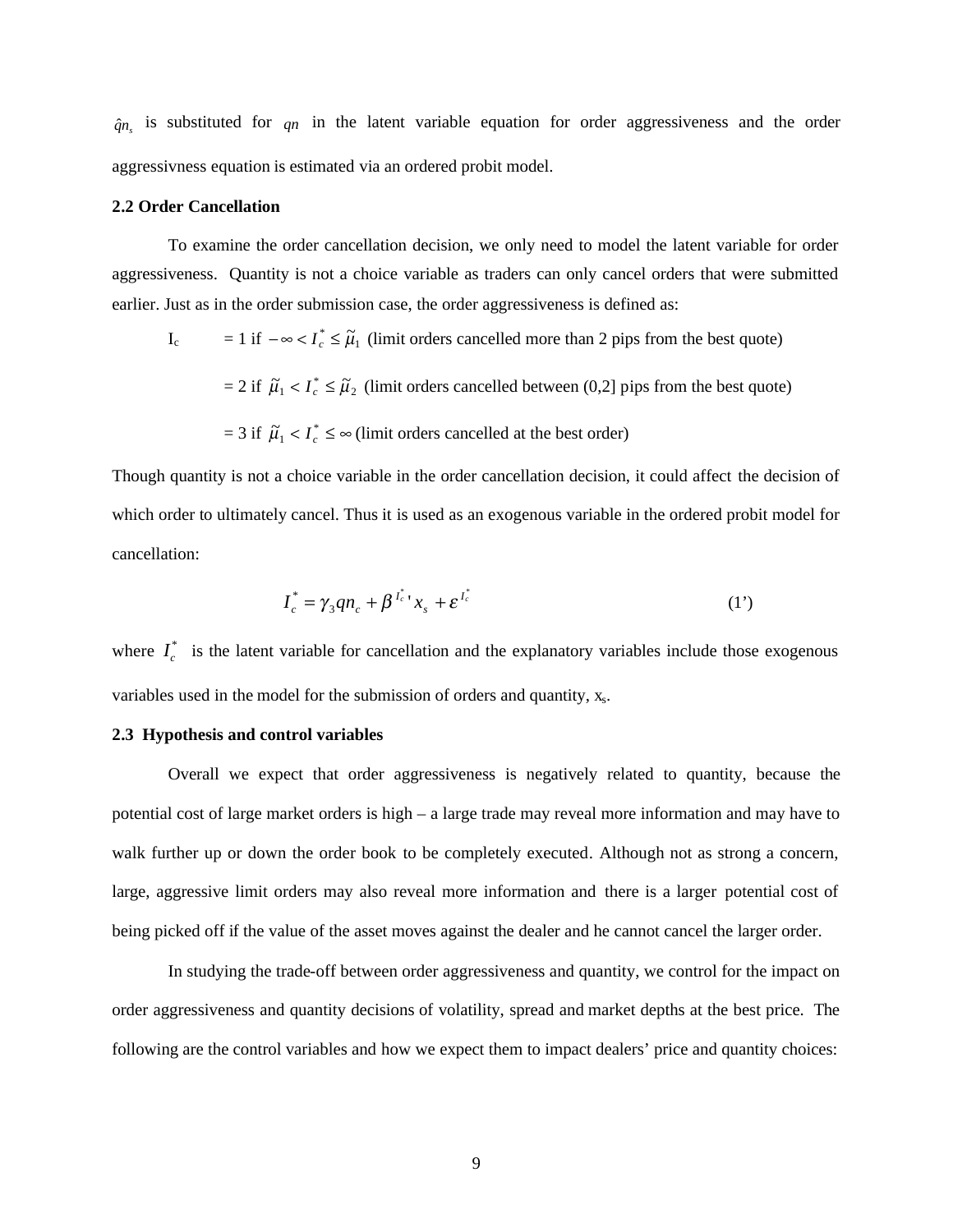$\hat{q}n_s$ is substituted for $qn$ in the latent variable equation for order aggressiveness and the order aggressivness equation is estimated via an ordered probit model.

**2.2 Order Cancellation**

To examine the order cancellation decision, we only need to model the latent variable for order aggressiveness. Quantity is not a choice variable as traders can only cancel orders that were submitted earlier. Just as in the order submission case, the order aggressiveness is defined as:

$I_c$ = 1 if $-\infty < I_c^* \leq \tilde{\mu}_1$ (limit orders cancelled more than 2 pips from the best quote)

= 2 if $\tilde{\mu}_1 < I_c^* \leq \tilde{\mu}_2$ (limit orders cancelled between (0,2] pips from the best quote)

= 3 if $\tilde{\mu}_1 < I_c^* \leq \infty$ (limit orders cancelled at the best order)

Though quantity is not a choice variable in the order cancellation decision, it could affect the decision of which order to ultimately cancel. Thus it is used as an exogenous variable in the ordered probit model for cancellation:

$$I_c^* = \gamma_3 qn_c + \beta^{I_c^*}{}' x_s + \varepsilon^{I_c^*} \qquad (1')$$

where $I_c^*$ is the latent variable for cancellation and the explanatory variables include those exogenous variables used in the model for the submission of orders and quantity, $x_s$.

**2.3 Hypothesis and control variables**

Overall we expect that order aggressiveness is negatively related to quantity, because the potential cost of large market orders is high – a large trade may reveal more information and may have to walk further up or down the order book to be completely executed. Although not as strong a concern, large, aggressive limit orders may also reveal more information and there is a larger potential cost of being picked off if the value of the asset moves against the dealer and he cannot cancel the larger order.

In studying the trade-off between order aggressiveness and quantity, we control for the impact on order aggressiveness and quantity decisions of volatility, spread and market depths at the best price. The following are the control variables and how we expect them to impact dealers' price and quantity choices: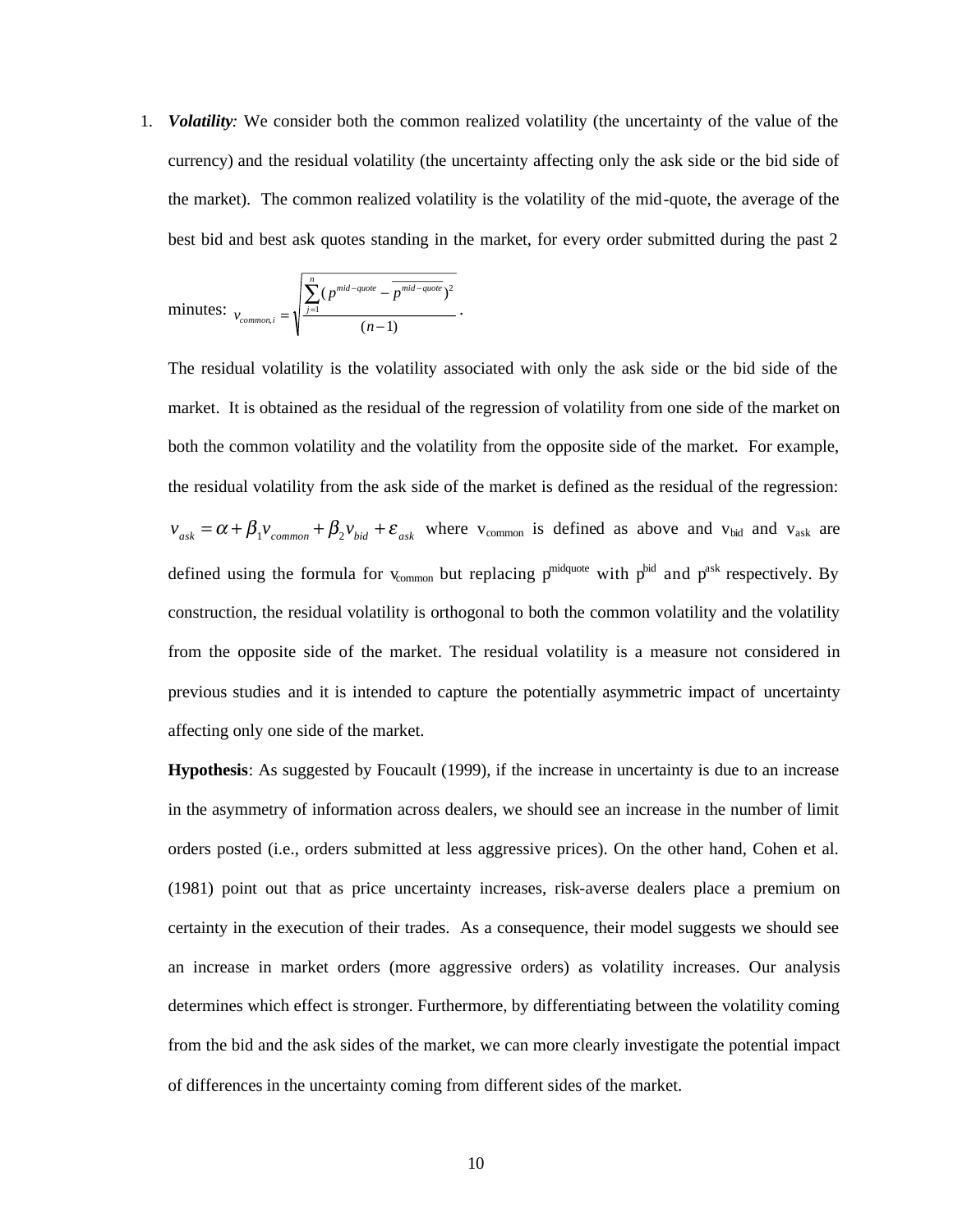1. ***Volatility:*** We consider both the common realized volatility (the uncertainty of the value of the currency) and the residual volatility (the uncertainty affecting only the ask side or the bid side of the market). The common realized volatility is the volatility of the mid-quote, the average of the best bid and best ask quotes standing in the market, for every order submitted during the past 2 minutes: $v_{common,i} = \sqrt{\frac{\sum_{j=1}^{n}(p^{mid-quote} - \overline{p^{mid-quote}})^2}{(n-1)}}$.

   The residual volatility is the volatility associated with only the ask side or the bid side of the market. It is obtained as the residual of the regression of volatility from one side of the market on both the common volatility and the volatility from the opposite side of the market. For example, the residual volatility from the ask side of the market is defined as the residual of the regression: $v_{ask} = \alpha + \beta_1 v_{common} + \beta_2 v_{bid} + \varepsilon_{ask}$ where $v_{common}$ is defined as above and $v_{bid}$ and $v_{ask}$ are defined using the formula for $v_{common}$ but replacing $p^{midquote}$ with $p^{bid}$ and $p^{ask}$ respectively. By construction, the residual volatility is orthogonal to both the common volatility and the volatility from the opposite side of the market. The residual volatility is a measure not considered in previous studies and it is intended to capture the potentially asymmetric impact of uncertainty affecting only one side of the market.

   **Hypothesis**: As suggested by Foucault (1999), if the increase in uncertainty is due to an increase in the asymmetry of information across dealers, we should see an increase in the number of limit orders posted (i.e., orders submitted at less aggressive prices). On the other hand, Cohen et al. (1981) point out that as price uncertainty increases, risk-averse dealers place a premium on certainty in the execution of their trades. As a consequence, their model suggests we should see an increase in market orders (more aggressive orders) as volatility increases. Our analysis determines which effect is stronger. Furthermore, by differentiating between the volatility coming from the bid and the ask sides of the market, we can more clearly investigate the potential impact of differences in the uncertainty coming from different sides of the market.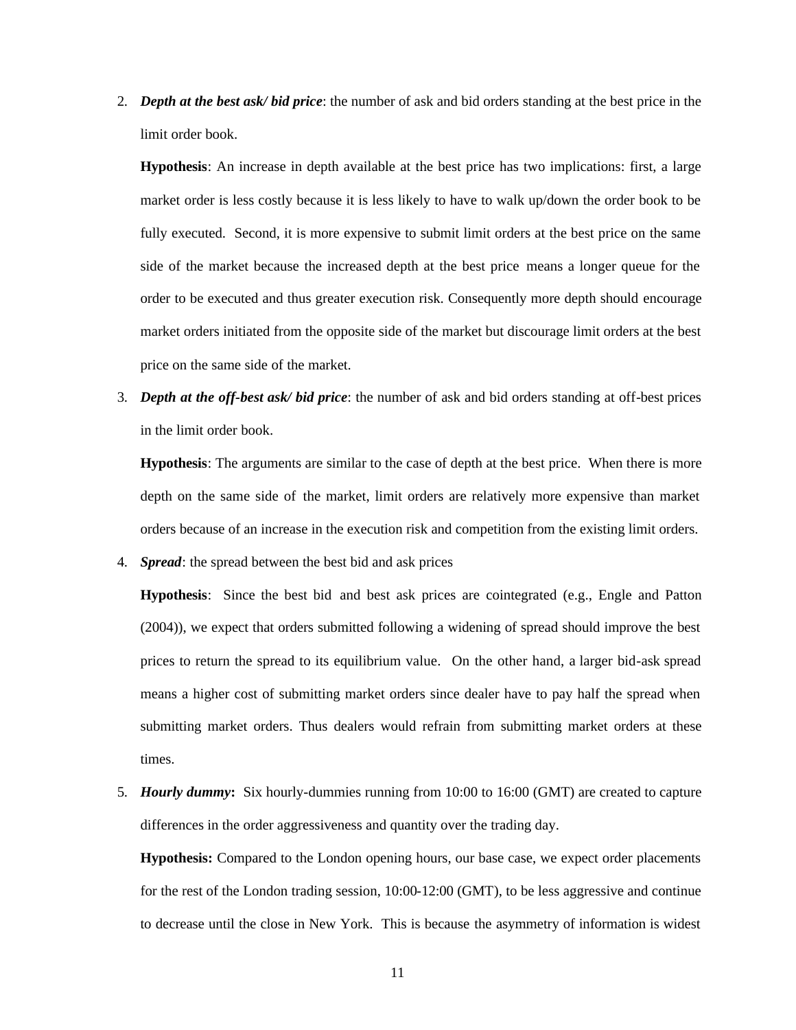2. ***Depth at the best ask/ bid price***: the number of ask and bid orders standing at the best price in the limit order book.

   **Hypothesis**: An increase in depth available at the best price has two implications: first, a large market order is less costly because it is less likely to have to walk up/down the order book to be fully executed. Second, it is more expensive to submit limit orders at the best price on the same side of the market because the increased depth at the best price means a longer queue for the order to be executed and thus greater execution risk. Consequently more depth should encourage market orders initiated from the opposite side of the market but discourage limit orders at the best price on the same side of the market.

3. ***Depth at the off-best ask/ bid price***: the number of ask and bid orders standing at off-best prices in the limit order book.

   **Hypothesis**: The arguments are similar to the case of depth at the best price. When there is more depth on the same side of the market, limit orders are relatively more expensive than market orders because of an increase in the execution risk and competition from the existing limit orders.

4. ***Spread***: the spread between the best bid and ask prices

   **Hypothesis**: Since the best bid and best ask prices are cointegrated (e.g., Engle and Patton (2004)), we expect that orders submitted following a widening of spread should improve the best prices to return the spread to its equilibrium value. On the other hand, a larger bid-ask spread means a higher cost of submitting market orders since dealer have to pay half the spread when submitting market orders. Thus dealers would refrain from submitting market orders at these times.

5. ***Hourly dummy*****:** Six hourly-dummies running from 10:00 to 16:00 (GMT) are created to capture differences in the order aggressiveness and quantity over the trading day.

   **Hypothesis:** Compared to the London opening hours, our base case, we expect order placements for the rest of the London trading session, 10:00-12:00 (GMT), to be less aggressive and continue to decrease until the close in New York. This is because the asymmetry of information is widest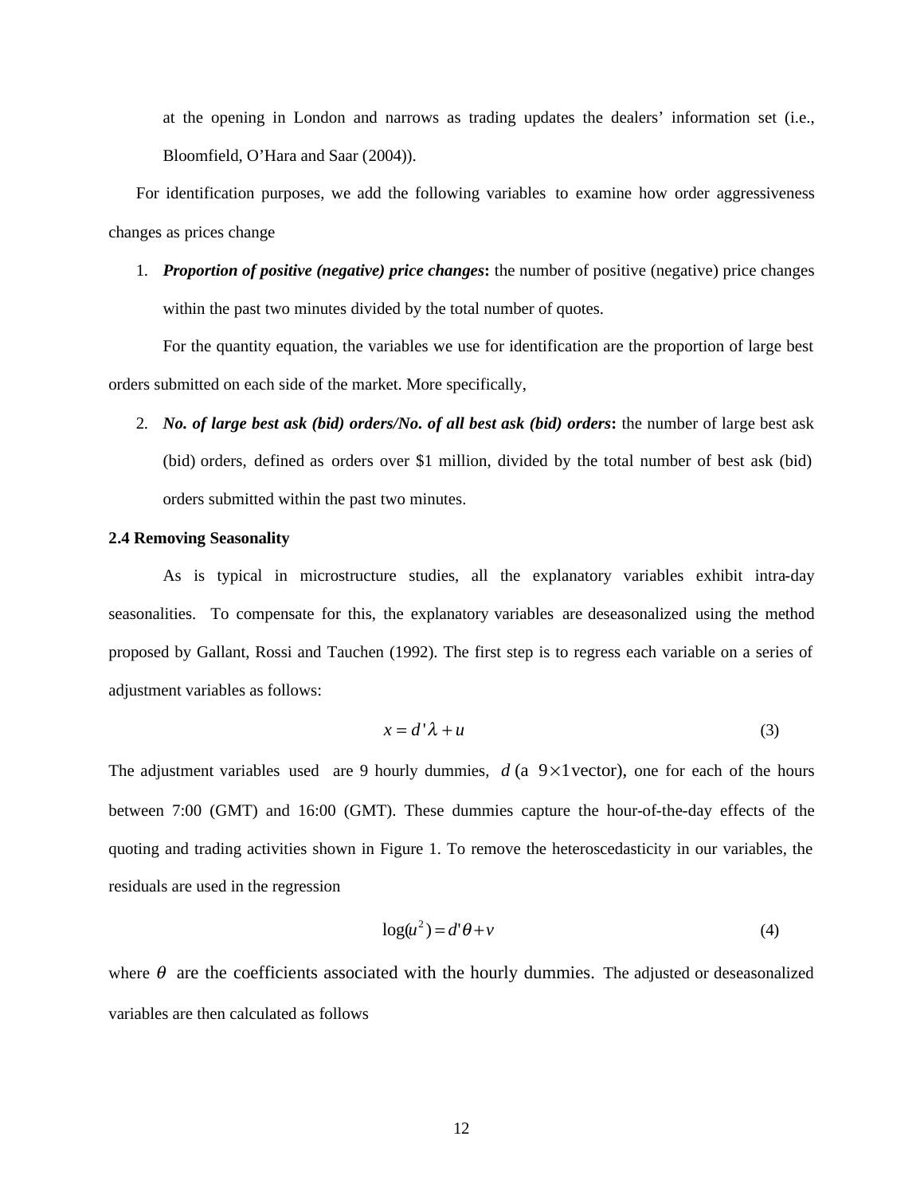at the opening in London and narrows as trading updates the dealers' information set (i.e., Bloomfield, O'Hara and Saar (2004)).

For identification purposes, we add the following variables to examine how order aggressiveness changes as prices change

1. ***Proportion of positive (negative) price changes*:** the number of positive (negative) price changes within the past two minutes divided by the total number of quotes.

   For the quantity equation, the variables we use for identification are the proportion of large best orders submitted on each side of the market. More specifically,

2. ***No. of large best ask (bid) orders/No. of all best ask (bid) orders*:** the number of large best ask (bid) orders, defined as orders over \$1 million, divided by the total number of best ask (bid) orders submitted within the past two minutes.

**2.4 Removing Seasonality**

As is typical in microstructure studies, all the explanatory variables exhibit intra-day seasonalities. To compensate for this, the explanatory variables are deseasonalized using the method proposed by Gallant, Rossi and Tauchen (1992). The first step is to regress each variable on a series of adjustment variables as follows:

$$x = d'\lambda + u \tag{3}$$

The adjustment variables used are 9 hourly dummies, $d$ (a $9 \times 1$ vector), one for each of the hours between 7:00 (GMT) and 16:00 (GMT). These dummies capture the hour-of-the-day effects of the quoting and trading activities shown in Figure 1. To remove the heteroscedasticity in our variables, the residuals are used in the regression

$$\log(u^2) = d'\theta + v \tag{4}$$

where $\theta$ are the coefficients associated with the hourly dummies. The adjusted or deseasonalized variables are then calculated as follows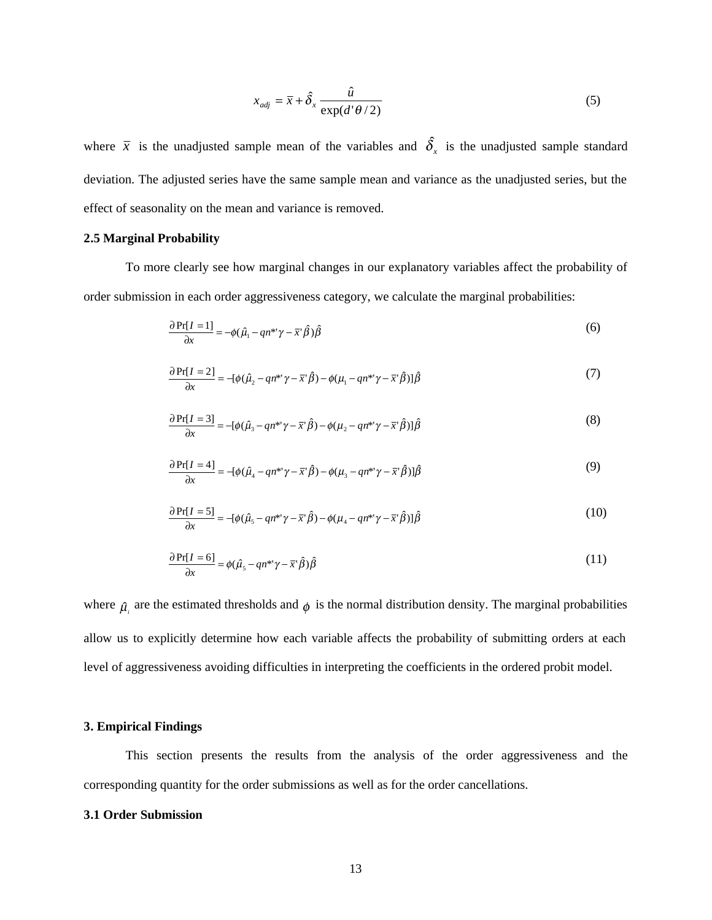$$x_{adj} = \bar{x} + \hat{\delta}_x \frac{\hat{u}}{\exp(d'\theta/2)} \tag{5}$$

where $\bar{x}$ is the unadjusted sample mean of the variables and $\hat{\delta}_x$ is the unadjusted sample standard deviation. The adjusted series have the same sample mean and variance as the unadjusted series, but the effect of seasonality on the mean and variance is removed.

### 2.5 Marginal Probability

To more clearly see how marginal changes in our explanatory variables affect the probability of order submission in each order aggressiveness category, we calculate the marginal probabilities:

$$\frac{\partial \Pr[I=1]}{\partial x} = -\phi(\hat{\mu}_1 - qn^{*\prime}\gamma - \bar{x}'\hat{\beta})\hat{\beta} \tag{6}$$

$$\frac{\partial \Pr[I=2]}{\partial x} = -[\phi(\hat{\mu}_2 - qn^{*\prime}\gamma - \bar{x}'\hat{\beta}) - \phi(\mu_1 - qn^{*\prime}\gamma - \bar{x}'\hat{\beta})]\hat{\beta} \tag{7}$$

$$\frac{\partial \Pr[I=3]}{\partial x} = -[\phi(\hat{\mu}_3 - qn^{*\prime}\gamma - \bar{x}'\hat{\beta}) - \phi(\mu_2 - qn^{*\prime}\gamma - \bar{x}'\hat{\beta})]\hat{\beta} \tag{8}$$

$$\frac{\partial \Pr[I=4]}{\partial x} = -[\phi(\hat{\mu}_4 - qn^{*\prime}\gamma - \bar{x}'\hat{\beta}) - \phi(\mu_3 - qn^{*\prime}\gamma - \bar{x}'\hat{\beta})]\hat{\beta} \tag{9}$$

$$\frac{\partial \Pr[I=5]}{\partial x} = -[\phi(\hat{\mu}_5 - qn^{*\prime}\gamma - \bar{x}'\hat{\beta}) - \phi(\mu_4 - qn^{*\prime}\gamma - \bar{x}'\hat{\beta})]\hat{\beta} \tag{10}$$

$$\frac{\partial \Pr[I=6]}{\partial x} = \phi(\hat{\mu}_5 - qn^{*\prime}\gamma - \bar{x}'\hat{\beta})\hat{\beta} \tag{11}$$

where $\hat{\mu}_i$ are the estimated thresholds and $\phi$ is the normal distribution density. The marginal probabilities allow us to explicitly determine how each variable affects the probability of submitting orders at each level of aggressiveness avoiding difficulties in interpreting the coefficients in the ordered probit model.

## 3. Empirical Findings

This section presents the results from the analysis of the order aggressiveness and the corresponding quantity for the order submissions as well as for the order cancellations.

### 3.1 Order Submission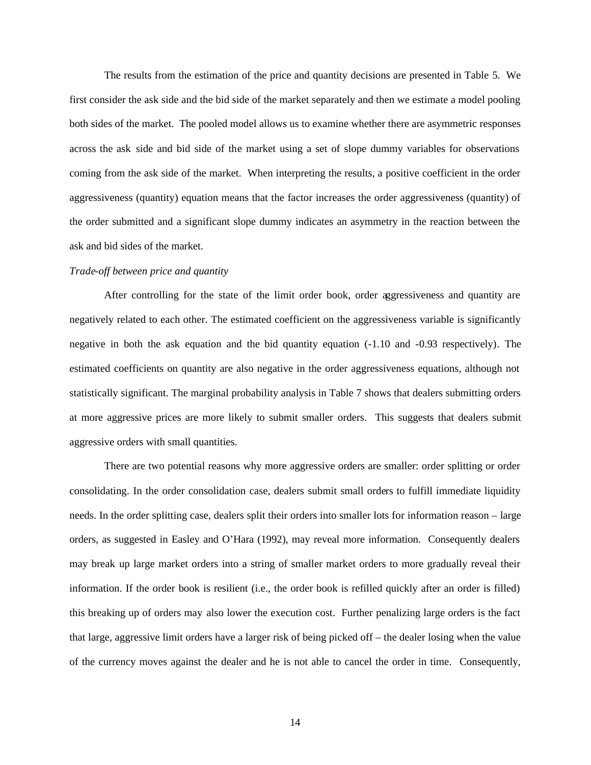The results from the estimation of the price and quantity decisions are presented in Table 5. We first consider the ask side and the bid side of the market separately and then we estimate a model pooling both sides of the market. The pooled model allows us to examine whether there are asymmetric responses across the ask side and bid side of the market using a set of slope dummy variables for observations coming from the ask side of the market. When interpreting the results, a positive coefficient in the order aggressiveness (quantity) equation means that the factor increases the order aggressiveness (quantity) of the order submitted and a significant slope dummy indicates an asymmetry in the reaction between the ask and bid sides of the market.

*Trade-off between price and quantity*

After controlling for the state of the limit order book, order aggressiveness and quantity are negatively related to each other. The estimated coefficient on the aggressiveness variable is significantly negative in both the ask equation and the bid quantity equation (-1.10 and -0.93 respectively). The estimated coefficients on quantity are also negative in the order aggressiveness equations, although not statistically significant. The marginal probability analysis in Table 7 shows that dealers submitting orders at more aggressive prices are more likely to submit smaller orders. This suggests that dealers submit aggressive orders with small quantities.

There are two potential reasons why more aggressive orders are smaller: order splitting or order consolidating. In the order consolidation case, dealers submit small orders to fulfill immediate liquidity needs. In the order splitting case, dealers split their orders into smaller lots for information reason – large orders, as suggested in Easley and O'Hara (1992), may reveal more information. Consequently dealers may break up large market orders into a string of smaller market orders to more gradually reveal their information. If the order book is resilient (i.e., the order book is refilled quickly after an order is filled) this breaking up of orders may also lower the execution cost. Further penalizing large orders is the fact that large, aggressive limit orders have a larger risk of being picked off – the dealer losing when the value of the currency moves against the dealer and he is not able to cancel the order in time. Consequently,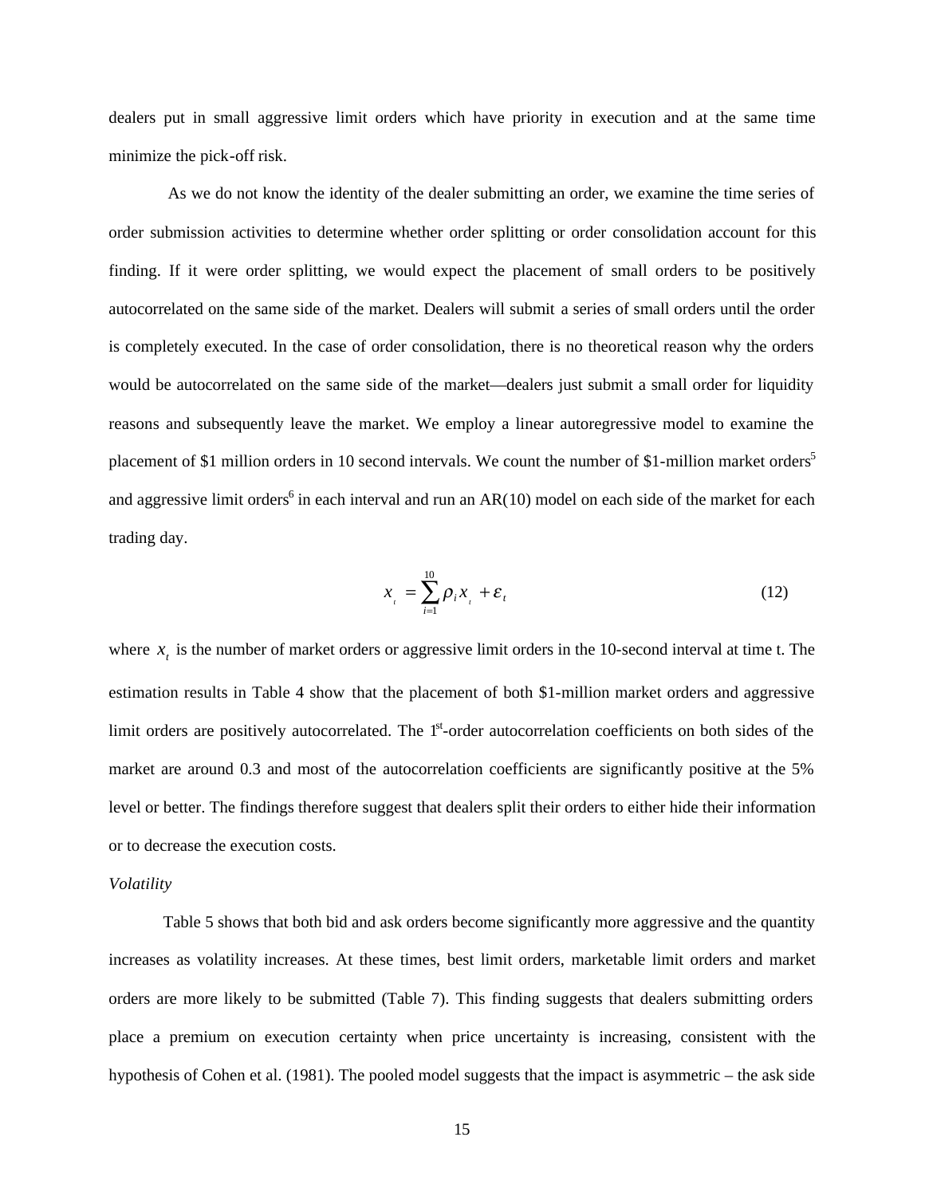dealers put in small aggressive limit orders which have priority in execution and at the same time minimize the pick-off risk.

As we do not know the identity of the dealer submitting an order, we examine the time series of order submission activities to determine whether order splitting or order consolidation account for this finding. If it were order splitting, we would expect the placement of small orders to be positively autocorrelated on the same side of the market. Dealers will submit a series of small orders until the order is completely executed. In the case of order consolidation, there is no theoretical reason why the orders would be autocorrelated on the same side of the market—dealers just submit a small order for liquidity reasons and subsequently leave the market. We employ a linear autoregressive model to examine the placement of $1 million orders in 10 second intervals. We count the number of $1-million market orders[5] and aggressive limit orders[6] in each interval and run an AR(10) model on each side of the market for each trading day.

$$x_t = \sum_{i=1}^{10} \rho_i x_t + \varepsilon_t \tag{12}$$

where $x_t$ is the number of market orders or aggressive limit orders in the 10-second interval at time t. The estimation results in Table 4 show that the placement of both $1-million market orders and aggressive limit orders are positively autocorrelated. The 1st-order autocorrelation coefficients on both sides of the market are around 0.3 and most of the autocorrelation coefficients are significantly positive at the 5% level or better. The findings therefore suggest that dealers split their orders to either hide their information or to decrease the execution costs.

*Volatility*

Table 5 shows that both bid and ask orders become significantly more aggressive and the quantity increases as volatility increases. At these times, best limit orders, marketable limit orders and market orders are more likely to be submitted (Table 7). This finding suggests that dealers submitting orders place a premium on execution certainty when price uncertainty is increasing, consistent with the hypothesis of Cohen et al. (1981). The pooled model suggests that the impact is asymmetric – the ask side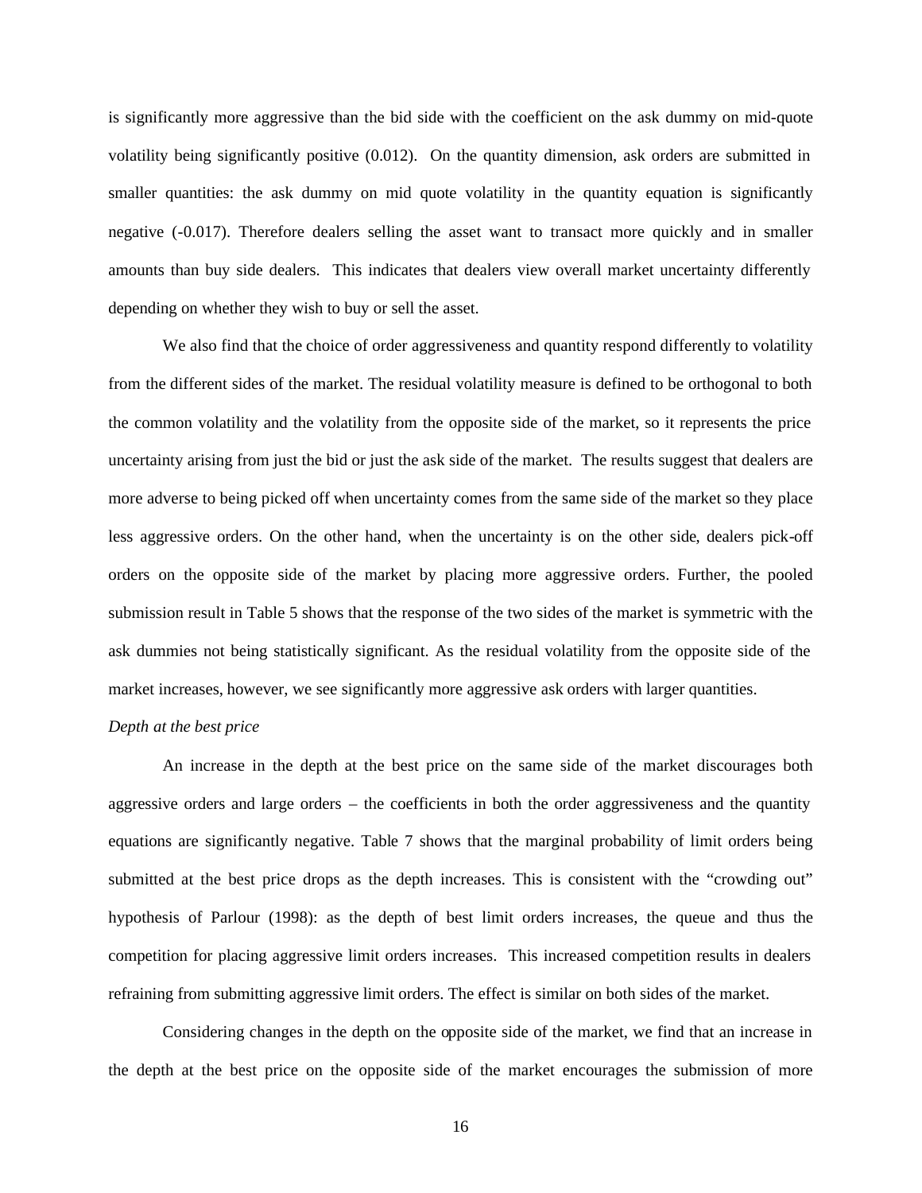is significantly more aggressive than the bid side with the coefficient on the ask dummy on mid-quote volatility being significantly positive (0.012). On the quantity dimension, ask orders are submitted in smaller quantities: the ask dummy on mid quote volatility in the quantity equation is significantly negative (-0.017). Therefore dealers selling the asset want to transact more quickly and in smaller amounts than buy side dealers. This indicates that dealers view overall market uncertainty differently depending on whether they wish to buy or sell the asset.

We also find that the choice of order aggressiveness and quantity respond differently to volatility from the different sides of the market. The residual volatility measure is defined to be orthogonal to both the common volatility and the volatility from the opposite side of the market, so it represents the price uncertainty arising from just the bid or just the ask side of the market. The results suggest that dealers are more adverse to being picked off when uncertainty comes from the same side of the market so they place less aggressive orders. On the other hand, when the uncertainty is on the other side, dealers pick-off orders on the opposite side of the market by placing more aggressive orders. Further, the pooled submission result in Table 5 shows that the response of the two sides of the market is symmetric with the ask dummies not being statistically significant. As the residual volatility from the opposite side of the market increases, however, we see significantly more aggressive ask orders with larger quantities.

*Depth at the best price*

An increase in the depth at the best price on the same side of the market discourages both aggressive orders and large orders – the coefficients in both the order aggressiveness and the quantity equations are significantly negative. Table 7 shows that the marginal probability of limit orders being submitted at the best price drops as the depth increases. This is consistent with the "crowding out" hypothesis of Parlour (1998): as the depth of best limit orders increases, the queue and thus the competition for placing aggressive limit orders increases. This increased competition results in dealers refraining from submitting aggressive limit orders. The effect is similar on both sides of the market.

Considering changes in the depth on the opposite side of the market, we find that an increase in the depth at the best price on the opposite side of the market encourages the submission of more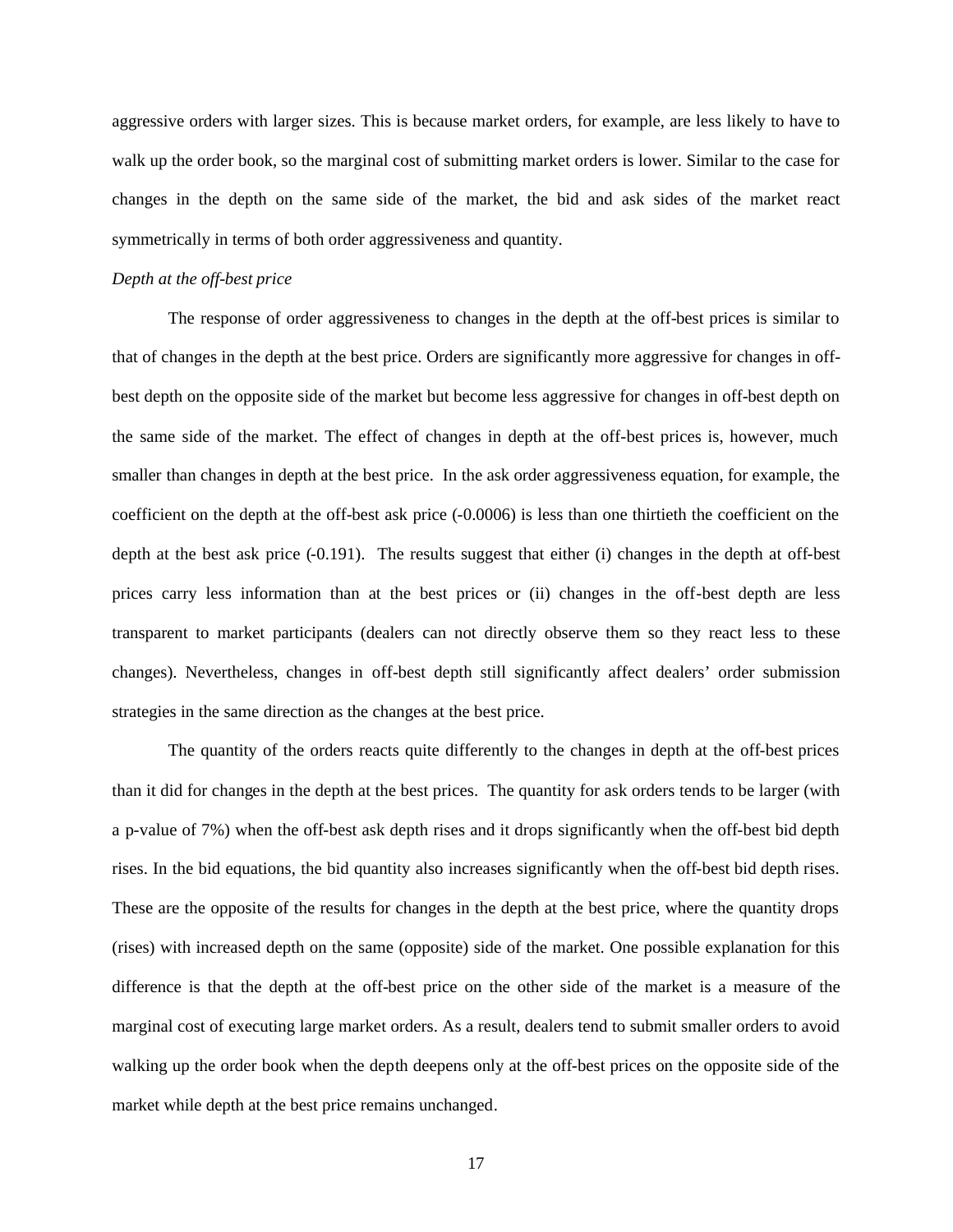aggressive orders with larger sizes. This is because market orders, for example, are less likely to have to walk up the order book, so the marginal cost of submitting market orders is lower. Similar to the case for changes in the depth on the same side of the market, the bid and ask sides of the market react symmetrically in terms of both order aggressiveness and quantity.

*Depth at the off-best price*

The response of order aggressiveness to changes in the depth at the off-best prices is similar to that of changes in the depth at the best price. Orders are significantly more aggressive for changes in off-best depth on the opposite side of the market but become less aggressive for changes in off-best depth on the same side of the market. The effect of changes in depth at the off-best prices is, however, much smaller than changes in depth at the best price. In the ask order aggressiveness equation, for example, the coefficient on the depth at the off-best ask price (-0.0006) is less than one thirtieth the coefficient on the depth at the best ask price (-0.191). The results suggest that either (i) changes in the depth at off-best prices carry less information than at the best prices or (ii) changes in the off-best depth are less transparent to market participants (dealers can not directly observe them so they react less to these changes). Nevertheless, changes in off-best depth still significantly affect dealers' order submission strategies in the same direction as the changes at the best price.

The quantity of the orders reacts quite differently to the changes in depth at the off-best prices than it did for changes in the depth at the best prices. The quantity for ask orders tends to be larger (with a p-value of 7%) when the off-best ask depth rises and it drops significantly when the off-best bid depth rises. In the bid equations, the bid quantity also increases significantly when the off-best bid depth rises. These are the opposite of the results for changes in the depth at the best price, where the quantity drops (rises) with increased depth on the same (opposite) side of the market. One possible explanation for this difference is that the depth at the off-best price on the other side of the market is a measure of the marginal cost of executing large market orders. As a result, dealers tend to submit smaller orders to avoid walking up the order book when the depth deepens only at the off-best prices on the opposite side of the market while depth at the best price remains unchanged.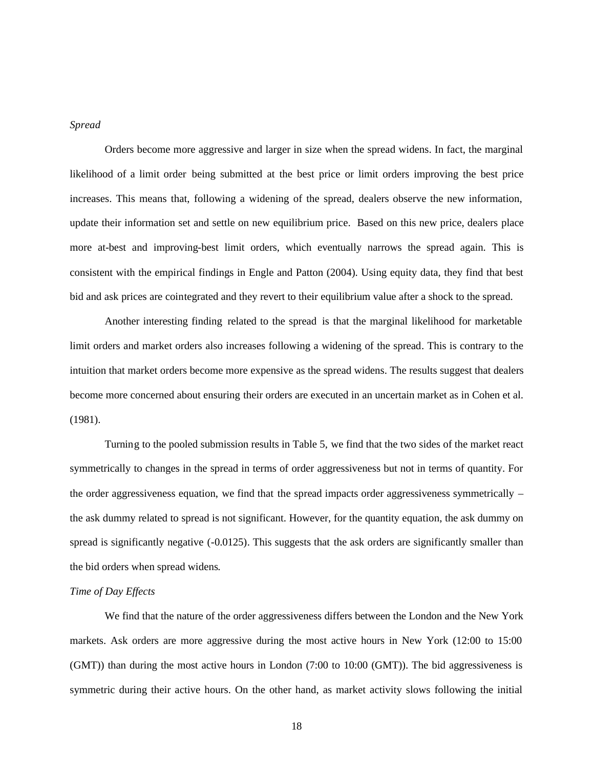*Spread*

Orders become more aggressive and larger in size when the spread widens. In fact, the marginal likelihood of a limit order being submitted at the best price or limit orders improving the best price increases. This means that, following a widening of the spread, dealers observe the new information, update their information set and settle on new equilibrium price. Based on this new price, dealers place more at-best and improving-best limit orders, which eventually narrows the spread again. This is consistent with the empirical findings in Engle and Patton (2004). Using equity data, they find that best bid and ask prices are cointegrated and they revert to their equilibrium value after a shock to the spread.

Another interesting finding related to the spread is that the marginal likelihood for marketable limit orders and market orders also increases following a widening of the spread. This is contrary to the intuition that market orders become more expensive as the spread widens. The results suggest that dealers become more concerned about ensuring their orders are executed in an uncertain market as in Cohen et al. (1981).

Turning to the pooled submission results in Table 5, we find that the two sides of the market react symmetrically to changes in the spread in terms of order aggressiveness but not in terms of quantity. For the order aggressiveness equation, we find that the spread impacts order aggressiveness symmetrically – the ask dummy related to spread is not significant. However, for the quantity equation, the ask dummy on spread is significantly negative (-0.0125). This suggests that the ask orders are significantly smaller than the bid orders when spread widens.

*Time of Day Effects*

We find that the nature of the order aggressiveness differs between the London and the New York markets. Ask orders are more aggressive during the most active hours in New York (12:00 to 15:00 (GMT)) than during the most active hours in London (7:00 to 10:00 (GMT)). The bid aggressiveness is symmetric during their active hours. On the other hand, as market activity slows following the initial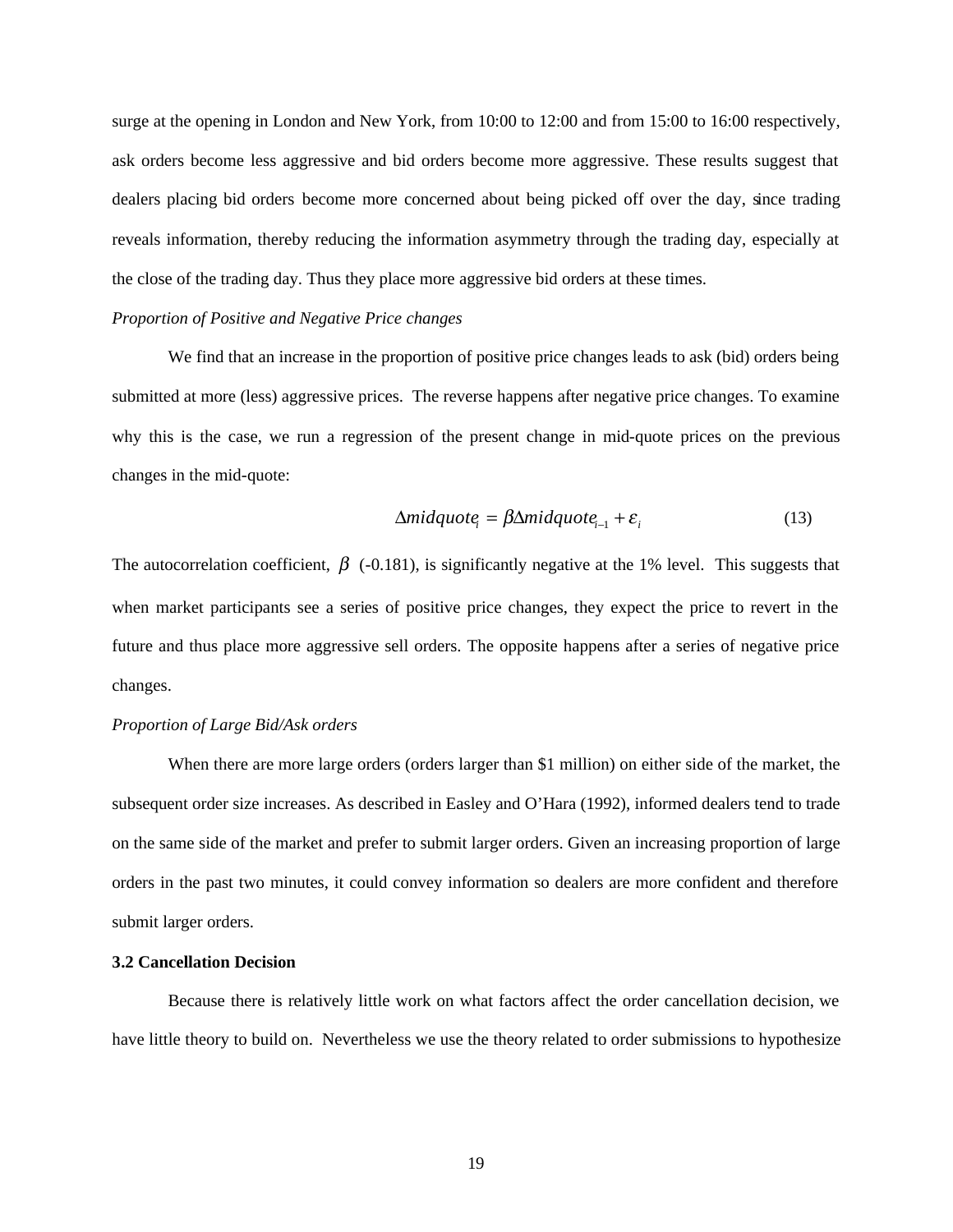surge at the opening in London and New York, from 10:00 to 12:00 and from 15:00 to 16:00 respectively, ask orders become less aggressive and bid orders become more aggressive. These results suggest that dealers placing bid orders become more concerned about being picked off over the day, since trading reveals information, thereby reducing the information asymmetry through the trading day, especially at the close of the trading day. Thus they place more aggressive bid orders at these times.

*Proportion of Positive and Negative Price changes*

We find that an increase in the proportion of positive price changes leads to ask (bid) orders being submitted at more (less) aggressive prices. The reverse happens after negative price changes. To examine why this is the case, we run a regression of the present change in mid-quote prices on the previous changes in the mid-quote:

$$\Delta midquote_i = \beta \Delta midquote_{i-1} + \varepsilon_i \tag{13}$$

The autocorrelation coefficient, $\beta$ (-0.181), is significantly negative at the 1% level. This suggests that when market participants see a series of positive price changes, they expect the price to revert in the future and thus place more aggressive sell orders. The opposite happens after a series of negative price changes.

*Proportion of Large Bid/Ask orders*

When there are more large orders (orders larger than $1 million) on either side of the market, the subsequent order size increases. As described in Easley and O'Hara (1992), informed dealers tend to trade on the same side of the market and prefer to submit larger orders. Given an increasing proportion of large orders in the past two minutes, it could convey information so dealers are more confident and therefore submit larger orders.

### 3.2 Cancellation Decision

Because there is relatively little work on what factors affect the order cancellation decision, we have little theory to build on. Nevertheless we use the theory related to order submissions to hypothesize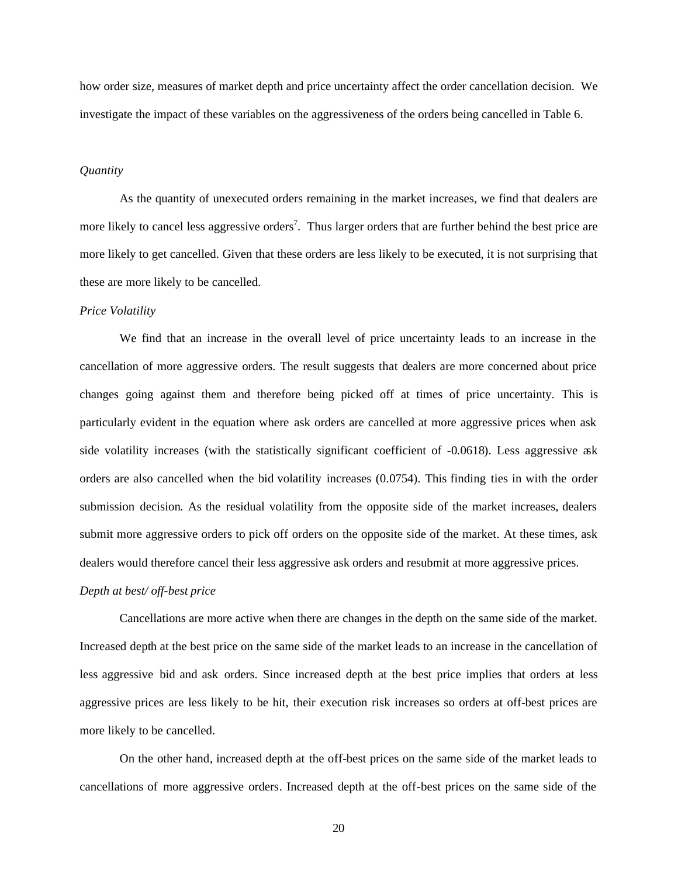how order size, measures of market depth and price uncertainty affect the order cancellation decision. We investigate the impact of these variables on the aggressiveness of the orders being cancelled in Table 6.

*Quantity*

As the quantity of unexecuted orders remaining in the market increases, we find that dealers are more likely to cancel less aggressive orders[7]. Thus larger orders that are further behind the best price are more likely to get cancelled. Given that these orders are less likely to be executed, it is not surprising that these are more likely to be cancelled.

*Price Volatility*

We find that an increase in the overall level of price uncertainty leads to an increase in the cancellation of more aggressive orders. The result suggests that dealers are more concerned about price changes going against them and therefore being picked off at times of price uncertainty. This is particularly evident in the equation where ask orders are cancelled at more aggressive prices when ask side volatility increases (with the statistically significant coefficient of -0.0618). Less aggressive ask orders are also cancelled when the bid volatility increases (0.0754). This finding ties in with the order submission decision. As the residual volatility from the opposite side of the market increases, dealers submit more aggressive orders to pick off orders on the opposite side of the market. At these times, ask dealers would therefore cancel their less aggressive ask orders and resubmit at more aggressive prices.

*Depth at best/ off-best price*

Cancellations are more active when there are changes in the depth on the same side of the market. Increased depth at the best price on the same side of the market leads to an increase in the cancellation of less aggressive bid and ask orders. Since increased depth at the best price implies that orders at less aggressive prices are less likely to be hit, their execution risk increases so orders at off-best prices are more likely to be cancelled.

On the other hand, increased depth at the off-best prices on the same side of the market leads to cancellations of more aggressive orders. Increased depth at the off-best prices on the same side of the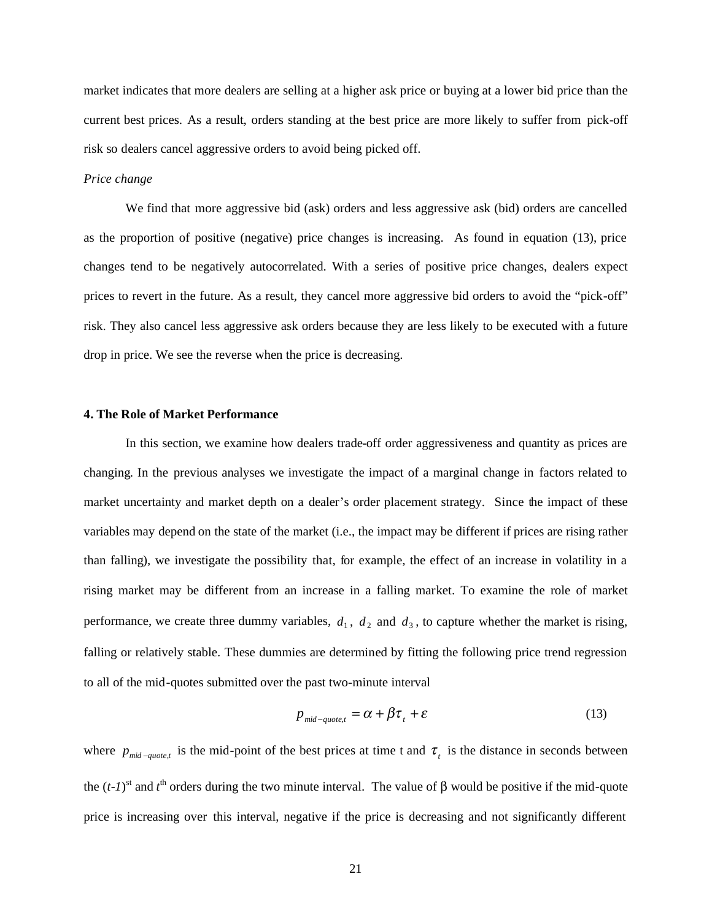market indicates that more dealers are selling at a higher ask price or buying at a lower bid price than the current best prices. As a result, orders standing at the best price are more likely to suffer from pick-off risk so dealers cancel aggressive orders to avoid being picked off.

*Price change*

We find that more aggressive bid (ask) orders and less aggressive ask (bid) orders are cancelled as the proportion of positive (negative) price changes is increasing. As found in equation (13), price changes tend to be negatively autocorrelated. With a series of positive price changes, dealers expect prices to revert in the future. As a result, they cancel more aggressive bid orders to avoid the "pick-off" risk. They also cancel less aggressive ask orders because they are less likely to be executed with a future drop in price. We see the reverse when the price is decreasing.

**4. The Role of Market Performance**

In this section, we examine how dealers trade-off order aggressiveness and quantity as prices are changing. In the previous analyses we investigate the impact of a marginal change in factors related to market uncertainty and market depth on a dealer's order placement strategy. Since the impact of these variables may depend on the state of the market (i.e., the impact may be different if prices are rising rather than falling), we investigate the possibility that, for example, the effect of an increase in volatility in a rising market may be different from an increase in a falling market. To examine the role of market performance, we create three dummy variables, $d_1$, $d_2$ and $d_3$, to capture whether the market is rising, falling or relatively stable. These dummies are determined by fitting the following price trend regression to all of the mid-quotes submitted over the past two-minute interval

$$p_{mid-quote,t} = \alpha + \beta \tau_t + \varepsilon \tag{13}$$

where $p_{mid-quote,t}$ is the mid-point of the best prices at time t and $\tau_t$ is the distance in seconds between the $(t\text{-}1)^{st}$ and $t^{th}$ orders during the two minute interval. The value of $\beta$ would be positive if the mid-quote price is increasing over this interval, negative if the price is decreasing and not significantly different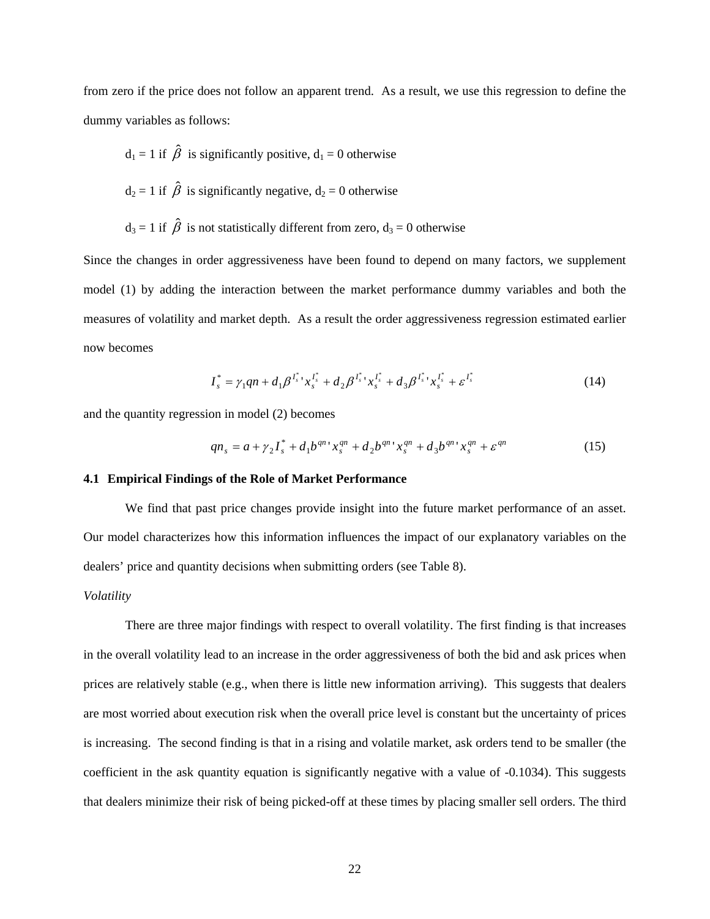from zero if the price does not follow an apparent trend. As a result, we use this regression to define the dummy variables as follows:

$d_1 = 1$ if $\hat{\beta}$ is significantly positive, $d_1 = 0$ otherwise

$d_2 = 1$ if $\hat{\beta}$ is significantly negative, $d_2 = 0$ otherwise

$d_3 = 1$ if $\hat{\beta}$ is not statistically different from zero, $d_3 = 0$ otherwise

Since the changes in order aggressiveness have been found to depend on many factors, we supplement model (1) by adding the interaction between the market performance dummy variables and both the measures of volatility and market depth. As a result the order aggressiveness regression estimated earlier now becomes

$$I_s^* = \gamma_1 qn + d_1 \beta^{I_s^*}{}' x_s^{I_s^*} + d_2 \beta^{I_s^*}{}' x_s^{I_s^*} + d_3 \beta^{I_s^*}{}' x_s^{I_s^*} + \varepsilon^{I_s^*} \tag{14}$$

and the quantity regression in model (2) becomes

$$qn_s = a + \gamma_2 I_s^* + d_1 b^{qn}{}' x_s^{qn} + d_2 b^{qn}{}' x_s^{qn} + d_3 b^{qn}{}' x_s^{qn} + \varepsilon^{qn} \tag{15}$$

### 4.1 Empirical Findings of the Role of Market Performance

We find that past price changes provide insight into the future market performance of an asset. Our model characterizes how this information influences the impact of our explanatory variables on the dealers' price and quantity decisions when submitting orders (see Table 8).

*Volatility*

There are three major findings with respect to overall volatility. The first finding is that increases in the overall volatility lead to an increase in the order aggressiveness of both the bid and ask prices when prices are relatively stable (e.g., when there is little new information arriving). This suggests that dealers are most worried about execution risk when the overall price level is constant but the uncertainty of prices is increasing. The second finding is that in a rising and volatile market, ask orders tend to be smaller (the coefficient in the ask quantity equation is significantly negative with a value of -0.1034). This suggests that dealers minimize their risk of being picked-off at these times by placing smaller sell orders. The third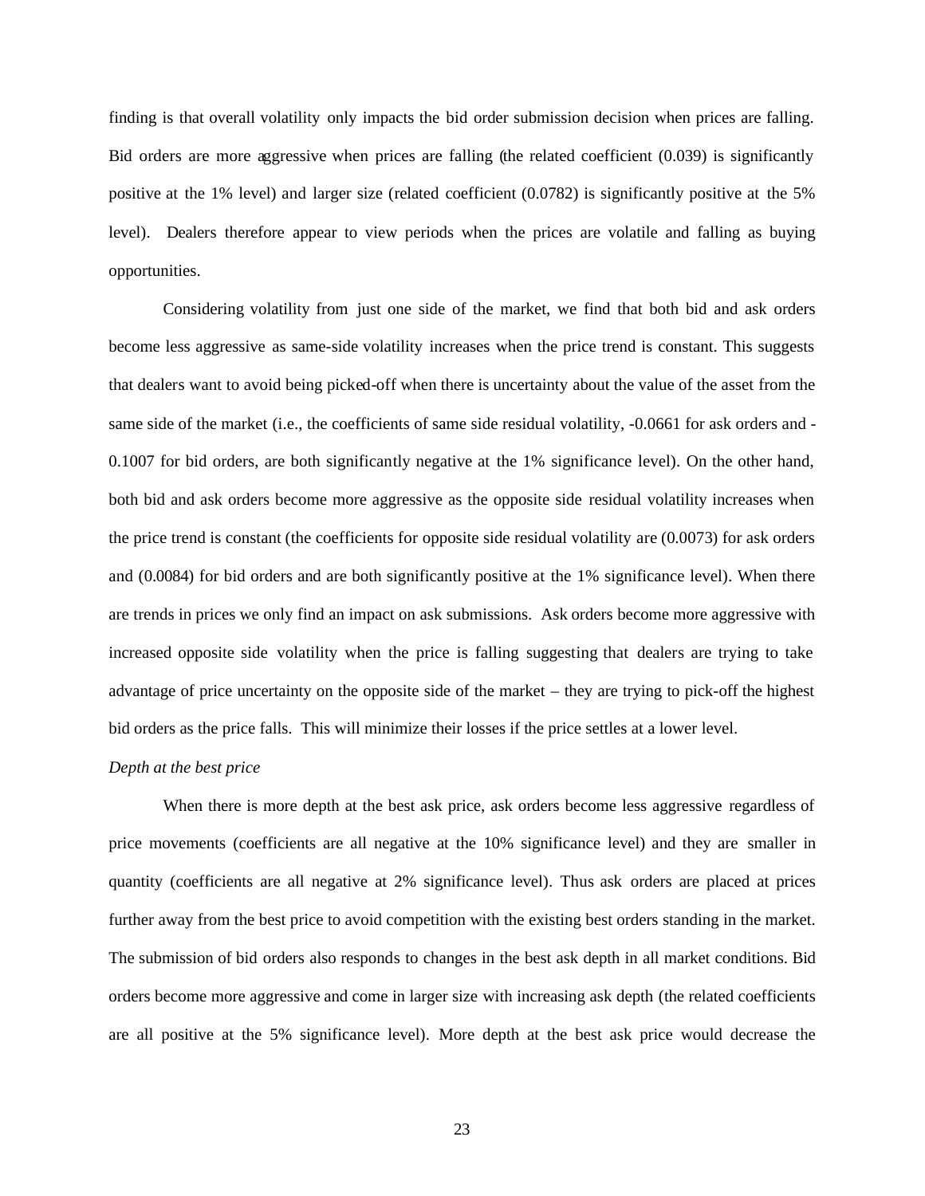finding is that overall volatility only impacts the bid order submission decision when prices are falling. Bid orders are more aggressive when prices are falling (the related coefficient (0.039) is significantly positive at the 1% level) and larger size (related coefficient (0.0782) is significantly positive at the 5% level). Dealers therefore appear to view periods when the prices are volatile and falling as buying opportunities.

Considering volatility from just one side of the market, we find that both bid and ask orders become less aggressive as same-side volatility increases when the price trend is constant. This suggests that dealers want to avoid being picked-off when there is uncertainty about the value of the asset from the same side of the market (i.e., the coefficients of same side residual volatility, -0.0661 for ask orders and -0.1007 for bid orders, are both significantly negative at the 1% significance level). On the other hand, both bid and ask orders become more aggressive as the opposite side residual volatility increases when the price trend is constant (the coefficients for opposite side residual volatility are (0.0073) for ask orders and (0.0084) for bid orders and are both significantly positive at the 1% significance level). When there are trends in prices we only find an impact on ask submissions. Ask orders become more aggressive with increased opposite side volatility when the price is falling suggesting that dealers are trying to take advantage of price uncertainty on the opposite side of the market – they are trying to pick-off the highest bid orders as the price falls. This will minimize their losses if the price settles at a lower level.

*Depth at the best price*

When there is more depth at the best ask price, ask orders become less aggressive regardless of price movements (coefficients are all negative at the 10% significance level) and they are smaller in quantity (coefficients are all negative at 2% significance level). Thus ask orders are placed at prices further away from the best price to avoid competition with the existing best orders standing in the market. The submission of bid orders also responds to changes in the best ask depth in all market conditions. Bid orders become more aggressive and come in larger size with increasing ask depth (the related coefficients are all positive at the 5% significance level). More depth at the best ask price would decrease the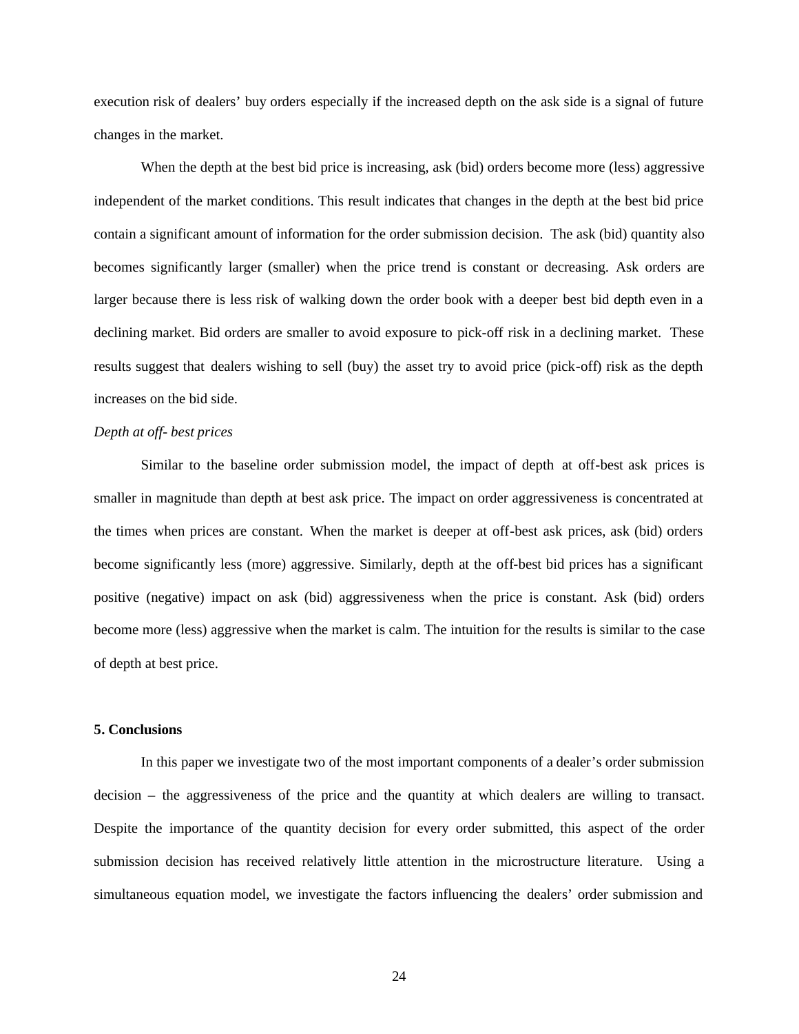execution risk of dealers' buy orders especially if the increased depth on the ask side is a signal of future changes in the market.

When the depth at the best bid price is increasing, ask (bid) orders become more (less) aggressive independent of the market conditions. This result indicates that changes in the depth at the best bid price contain a significant amount of information for the order submission decision. The ask (bid) quantity also becomes significantly larger (smaller) when the price trend is constant or decreasing. Ask orders are larger because there is less risk of walking down the order book with a deeper best bid depth even in a declining market. Bid orders are smaller to avoid exposure to pick-off risk in a declining market. These results suggest that dealers wishing to sell (buy) the asset try to avoid price (pick-off) risk as the depth increases on the bid side.

*Depth at off- best prices*

Similar to the baseline order submission model, the impact of depth at off-best ask prices is smaller in magnitude than depth at best ask price. The impact on order aggressiveness is concentrated at the times when prices are constant. When the market is deeper at off-best ask prices, ask (bid) orders become significantly less (more) aggressive. Similarly, depth at the off-best bid prices has a significant positive (negative) impact on ask (bid) aggressiveness when the price is constant. Ask (bid) orders become more (less) aggressive when the market is calm. The intuition for the results is similar to the case of depth at best price.

**5. Conclusions**

In this paper we investigate two of the most important components of a dealer's order submission decision – the aggressiveness of the price and the quantity at which dealers are willing to transact. Despite the importance of the quantity decision for every order submitted, this aspect of the order submission decision has received relatively little attention in the microstructure literature. Using a simultaneous equation model, we investigate the factors influencing the dealers' order submission and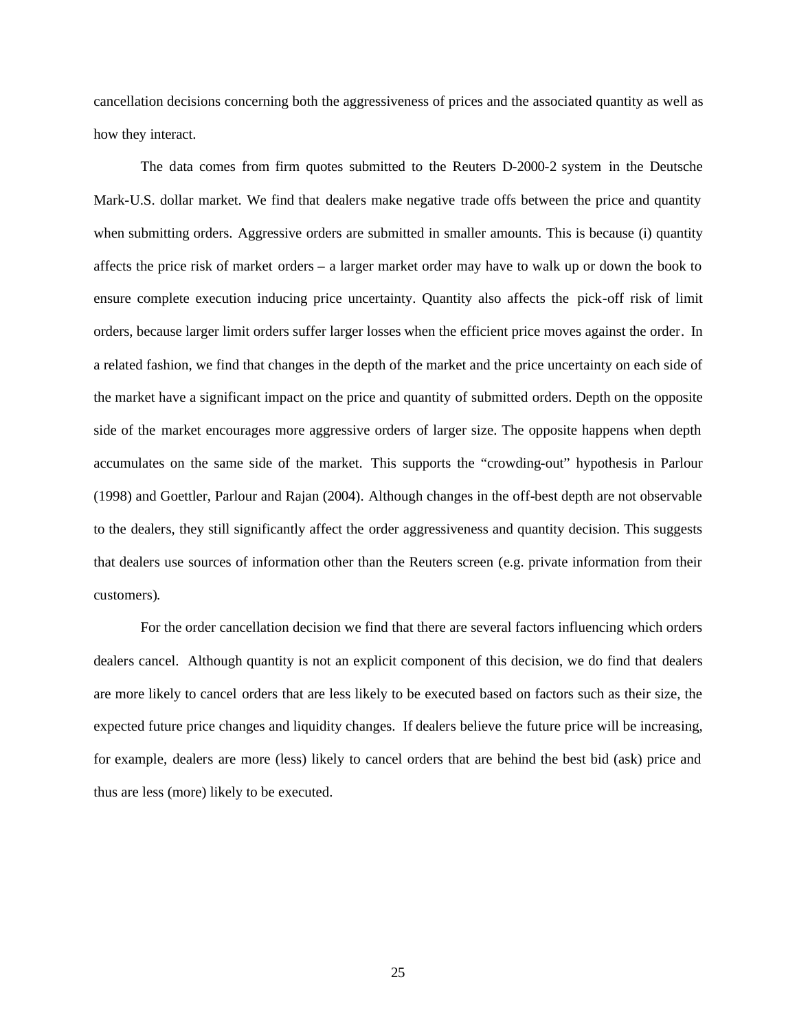cancellation decisions concerning both the aggressiveness of prices and the associated quantity as well as how they interact.

The data comes from firm quotes submitted to the Reuters D-2000-2 system in the Deutsche Mark-U.S. dollar market. We find that dealers make negative trade offs between the price and quantity when submitting orders. Aggressive orders are submitted in smaller amounts. This is because (i) quantity affects the price risk of market orders – a larger market order may have to walk up or down the book to ensure complete execution inducing price uncertainty. Quantity also affects the pick-off risk of limit orders, because larger limit orders suffer larger losses when the efficient price moves against the order. In a related fashion, we find that changes in the depth of the market and the price uncertainty on each side of the market have a significant impact on the price and quantity of submitted orders. Depth on the opposite side of the market encourages more aggressive orders of larger size. The opposite happens when depth accumulates on the same side of the market. This supports the "crowding-out" hypothesis in Parlour (1998) and Goettler, Parlour and Rajan (2004). Although changes in the off-best depth are not observable to the dealers, they still significantly affect the order aggressiveness and quantity decision. This suggests that dealers use sources of information other than the Reuters screen (e.g. private information from their customers).

For the order cancellation decision we find that there are several factors influencing which orders dealers cancel. Although quantity is not an explicit component of this decision, we do find that dealers are more likely to cancel orders that are less likely to be executed based on factors such as their size, the expected future price changes and liquidity changes. If dealers believe the future price will be increasing, for example, dealers are more (less) likely to cancel orders that are behind the best bid (ask) price and thus are less (more) likely to be executed.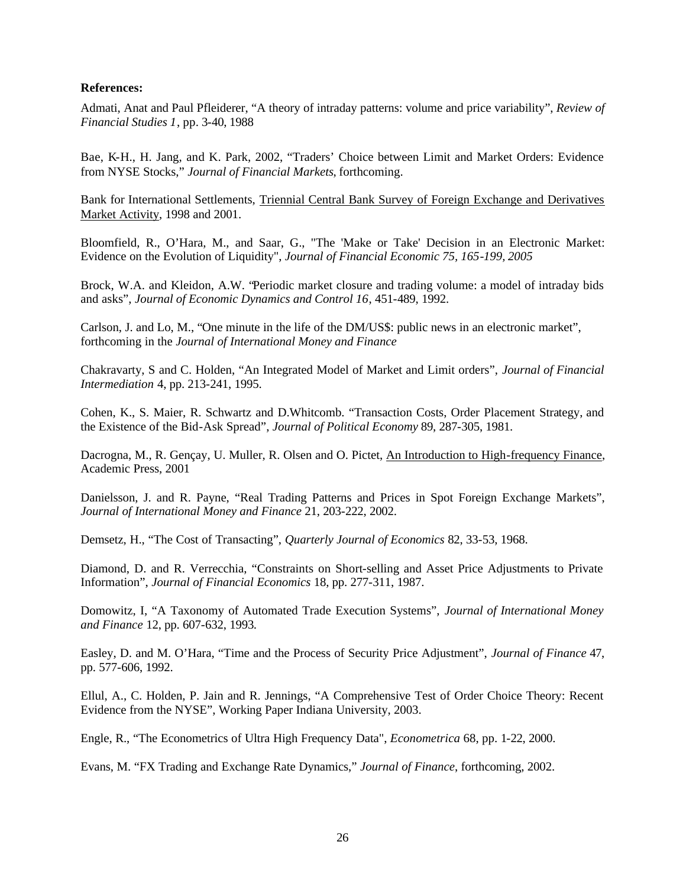**References:**

Admati, Anat and Paul Pfleiderer, "A theory of intraday patterns: volume and price variability", *Review of Financial Studies 1*, pp. 3-40, 1988

Bae, K-H., H. Jang, and K. Park, 2002, "Traders' Choice between Limit and Market Orders: Evidence from NYSE Stocks," *Journal of Financial Markets*, forthcoming.

Bank for International Settlements, Triennial Central Bank Survey of Foreign Exchange and Derivatives Market Activity, 1998 and 2001.

Bloomfield, R., O'Hara, M., and Saar, G., "The 'Make or Take' Decision in an Electronic Market: Evidence on the Evolution of Liquidity", *Journal of Financial Economic 75, 165-199, 2005*

Brock, W.A. and Kleidon, A.W. "Periodic market closure and trading volume: a model of intraday bids and asks", *Journal of Economic Dynamics and Control 16*, 451-489, 1992.

Carlson, J. and Lo, M., "One minute in the life of the DM/US$: public news in an electronic market", forthcoming in the *Journal of International Money and Finance*

Chakravarty, S and C. Holden, "An Integrated Model of Market and Limit orders", *Journal of Financial Intermediation* 4, pp. 213-241, 1995.

Cohen, K., S. Maier, R. Schwartz and D.Whitcomb. "Transaction Costs, Order Placement Strategy, and the Existence of the Bid-Ask Spread", *Journal of Political Economy* 89, 287-305, 1981.

Dacrogna, M., R. Gençay, U. Muller, R. Olsen and O. Pictet, An Introduction to High-frequency Finance, Academic Press, 2001

Danielsson, J. and R. Payne, "Real Trading Patterns and Prices in Spot Foreign Exchange Markets", *Journal of International Money and Finance* 21, 203-222, 2002.

Demsetz, H., "The Cost of Transacting", *Quarterly Journal of Economics* 82, 33-53, 1968.

Diamond, D. and R. Verrecchia, "Constraints on Short-selling and Asset Price Adjustments to Private Information", *Journal of Financial Economics* 18, pp. 277-311, 1987.

Domowitz, I, "A Taxonomy of Automated Trade Execution Systems", *Journal of International Money and Finance* 12, pp. 607-632, 1993.

Easley, D. and M. O'Hara, "Time and the Process of Security Price Adjustment", *Journal of Finance* 47, pp. 577-606, 1992.

Ellul, A., C. Holden, P. Jain and R. Jennings, "A Comprehensive Test of Order Choice Theory: Recent Evidence from the NYSE", Working Paper Indiana University, 2003.

Engle, R., "The Econometrics of Ultra High Frequency Data", *Econometrica* 68, pp. 1-22, 2000.

Evans, M. "FX Trading and Exchange Rate Dynamics," *Journal of Finance*, forthcoming, 2002.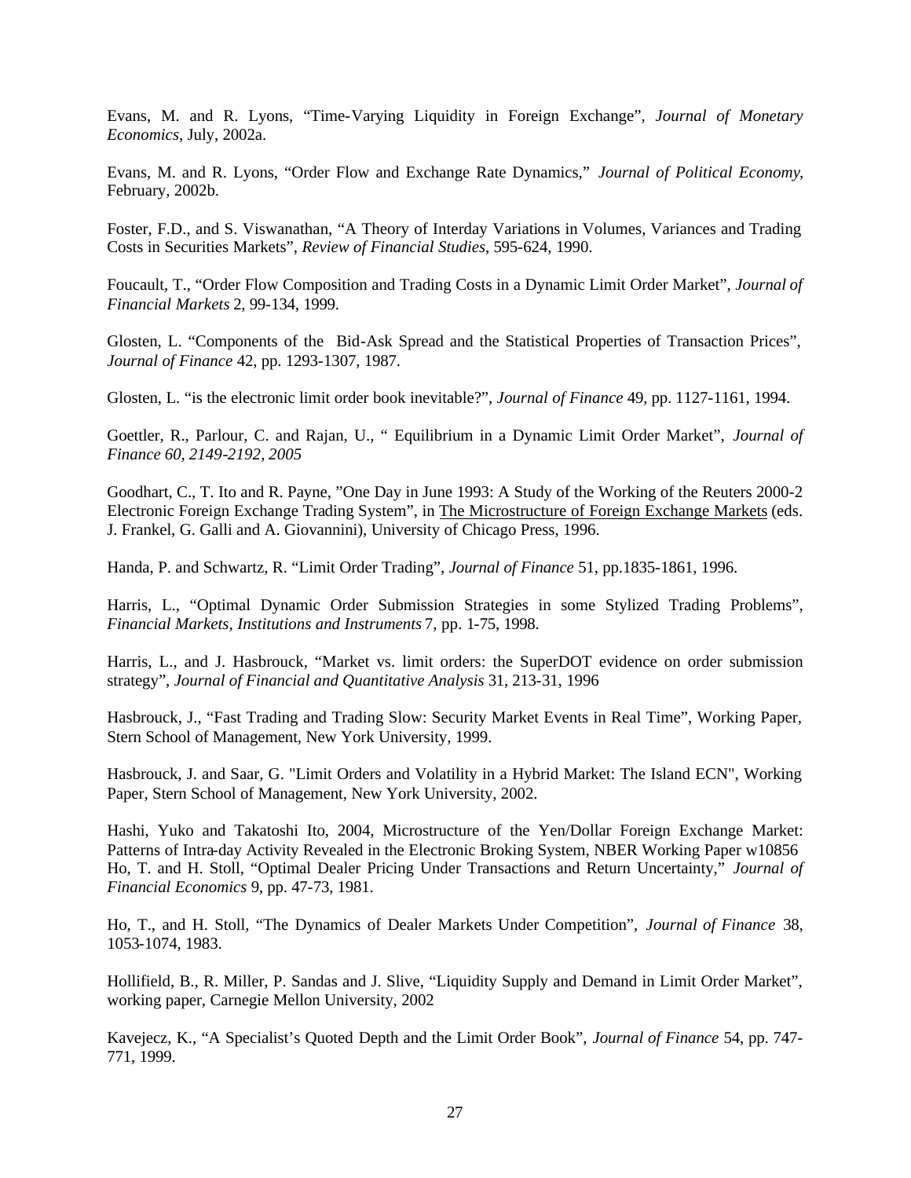Evans, M. and R. Lyons, "Time-Varying Liquidity in Foreign Exchange", *Journal of Monetary Economics*, July, 2002a.

Evans, M. and R. Lyons, "Order Flow and Exchange Rate Dynamics," *Journal of Political Economy*, February, 2002b.

Foster, F.D., and S. Viswanathan, "A Theory of Interday Variations in Volumes, Variances and Trading Costs in Securities Markets", *Review of Financial Studies*, 595-624, 1990.

Foucault, T., "Order Flow Composition and Trading Costs in a Dynamic Limit Order Market", *Journal of Financial Markets* 2, 99-134, 1999.

Glosten, L. "Components of the Bid-Ask Spread and the Statistical Properties of Transaction Prices", *Journal of Finance* 42, pp. 1293-1307, 1987.

Glosten, L. "is the electronic limit order book inevitable?", *Journal of Finance* 49, pp. 1127-1161, 1994.

Goettler, R., Parlour, C. and Rajan, U., " Equilibrium in a Dynamic Limit Order Market", *Journal of Finance 60, 2149-2192, 2005*

Goodhart, C., T. Ito and R. Payne, "One Day in June 1993: A Study of the Working of the Reuters 2000-2 Electronic Foreign Exchange Trading System", in The Microstructure of Foreign Exchange Markets (eds. J. Frankel, G. Galli and A. Giovannini), University of Chicago Press, 1996.

Handa, P. and Schwartz, R. "Limit Order Trading", *Journal of Finance* 51, pp.1835-1861, 1996.

Harris, L., "Optimal Dynamic Order Submission Strategies in some Stylized Trading Problems", *Financial Markets, Institutions and Instruments* 7, pp. 1-75, 1998.

Harris, L., and J. Hasbrouck, "Market vs. limit orders: the SuperDOT evidence on order submission strategy", *Journal of Financial and Quantitative Analysis* 31, 213-31, 1996

Hasbrouck, J., "Fast Trading and Trading Slow: Security Market Events in Real Time", Working Paper, Stern School of Management, New York University, 1999.

Hasbrouck, J. and Saar, G. "Limit Orders and Volatility in a Hybrid Market: The Island ECN", Working Paper, Stern School of Management, New York University, 2002.

Hashi, Yuko and Takatoshi Ito, 2004, Microstructure of the Yen/Dollar Foreign Exchange Market: Patterns of Intra-day Activity Revealed in the Electronic Broking System, NBER Working Paper w10856

Ho, T. and H. Stoll, "Optimal Dealer Pricing Under Transactions and Return Uncertainty," *Journal of Financial Economics* 9, pp. 47-73, 1981.

Ho, T., and H. Stoll, "The Dynamics of Dealer Markets Under Competition", *Journal of Finance* 38, 1053-1074, 1983.

Hollifield, B., R. Miller, P. Sandas and J. Slive, "Liquidity Supply and Demand in Limit Order Market", working paper, Carnegie Mellon University, 2002

Kavejecz, K., "A Specialist's Quoted Depth and the Limit Order Book", *Journal of Finance* 54, pp. 747-771, 1999.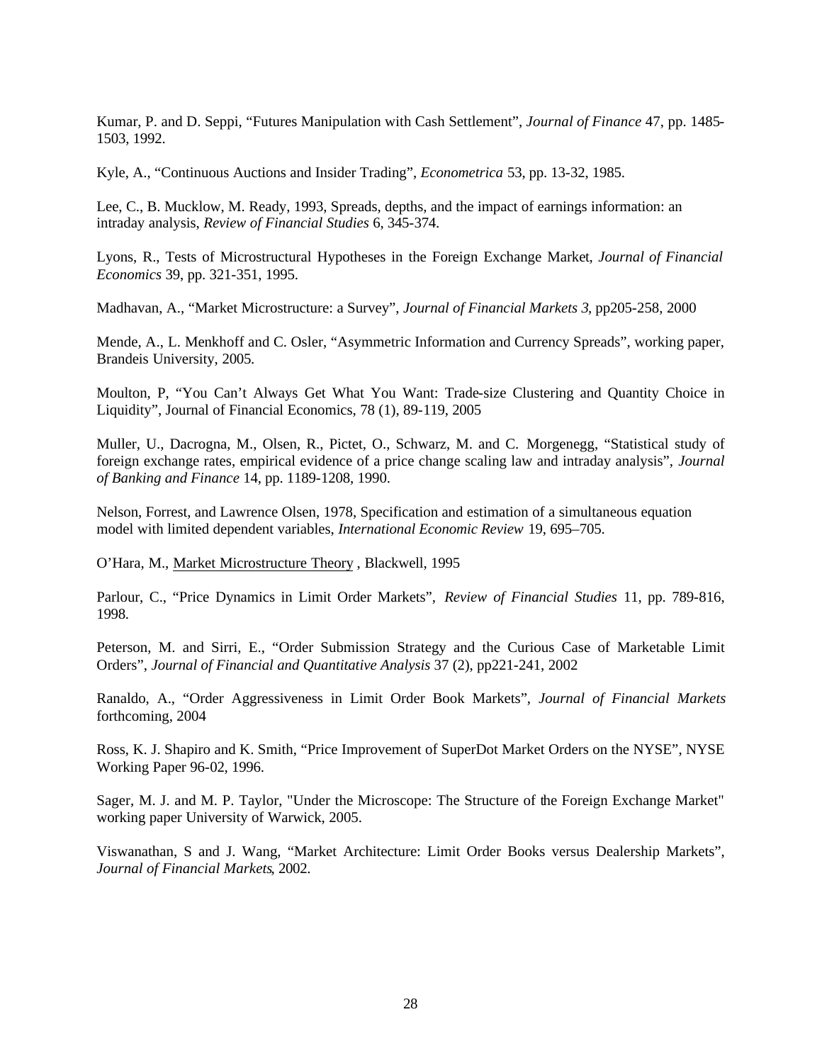Kumar, P. and D. Seppi, “Futures Manipulation with Cash Settlement”, *Journal of Finance* 47, pp. 1485-1503, 1992.

Kyle, A., “Continuous Auctions and Insider Trading”, *Econometrica* 53, pp. 13-32, 1985.

Lee, C., B. Mucklow, M. Ready, 1993, Spreads, depths, and the impact of earnings information: an intraday analysis, *Review of Financial Studies* 6, 345-374.

Lyons, R., Tests of Microstructural Hypotheses in the Foreign Exchange Market, *Journal of Financial Economics* 39, pp. 321-351, 1995.

Madhavan, A., “Market Microstructure: a Survey”, *Journal of Financial Markets 3*, pp205-258, 2000

Mende, A., L. Menkhoff and C. Osler, “Asymmetric Information and Currency Spreads”, working paper, Brandeis University, 2005.

Moulton, P, “You Can’t Always Get What You Want: Trade-size Clustering and Quantity Choice in Liquidity”, Journal of Financial Economics, 78 (1), 89-119, 2005

Muller, U., Dacrogna, M., Olsen, R., Pictet, O., Schwarz, M. and C. Morgenegg, “Statistical study of foreign exchange rates, empirical evidence of a price change scaling law and intraday analysis”, *Journal of Banking and Finance* 14, pp. 1189-1208, 1990.

Nelson, Forrest, and Lawrence Olsen, 1978, Specification and estimation of a simultaneous equation model with limited dependent variables, *International Economic Review* 19, 695–705.

O’Hara, M., Market Microstructure Theory , Blackwell, 1995

Parlour, C., “Price Dynamics in Limit Order Markets”, *Review of Financial Studies* 11, pp. 789-816, 1998.

Peterson, M. and Sirri, E., “Order Submission Strategy and the Curious Case of Marketable Limit Orders”, *Journal of Financial and Quantitative Analysis* 37 (2), pp221-241, 2002

Ranaldo, A., “Order Aggressiveness in Limit Order Book Markets”, *Journal of Financial Markets* forthcoming, 2004

Ross, K. J. Shapiro and K. Smith, “Price Improvement of SuperDot Market Orders on the NYSE”, NYSE Working Paper 96-02, 1996.

Sager, M. J. and M. P. Taylor, "Under the Microscope: The Structure of the Foreign Exchange Market" working paper University of Warwick, 2005.

Viswanathan, S and J. Wang, “Market Architecture: Limit Order Books versus Dealership Markets”, *Journal of Financial Markets*, 2002.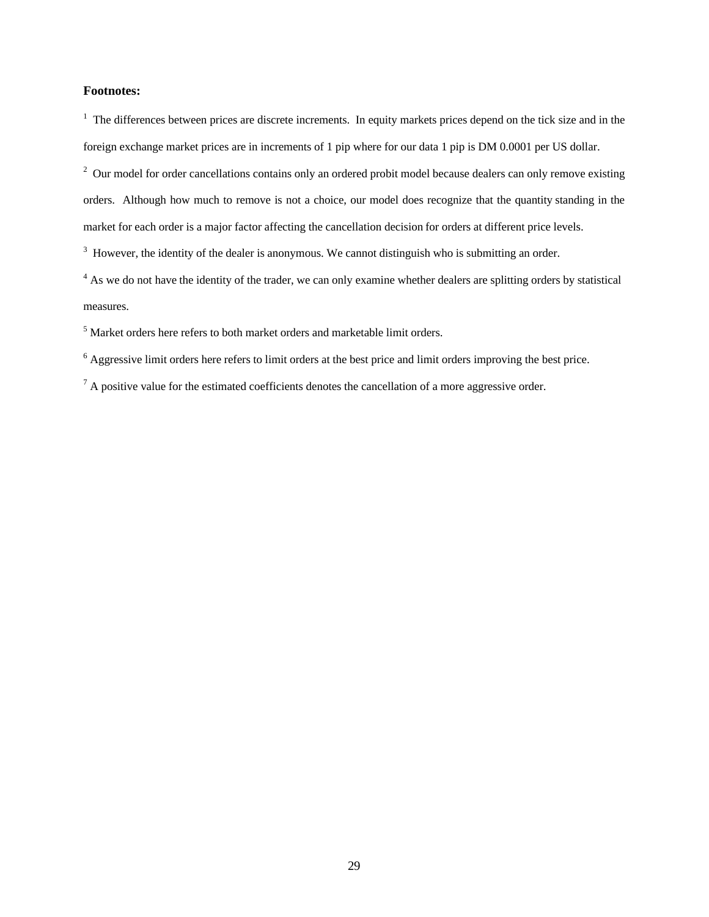**Footnotes:**

[1] The differences between prices are discrete increments. In equity markets prices depend on the tick size and in the foreign exchange market prices are in increments of 1 pip where for our data 1 pip is DM 0.0001 per US dollar.

[2] Our model for order cancellations contains only an ordered probit model because dealers can only remove existing orders. Although how much to remove is not a choice, our model does recognize that the quantity standing in the market for each order is a major factor affecting the cancellation decision for orders at different price levels.

[3] However, the identity of the dealer is anonymous. We cannot distinguish who is submitting an order.

[4] As we do not have the identity of the trader, we can only examine whether dealers are splitting orders by statistical measures.

[5] Market orders here refers to both market orders and marketable limit orders.

[6] Aggressive limit orders here refers to limit orders at the best price and limit orders improving the best price.

[7] A positive value for the estimated coefficients denotes the cancellation of a more aggressive order.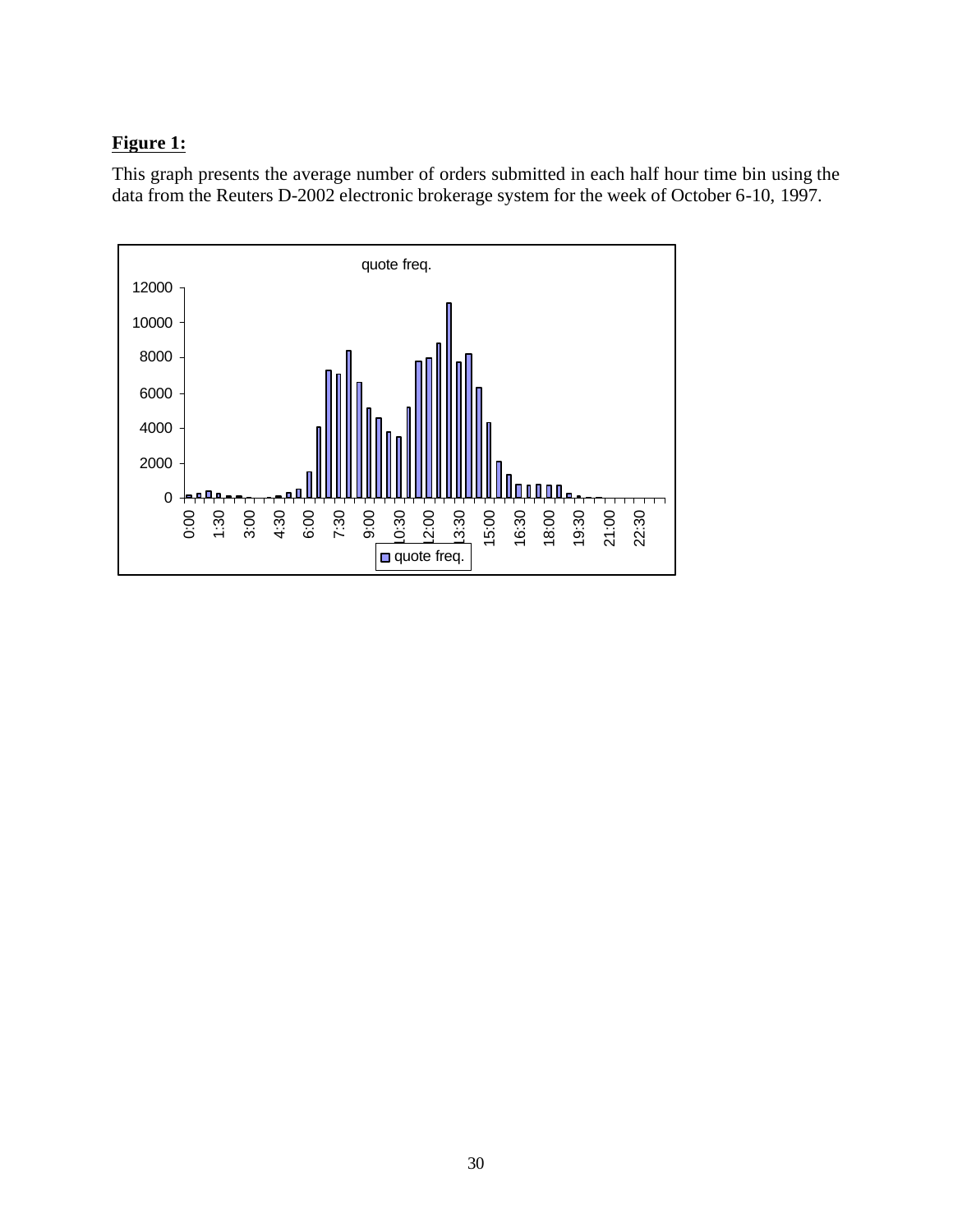**Figure 1:**

This graph presents the average number of orders submitted in each half hour time bin using the data from the Reuters D-2002 electronic brokerage system for the week of October 6-10, 1997.

quote freq.

12000
10000
8000
6000
4000
2000
0

0:00
1:30
3:00
4:30
6:00
7:30
9:00
10:30
12:00
13:30
15:00
16:30
18:00
19:30
21:00
22:30

quote freq.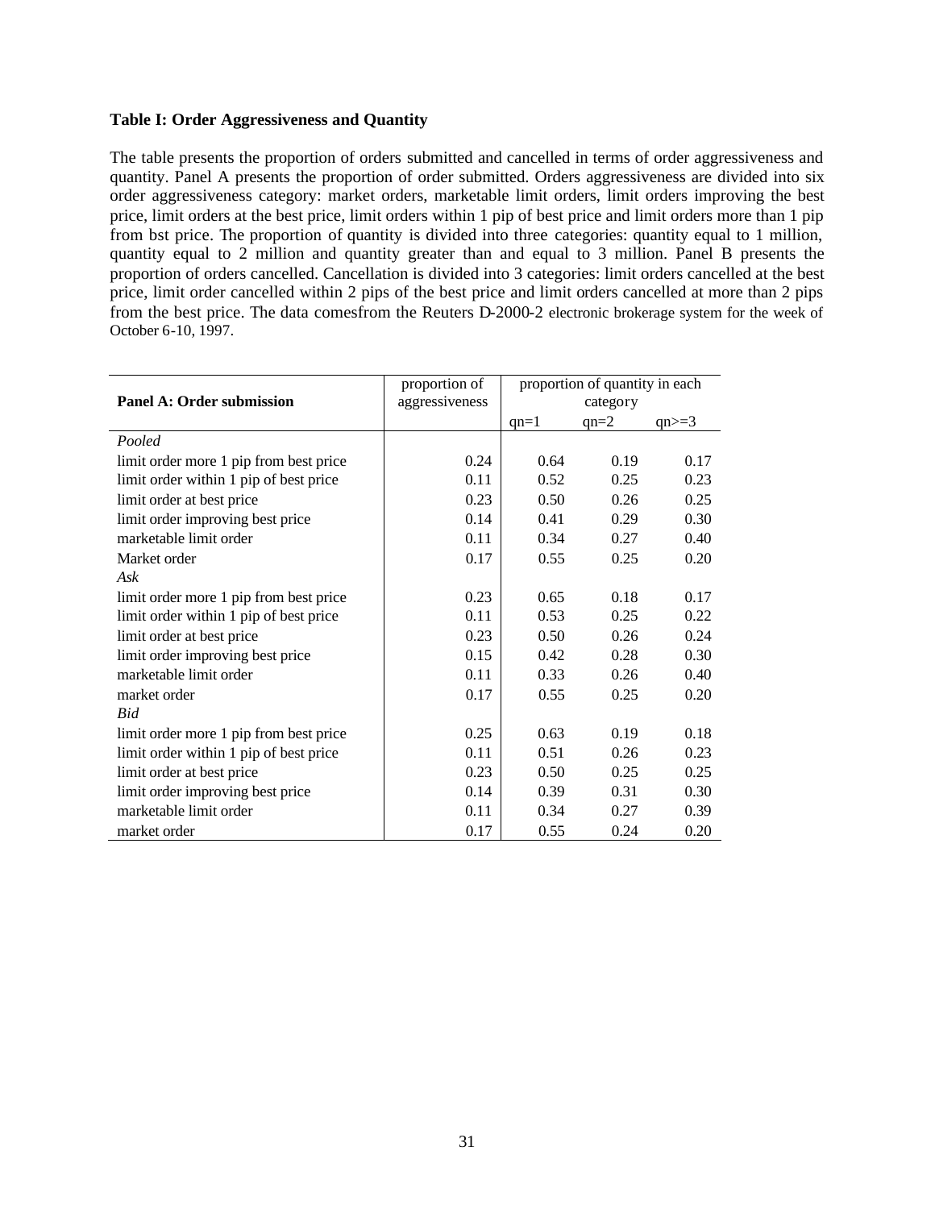**Table I: Order Aggressiveness and Quantity**

The table presents the proportion of orders submitted and cancelled in terms of order aggressiveness and quantity. Panel A presents the proportion of order submitted. Orders aggressiveness are divided into six order aggressiveness category: market orders, marketable limit orders, limit orders improving the best price, limit orders at the best price, limit orders within 1 pip of best price and limit orders more than 1 pip from bst price. The proportion of quantity is divided into three categories: quantity equal to 1 million, quantity equal to 2 million and quantity greater than and equal to 3 million. Panel B presents the proportion of orders cancelled. Cancellation is divided into 3 categories: limit orders cancelled at the best price, limit order cancelled within 2 pips of the best price and limit orders cancelled at more than 2 pips from the best price. The data comesfrom the Reuters D-2000-2 electronic brokerage system for the week of October 6-10, 1997.

| **Panel A: Order submission** | proportion of aggressiveness | proportion of quantity in each category | | |
|---|---|---|---|---|
| | | qn=1 | qn=2 | qn>=3 |
| *Pooled* | | | | |
| limit order more 1 pip from best price | 0.24 | 0.64 | 0.19 | 0.17 |
| limit order within 1 pip of best price | 0.11 | 0.52 | 0.25 | 0.23 |
| limit order at best price | 0.23 | 0.50 | 0.26 | 0.25 |
| limit order improving best price | 0.14 | 0.41 | 0.29 | 0.30 |
| marketable limit order | 0.11 | 0.34 | 0.27 | 0.40 |
| Market order | 0.17 | 0.55 | 0.25 | 0.20 |
| *Ask* | | | | |
| limit order more 1 pip from best price | 0.23 | 0.65 | 0.18 | 0.17 |
| limit order within 1 pip of best price | 0.11 | 0.53 | 0.25 | 0.22 |
| limit order at best price | 0.23 | 0.50 | 0.26 | 0.24 |
| limit order improving best price | 0.15 | 0.42 | 0.28 | 0.30 |
| marketable limit order | 0.11 | 0.33 | 0.26 | 0.40 |
| market order | 0.17 | 0.55 | 0.25 | 0.20 |
| *Bid* | | | | |
| limit order more 1 pip from best price | 0.25 | 0.63 | 0.19 | 0.18 |
| limit order within 1 pip of best price | 0.11 | 0.51 | 0.26 | 0.23 |
| limit order at best price | 0.23 | 0.50 | 0.25 | 0.25 |
| limit order improving best price | 0.14 | 0.39 | 0.31 | 0.30 |
| marketable limit order | 0.11 | 0.34 | 0.27 | 0.39 |
| market order | 0.17 | 0.55 | 0.24 | 0.20 |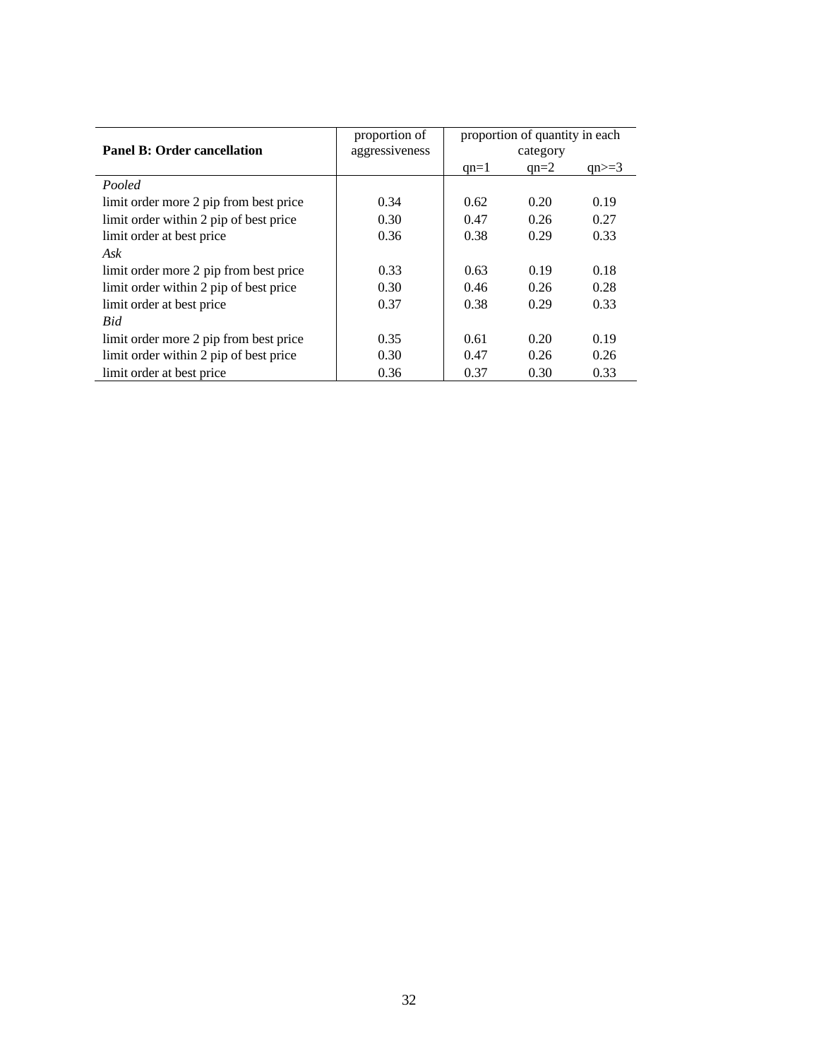| Panel B: Order cancellation | proportion of aggressiveness | proportion of quantity in each category | | |
| --- | --- | --- | --- | --- |
| | | qn=1 | qn=2 | qn>=3 |
| *Pooled* | | | | |
| limit order more 2 pip from best price | 0.34 | 0.62 | 0.20 | 0.19 |
| limit order within 2 pip of best price | 0.30 | 0.47 | 0.26 | 0.27 |
| limit order at best price | 0.36 | 0.38 | 0.29 | 0.33 |
| *Ask* | | | | |
| limit order more 2 pip from best price | 0.33 | 0.63 | 0.19 | 0.18 |
| limit order within 2 pip of best price | 0.30 | 0.46 | 0.26 | 0.28 |
| limit order at best price | 0.37 | 0.38 | 0.29 | 0.33 |
| *Bid* | | | | |
| limit order more 2 pip from best price | 0.35 | 0.61 | 0.20 | 0.19 |
| limit order within 2 pip of best price | 0.30 | 0.47 | 0.26 | 0.26 |
| limit order at best price | 0.36 | 0.37 | 0.30 | 0.33 |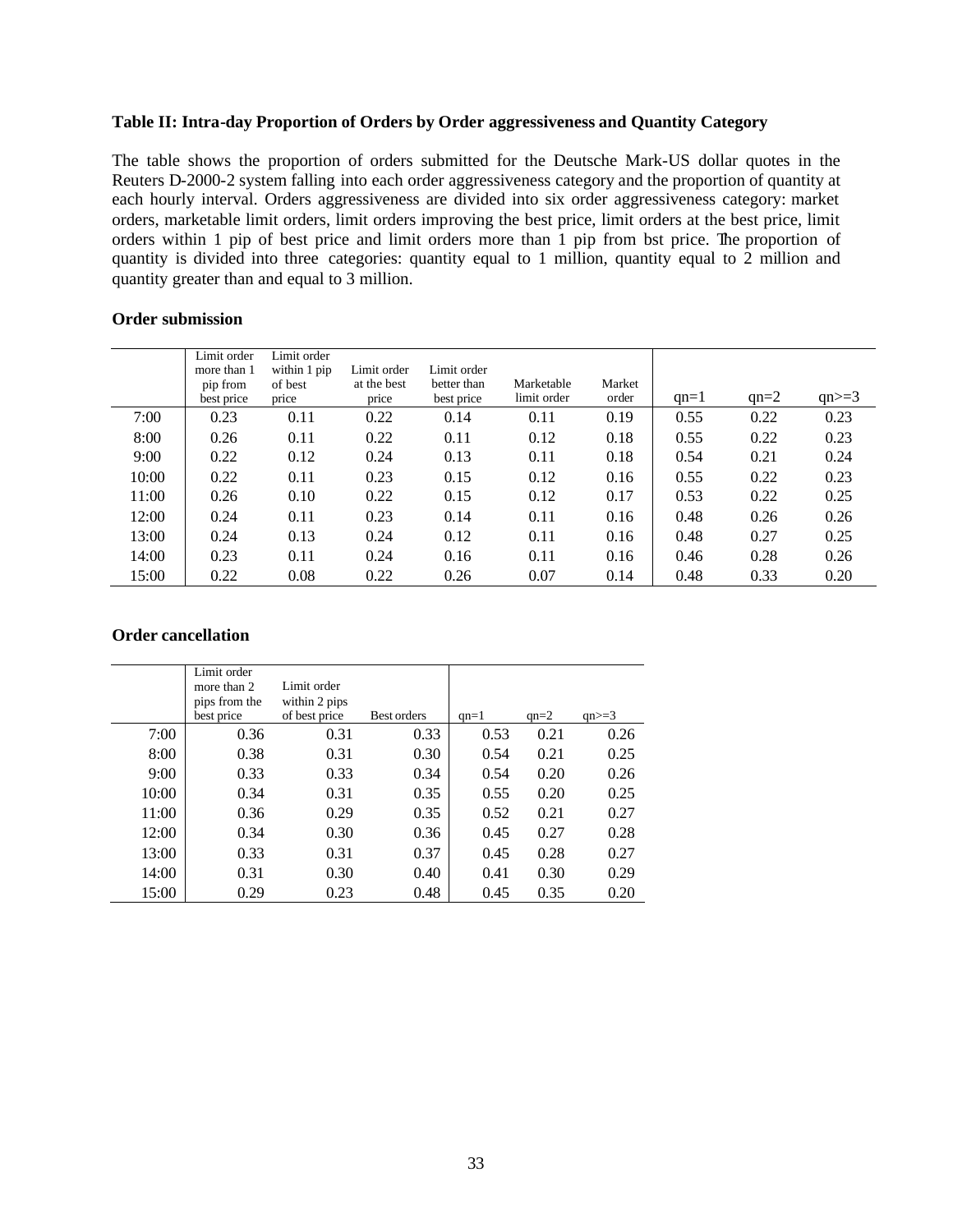**Table II: Intra-day Proportion of Orders by Order aggressiveness and Quantity Category**

The table shows the proportion of orders submitted for the Deutsche Mark-US dollar quotes in the Reuters D-2000-2 system falling into each order aggressiveness category and the proportion of quantity at each hourly interval. Orders aggressiveness are divided into six order aggressiveness category: market orders, marketable limit orders, limit orders improving the best price, limit orders at the best price, limit orders within 1 pip of best price and limit orders more than 1 pip from bst price. The proportion of quantity is divided into three categories: quantity equal to 1 million, quantity equal to 2 million and quantity greater than and equal to 3 million.

**Order submission**

| | Limit order more than 1 pip from best price | Limit order within 1 pip of best price | Limit order at the best price | Limit order better than best price | Marketable limit order | Market order | qn=1 | qn=2 | qn>=3 |
|---|---|---|---|---|---|---|---|---|---|
| 7:00 | 0.23 | 0.11 | 0.22 | 0.14 | 0.11 | 0.19 | 0.55 | 0.22 | 0.23 |
| 8:00 | 0.26 | 0.11 | 0.22 | 0.11 | 0.12 | 0.18 | 0.55 | 0.22 | 0.23 |
| 9:00 | 0.22 | 0.12 | 0.24 | 0.13 | 0.11 | 0.18 | 0.54 | 0.21 | 0.24 |
| 10:00 | 0.22 | 0.11 | 0.23 | 0.15 | 0.12 | 0.16 | 0.55 | 0.22 | 0.23 |
| 11:00 | 0.26 | 0.10 | 0.22 | 0.15 | 0.12 | 0.17 | 0.53 | 0.22 | 0.25 |
| 12:00 | 0.24 | 0.11 | 0.23 | 0.14 | 0.11 | 0.16 | 0.48 | 0.26 | 0.26 |
| 13:00 | 0.24 | 0.13 | 0.24 | 0.12 | 0.11 | 0.16 | 0.48 | 0.27 | 0.25 |
| 14:00 | 0.23 | 0.11 | 0.24 | 0.16 | 0.11 | 0.16 | 0.46 | 0.28 | 0.26 |
| 15:00 | 0.22 | 0.08 | 0.22 | 0.26 | 0.07 | 0.14 | 0.48 | 0.33 | 0.20 |

**Order cancellation**

| | Limit order more than 2 pips from the best price | Limit order within 2 pips of best price | Best orders | qn=1 | qn=2 | qn>=3 |
|---|---|---|---|---|---|---|
| 7:00 | 0.36 | 0.31 | 0.33 | 0.53 | 0.21 | 0.26 |
| 8:00 | 0.38 | 0.31 | 0.30 | 0.54 | 0.21 | 0.25 |
| 9:00 | 0.33 | 0.33 | 0.34 | 0.54 | 0.20 | 0.26 |
| 10:00 | 0.34 | 0.31 | 0.35 | 0.55 | 0.20 | 0.25 |
| 11:00 | 0.36 | 0.29 | 0.35 | 0.52 | 0.21 | 0.27 |
| 12:00 | 0.34 | 0.30 | 0.36 | 0.45 | 0.27 | 0.28 |
| 13:00 | 0.33 | 0.31 | 0.37 | 0.45 | 0.28 | 0.27 |
| 14:00 | 0.31 | 0.30 | 0.40 | 0.41 | 0.30 | 0.29 |
| 15:00 | 0.29 | 0.23 | 0.48 | 0.45 | 0.35 | 0.20 |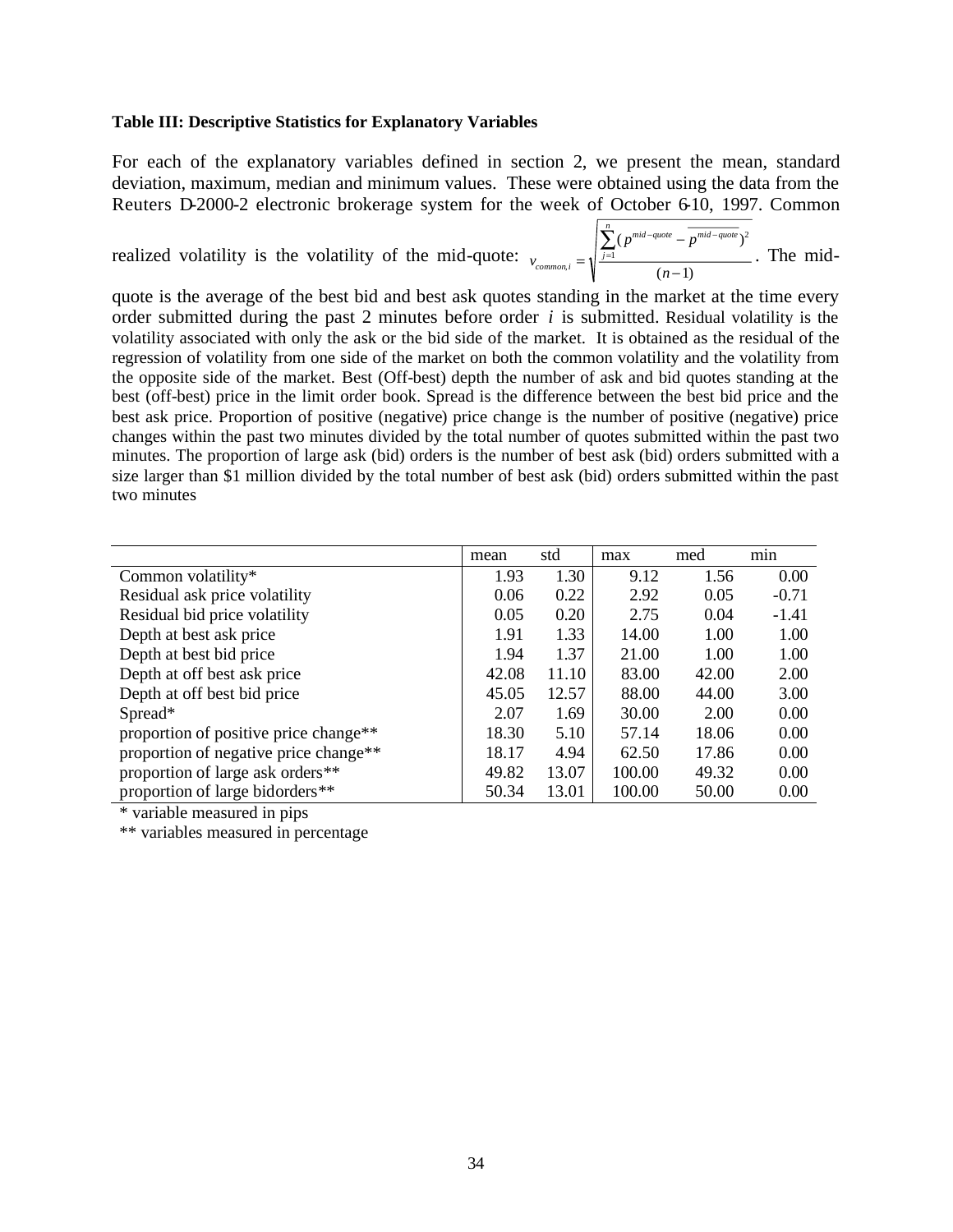**Table III: Descriptive Statistics for Explanatory Variables**

For each of the explanatory variables defined in section 2, we present the mean, standard deviation, maximum, median and minimum values. These were obtained using the data from the Reuters D-2000-2 electronic brokerage system for the week of October 6-10, 1997. Common realized volatility is the volatility of the mid-quote: $v_{common,i} = \sqrt{\frac{\sum_{j=1}^{n}(p^{mid-quote} - \overline{p^{mid-quote}})^2}{(n-1)}}$. The mid-quote is the average of the best bid and best ask quotes standing in the market at the time every order submitted during the past 2 minutes before order $i$ is submitted. Residual volatility is the volatility associated with only the ask or the bid side of the market. It is obtained as the residual of the regression of volatility from one side of the market on both the common volatility and the volatility from the opposite side of the market. Best (Off-best) depth the number of ask and bid quotes standing at the best (off-best) price in the limit order book. Spread is the difference between the best bid price and the best ask price. Proportion of positive (negative) price change is the number of positive (negative) price changes within the past two minutes divided by the total number of quotes submitted within the past two minutes. The proportion of large ask (bid) orders is the number of best ask (bid) orders submitted with a size larger than $1 million divided by the total number of best ask (bid) orders submitted within the past two minutes

| | mean | std | max | med | min |
|---|---|---|---|---|---|
| Common volatility* | 1.93 | 1.30 | 9.12 | 1.56 | 0.00 |
| Residual ask price volatility | 0.06 | 0.22 | 2.92 | 0.05 | -0.71 |
| Residual bid price volatility | 0.05 | 0.20 | 2.75 | 0.04 | -1.41 |
| Depth at best ask price | 1.91 | 1.33 | 14.00 | 1.00 | 1.00 |
| Depth at best bid price | 1.94 | 1.37 | 21.00 | 1.00 | 1.00 |
| Depth at off best ask price | 42.08 | 11.10 | 83.00 | 42.00 | 2.00 |
| Depth at off best bid price | 45.05 | 12.57 | 88.00 | 44.00 | 3.00 |
| Spread* | 2.07 | 1.69 | 30.00 | 2.00 | 0.00 |
| proportion of positive price change** | 18.30 | 5.10 | 57.14 | 18.06 | 0.00 |
| proportion of negative price change** | 18.17 | 4.94 | 62.50 | 17.86 | 0.00 |
| proportion of large ask orders** | 49.82 | 13.07 | 100.00 | 49.32 | 0.00 |
| proportion of large bidorders** | 50.34 | 13.01 | 100.00 | 50.00 | 0.00 |

* variable measured in pips

** variables measured in percentage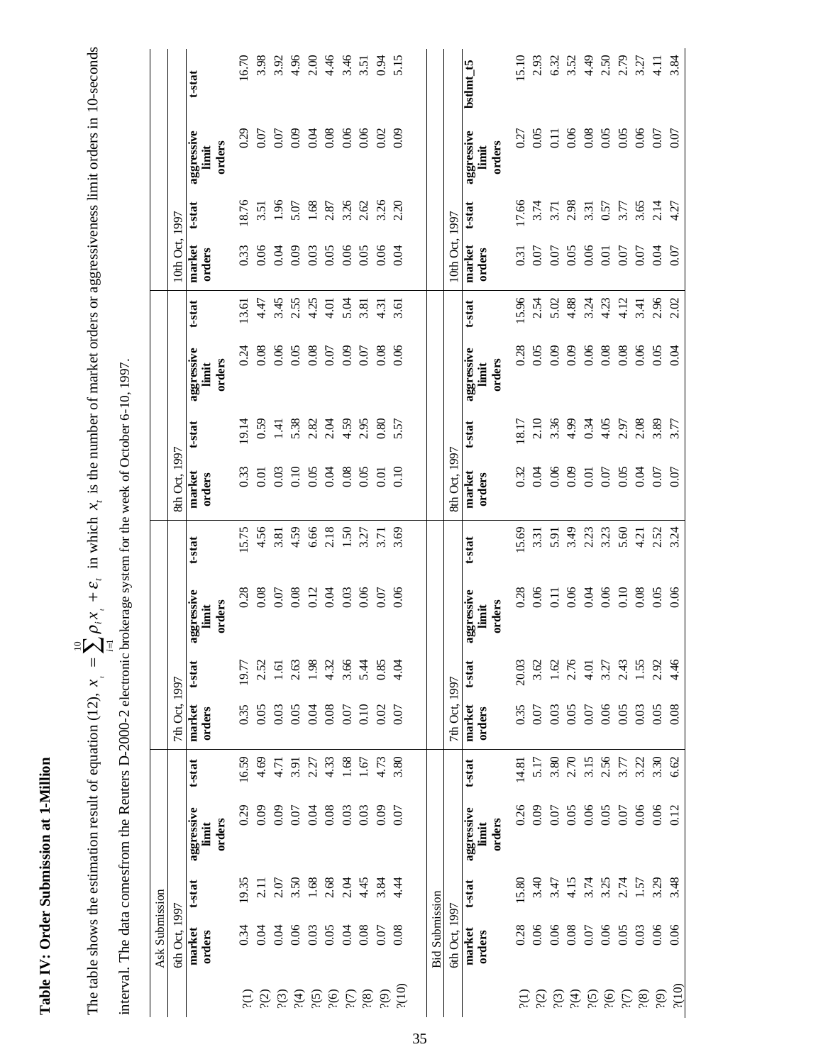# Table IV: Order Submission at 1-Million

The table shows the estimation result of equation (12), $x_t = \sum_{i=1}^{10} \rho_i x_{t-i} + \varepsilon_t$ in which $x_t$ is the number of market orders or aggressiveness limit orders in 10-seconds interval. The data comesfrom the Reuters D-2000-2 electronic brokerage system for the week of October 6-10, 1997.

Ask Submission

| | 6th Oct, 1997 | | | | 7th Oct, 1997 | | | | 8th Oct, 1997 | | | | 10th Oct, 1997 | | | |
|---|---|---|---|---|---|---|---|---|---|---|---|---|---|---|---|---|
| | market orders | t-stat | aggressive limit orders | t-stat | market orders | t-stat | aggressive limit orders | t-stat | market orders | t-stat | aggressive limit orders | t-stat | market orders | t-stat | aggressive limit orders | t-stat |
| ?(1) | 0.34 | 19.35 | 0.29 | 16.59 | 0.35 | 19.77 | 0.28 | 15.75 | 0.33 | 19.14 | 0.24 | 13.61 | 0.33 | 18.76 | 0.29 | 16.70 |
| ?(2) | 0.04 | 2.11 | 0.09 | 4.69 | 0.05 | 2.52 | 0.08 | 4.56 | 0.01 | 0.59 | 0.08 | 4.47 | 0.06 | 3.51 | 0.07 | 3.98 |
| ?(3) | 0.04 | 2.07 | 0.09 | 4.71 | 0.03 | 1.61 | 0.07 | 3.81 | 0.03 | 1.41 | 0.06 | 3.45 | 0.04 | 1.96 | 0.07 | 3.92 |
| ?(4) | 0.06 | 3.50 | 0.07 | 3.91 | 0.05 | 2.63 | 0.08 | 4.59 | 0.10 | 5.38 | 0.05 | 2.55 | 0.09 | 5.07 | 0.09 | 4.96 |
| ?(5) | 0.03 | 1.68 | 0.04 | 2.27 | 0.04 | 1.98 | 0.12 | 6.66 | 0.05 | 2.82 | 0.08 | 4.25 | 0.03 | 1.68 | 0.04 | 2.00 |
| ?(6) | 0.05 | 2.68 | 0.08 | 4.33 | 0.08 | 4.32 | 0.04 | 2.18 | 0.04 | 2.04 | 0.07 | 4.01 | 0.05 | 2.87 | 0.08 | 4.46 |
| ?(7) | 0.04 | 2.04 | 0.03 | 1.68 | 0.07 | 3.66 | 0.03 | 1.50 | 0.08 | 4.59 | 0.09 | 5.04 | 0.06 | 3.26 | 0.06 | 3.46 |
| ?(8) | 0.08 | 4.45 | 0.03 | 1.67 | 0.10 | 5.44 | 0.06 | 3.27 | 0.05 | 2.95 | 0.07 | 3.81 | 0.05 | 2.62 | 0.06 | 3.51 |
| ?(9) | 0.07 | 3.84 | 0.09 | 4.73 | 0.02 | 0.85 | 0.07 | 3.71 | 0.01 | 0.80 | 0.08 | 4.31 | 0.06 | 3.26 | 0.02 | 0.94 |
| ?(10) | 0.08 | 4.44 | 0.07 | 3.80 | 0.07 | 4.04 | 0.06 | 3.69 | 0.10 | 5.57 | 0.06 | 3.61 | 0.04 | 2.20 | 0.09 | 5.15 |

Bid Submission

| | 6th Oct, 1997 | | | | 7th Oct, 1997 | | | | 8th Oct, 1997 | | | | 10th Oct, 1997 | | | |
|---|---|---|---|---|---|---|---|---|---|---|---|---|---|---|---|---|
| | market orders | t-stat | aggressive limit orders | t-stat | market orders | t-stat | aggressive limit orders | t-stat | market orders | t-stat | aggressive limit orders | t-stat | market orders | t-stat | aggressive limit orders | bstlmt_t5 |
| ?(1) | 0.28 | 15.80 | 0.26 | 14.81 | 0.35 | 20.03 | 0.28 | 15.69 | 0.32 | 18.17 | 0.28 | 15.96 | 0.31 | 17.66 | 0.27 | 15.10 |
| ?(2) | 0.06 | 3.40 | 0.09 | 5.17 | 0.07 | 3.62 | 0.06 | 3.31 | 0.04 | 2.10 | 0.05 | 2.54 | 0.07 | 3.74 | 0.05 | 2.93 |
| ?(3) | 0.06 | 3.47 | 0.07 | 3.80 | 0.03 | 1.62 | 0.11 | 5.91 | 0.06 | 3.36 | 0.09 | 5.02 | 0.07 | 3.71 | 0.11 | 6.32 |
| ?(4) | 0.08 | 4.15 | 0.05 | 2.70 | 0.05 | 2.76 | 0.06 | 3.49 | 0.09 | 4.99 | 0.09 | 4.88 | 0.05 | 2.98 | 0.06 | 3.52 |
| ?(5) | 0.07 | 3.74 | 0.06 | 3.15 | 0.07 | 4.01 | 0.04 | 2.23 | 0.01 | 0.34 | 0.06 | 3.24 | 0.06 | 3.31 | 0.08 | 4.49 |
| ?(6) | 0.06 | 3.25 | 0.05 | 2.56 | 0.06 | 3.27 | 0.06 | 3.23 | 0.07 | 4.05 | 0.08 | 4.23 | 0.01 | 0.57 | 0.05 | 2.50 |
| ?(7) | 0.05 | 2.74 | 0.07 | 3.77 | 0.05 | 2.43 | 0.10 | 5.60 | 0.05 | 2.97 | 0.08 | 4.12 | 0.07 | 3.77 | 0.05 | 2.79 |
| ?(8) | 0.03 | 1.57 | 0.06 | 3.22 | 0.03 | 1.55 | 0.08 | 4.21 | 0.04 | 2.08 | 0.06 | 3.41 | 0.07 | 3.65 | 0.06 | 3.27 |
| ?(9) | 0.06 | 3.29 | 0.06 | 3.30 | 0.05 | 2.92 | 0.05 | 2.52 | 0.07 | 3.89 | 0.05 | 2.96 | 0.04 | 2.14 | 0.07 | 4.11 |
| ?(10) | 0.06 | 3.48 | 0.12 | 6.62 | 0.08 | 4.46 | 0.06 | 3.24 | 0.07 | 3.77 | 0.04 | 2.02 | 0.07 | 4.27 | 0.07 | 3.84 |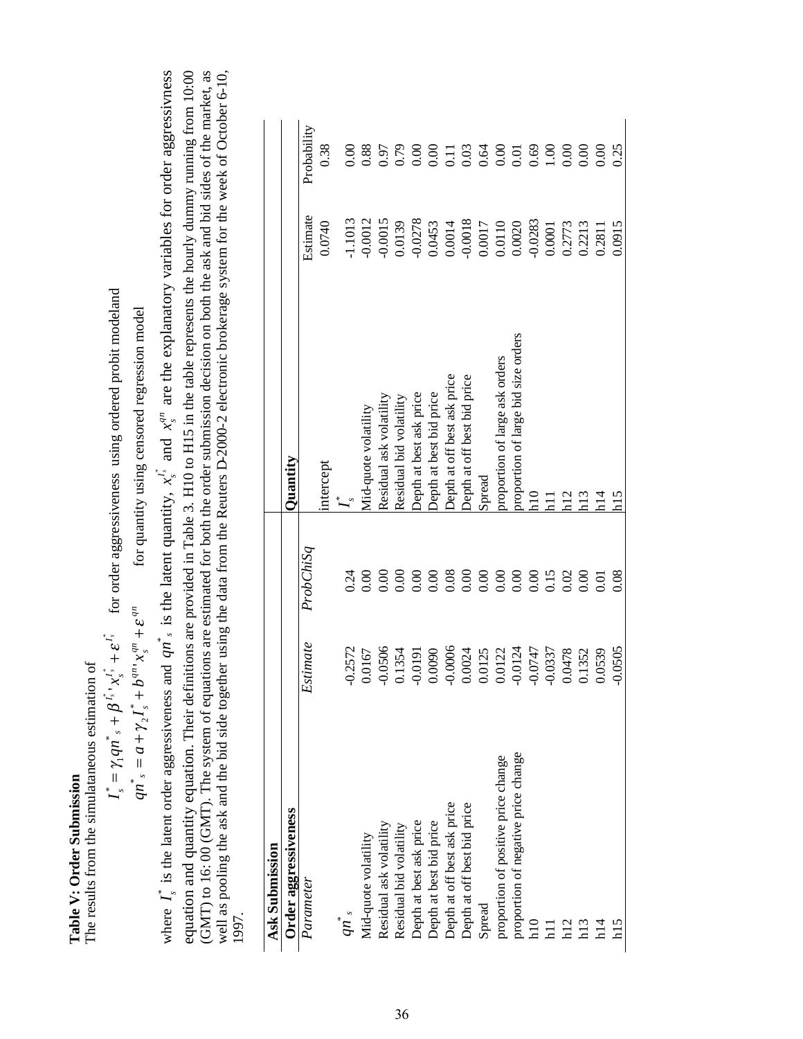**Table V: Order Submission**

The results from the simulataneous estimation of

$$I_s^* = \gamma_1 qn^*_s + \beta^{I_s^*}{}' x_s^{I_s^*} + \varepsilon^{I_s^*} \quad \text{for order aggressiveness using ordered probit modeland}$$

$$qn^*_s = a + \gamma_2 I_s^* + b^{qn}{}' x_s^{qn} + \varepsilon^{qn} \quad \text{for quantity using censored regression model}$$

where $I_s^*$ is the latent order aggressiveness and $qn^*_s$ is the latent quantity, $x_s^{I_s^*}$ and $x_s^{qn}$ are the explanatory variables for order aggressivness equation and quantity equation. Their definitions are provided in Table 3. H10 to H15 in the table represents the hourly dummy running from 10:00 (GMT) to 16:00 (GMT). The system of equations are estimated for both the order submission decision on both the ask and bid sides of the market, as well as pooling the ask and the bid side together using the data from the Reuters D-2000-2 electronic brokerage system for the week of October 6-10, 1997.

**Ask Submission**

| **Order aggressiveness** | | | **Quantity** | | |
|---|---|---|---|---|---|
| *Parameter* | *Estimate* | *ProbChiSq* | | Estimate | Probability |
| | | | intercept | 0.0740 | 0.38 |
| $qn^*_s$ | -0.2572 | 0.24 | $I_s^*$ | -1.1013 | 0.00 |
| Mid-quote volatility | 0.0167 | 0.00 | Mid-quote volatility | -0.0012 | 0.88 |
| Residual ask volatility | -0.0506 | 0.00 | Residual ask volatility | -0.0015 | 0.97 |
| Residual bid volatility | 0.1354 | 0.00 | Residual bid volatility | 0.0139 | 0.79 |
| Depth at best ask price | -0.0191 | 0.00 | Depth at best ask price | -0.0278 | 0.00 |
| Depth at best bid price | 0.0090 | 0.00 | Depth at best bid price | 0.0453 | 0.00 |
| Depth at off best ask price | -0.0006 | 0.08 | Depth at off best ask price | 0.0014 | 0.11 |
| Depth at off best bid price | 0.0024 | 0.00 | Depth at off best bid price | -0.0018 | 0.03 |
| Spread | 0.0125 | 0.00 | Spread | 0.0017 | 0.64 |
| proportion of positive price change | 0.0122 | 0.00 | proportion of large ask orders | 0.0110 | 0.00 |
| proportion of negative price change | -0.0124 | 0.00 | proportion of large bid size orders | 0.0020 | 0.01 |
| h10 | -0.0747 | 0.00 | h10 | -0.0283 | 0.69 |
| h11 | -0.0337 | 0.15 | h11 | 0.0001 | 1.00 |
| h12 | 0.0478 | 0.02 | h12 | 0.2773 | 0.00 |
| h13 | 0.1352 | 0.00 | h13 | 0.2213 | 0.00 |
| h14 | 0.0539 | 0.01 | h14 | 0.2811 | 0.00 |
| h15 | -0.0505 | 0.08 | h15 | 0.0915 | 0.25 |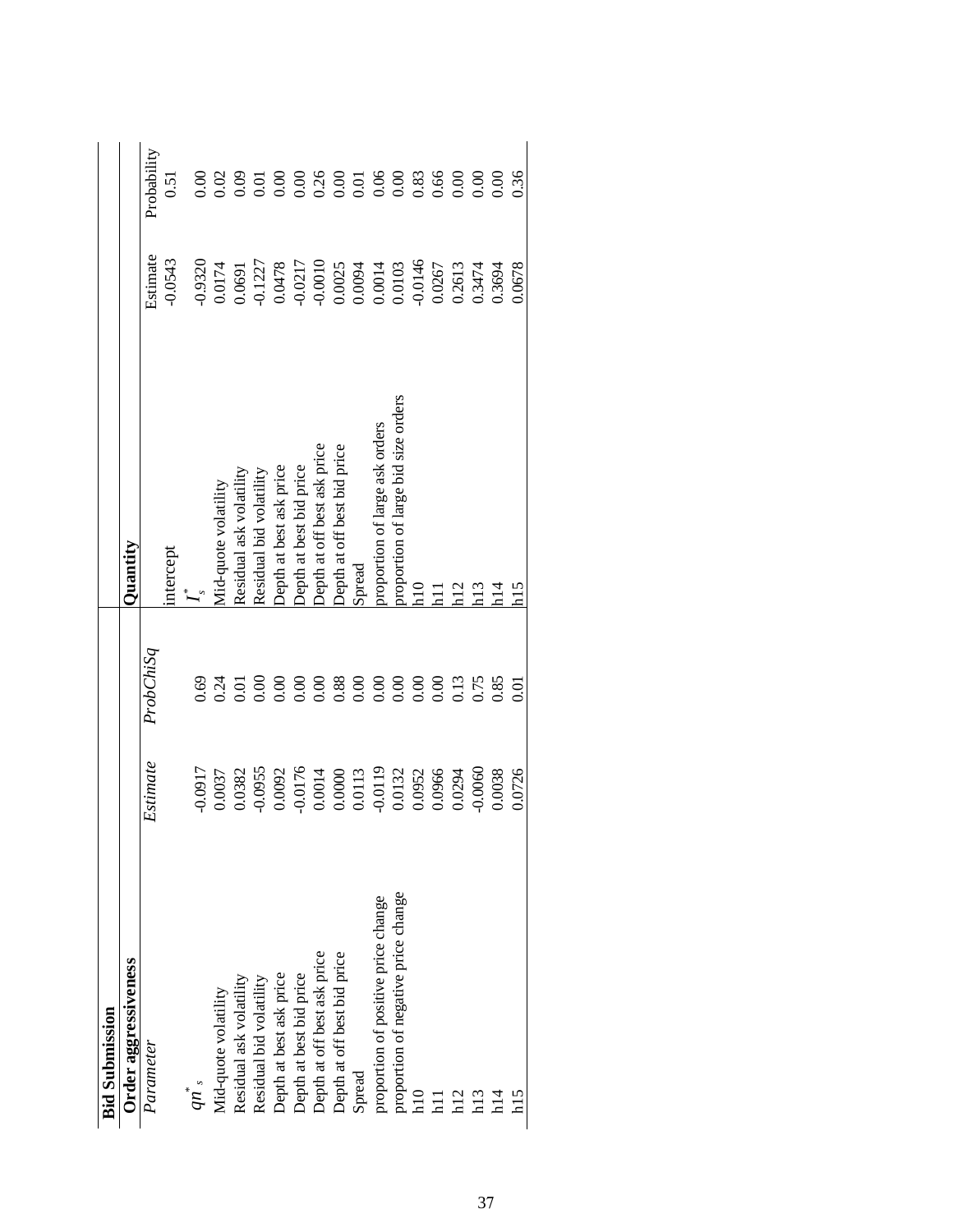**Bid Submission**

| Order aggressiveness | | | Quantity | | |
|---|---|---|---|---|---|
| *Parameter* | *Estimate* | *ProbChiSq* | | Estimate | Probability |
| | | | intercept | -0.0543 | 0.51 |
| $qn^*_s$ | -0.0917 | 0.69 | $I^*_s$ | -0.9320 | 0.00 |
| Mid-quote volatility | 0.0037 | 0.24 | Mid-quote volatility | 0.0174 | 0.02 |
| Residual ask volatility | 0.0382 | 0.01 | Residual ask volatility | 0.0691 | 0.09 |
| Residual bid volatility | -0.0955 | 0.00 | Residual bid volatility | -0.1227 | 0.01 |
| Depth at best ask price | 0.0092 | 0.00 | Depth at best ask price | 0.0478 | 0.00 |
| Depth at best bid price | -0.0176 | 0.00 | Depth at best bid price | -0.0217 | 0.00 |
| Depth at off best ask price | 0.0014 | 0.00 | Depth at off best ask price | -0.0010 | 0.26 |
| Depth at off best bid price | 0.0000 | 0.88 | Depth at off best bid price | 0.0025 | 0.00 |
| Spread | 0.0113 | 0.00 | Spread | 0.0094 | 0.01 |
| proportion of positive price change | -0.0119 | 0.00 | proportion of large ask orders | 0.0014 | 0.06 |
| proportion of negative price change | 0.0132 | 0.00 | proportion of large bid size orders | 0.0103 | 0.00 |
| h10 | 0.0952 | 0.00 | h10 | -0.0146 | 0.83 |
| h11 | 0.0966 | 0.00 | h11 | 0.0267 | 0.66 |
| h12 | 0.0294 | 0.13 | h12 | 0.2613 | 0.00 |
| h13 | -0.0060 | 0.75 | h13 | 0.3474 | 0.00 |
| h14 | 0.0038 | 0.85 | h14 | 0.3694 | 0.00 |
| h15 | 0.0726 | 0.01 | h15 | 0.0678 | 0.36 |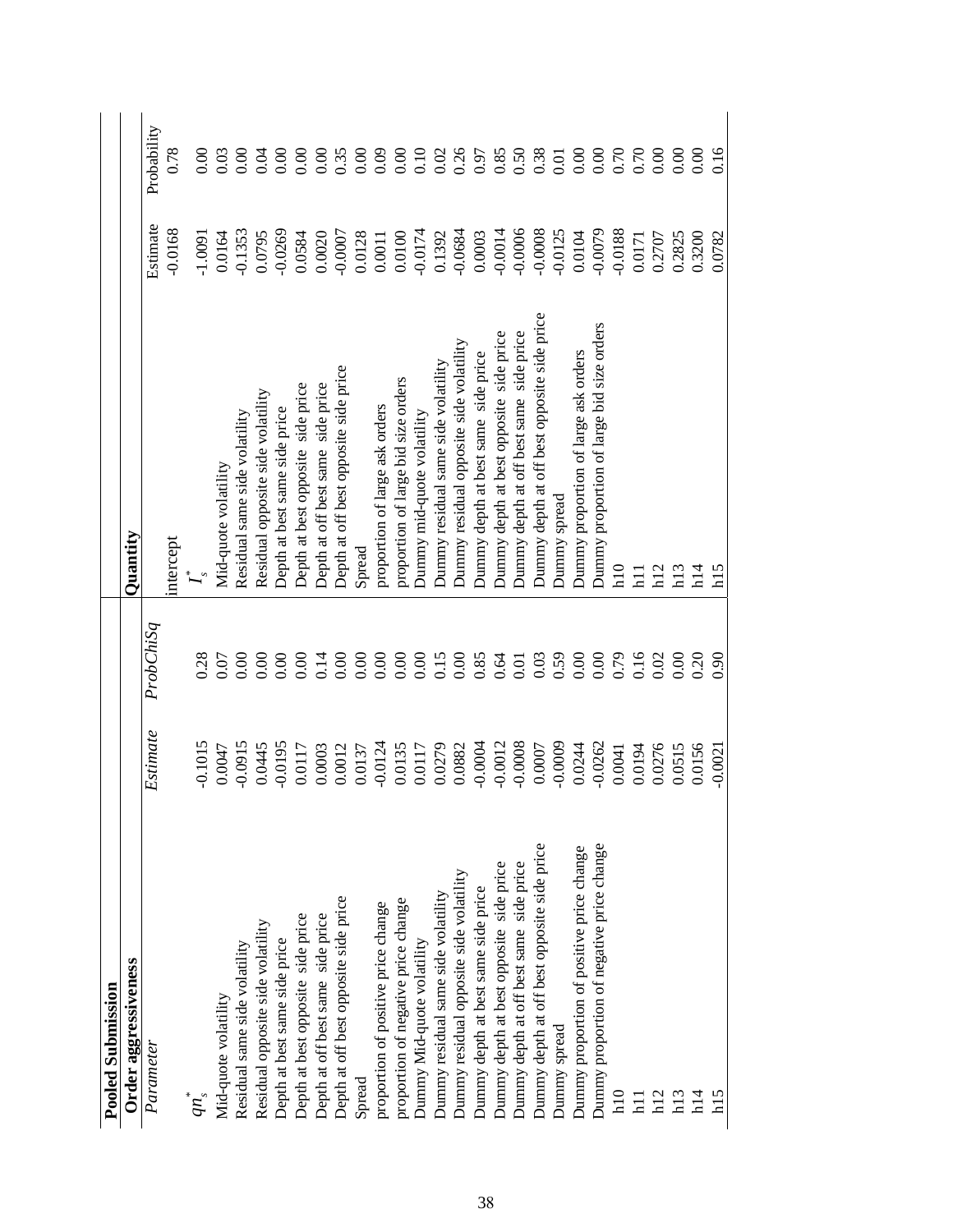**Pooled Submission**

| Order aggressiveness | | | Quantity | | |
|---|---|---|---|---|---|
| *Parameter* | *Estimate* | *ProbChiSq* | | Estimate | Probability |
| | | | intercept | -0.0168 | 0.78 |
| $qn_s^*$ | -0.1015 | 0.28 | $I_s^*$ | -1.0091 | 0.00 |
| Mid-quote volatility | 0.0047 | 0.07 | Mid-quote volatility | 0.0164 | 0.03 |
| Residual same side volatility | -0.0915 | 0.00 | Residual same side volatility | -0.1353 | 0.00 |
| Residual opposite side volatility | 0.0445 | 0.00 | Residual opposite side volatility | 0.0795 | 0.04 |
| Depth at best same side price | -0.0195 | 0.00 | Depth at best same side price | -0.0269 | 0.00 |
| Depth at best opposite side price | 0.0117 | 0.00 | Depth at best opposite side price | 0.0584 | 0.00 |
| Depth at off best same side price | 0.0003 | 0.14 | Depth at off best same side price | 0.0020 | 0.00 |
| Depth at off best opposite side price | 0.0012 | 0.00 | Depth at off best opposite side price | -0.0007 | 0.35 |
| Spread | 0.0137 | 0.00 | Spread | 0.0128 | 0.00 |
| proportion of positive price change | -0.0124 | 0.00 | proportion of large ask orders | 0.0011 | 0.09 |
| proportion of negative price change | 0.0135 | 0.00 | proportion of large bid size orders | 0.0100 | 0.00 |
| Dummy Mid-quote volatility | 0.0117 | 0.00 | Dummy mid-quote volatility | -0.0174 | 0.10 |
| Dummy residual same side volatility | 0.0279 | 0.15 | Dummy residual same side volatility | 0.1392 | 0.02 |
| Dummy residual opposite side volatility | 0.0882 | 0.00 | Dummy residual opposite side volatility | -0.0684 | 0.26 |
| Dummy depth at best same side price | -0.0004 | 0.85 | Dummy depth at best same side price | 0.0003 | 0.97 |
| Dummy depth at best opposite side price | -0.0012 | 0.64 | Dummy depth at best opposite side price | -0.0014 | 0.85 |
| Dummy depth at of best same side price | -0.0008 | 0.01 | Dummy depth at off best same side price | -0.0006 | 0.50 |
| Dummy depth at off best opposite side price | 0.0007 | 0.03 | Dummy depth at off best opposite side price | -0.0008 | 0.38 |
| Dummy spread | -0.0009 | 0.59 | Dummy spread | -0.0125 | 0.01 |
| Dummy proportion of positive price change | 0.0244 | 0.00 | Dummy proportion of large ask orders | 0.0104 | 0.00 |
| Dummy proportion of negative price change | -0.0262 | 0.00 | Dummy proportion of large bid size orders | -0.0079 | 0.00 |
| h10 | 0.0041 | 0.79 | h10 | -0.0188 | 0.70 |
| h11 | 0.0194 | 0.16 | h11 | 0.0171 | 0.70 |
| h12 | 0.0276 | 0.02 | h12 | 0.2707 | 0.00 |
| h13 | 0.0515 | 0.00 | h13 | 0.2825 | 0.00 |
| h14 | 0.0156 | 0.20 | h14 | 0.3200 | 0.00 |
| h15 | -0.0021 | 0.90 | h15 | 0.0782 | 0.16 |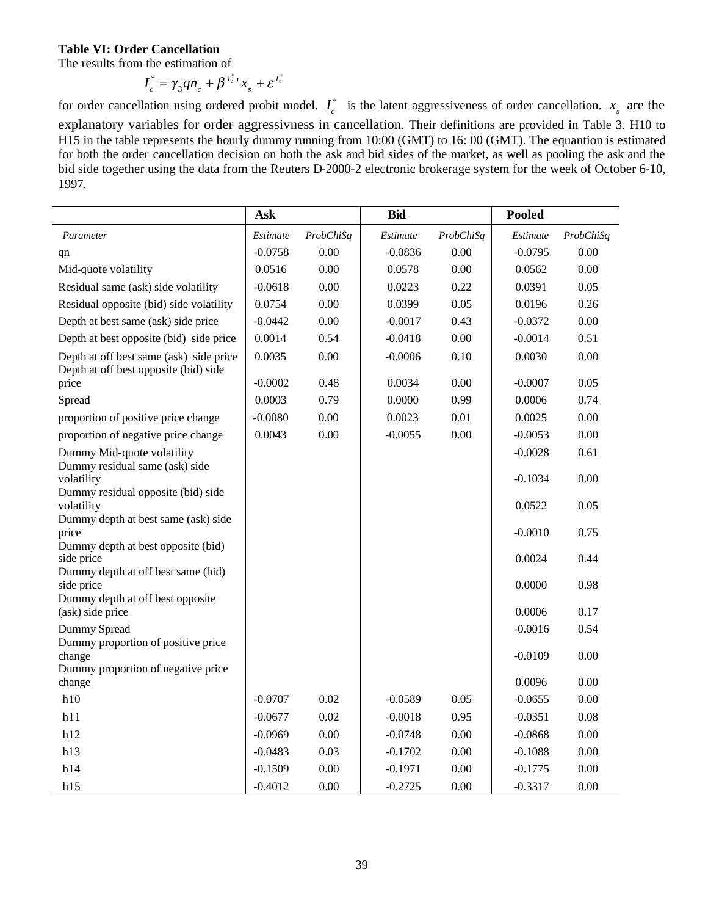**Table VI: Order Cancellation**

The results from the estimation of

$$I_c^* = \gamma_3 qn_c + \beta^{I_c^*}{}' x_s + \varepsilon^{I_c^*}$$

for order cancellation using ordered probit model. $I_c^*$ is the latent aggressiveness of order cancellation. $x_s$ are the explanatory variables for order aggressivness in cancellation. Their definitions are provided in Table 3. H10 to H15 in the table represents the hourly dummy running from 10:00 (GMT) to 16: 00 (GMT). The equantion is estimated for both the order cancellation decision on both the ask and bid sides of the market, as well as pooling the ask and the bid side together using the data from the Reuters D-2000-2 electronic brokerage system for the week of October 6-10, 1997.

| | **Ask** | | **Bid** | | **Pooled** | |
|---|---|---|---|---|---|---|
| *Parameter* | *Estimate* | *ProbChiSq* | *Estimate* | *ProbChiSq* | *Estimate* | *ProbChiSq* |
| qn | -0.0758 | 0.00 | -0.0836 | 0.00 | -0.0795 | 0.00 |
| Mid-quote volatility | 0.0516 | 0.00 | 0.0578 | 0.00 | 0.0562 | 0.00 |
| Residual same (ask) side volatility | -0.0618 | 0.00 | 0.0223 | 0.22 | 0.0391 | 0.05 |
| Residual opposite (bid) side volatility | 0.0754 | 0.00 | 0.0399 | 0.05 | 0.0196 | 0.26 |
| Depth at best same (ask) side price | -0.0442 | 0.00 | -0.0017 | 0.43 | -0.0372 | 0.00 |
| Depth at best opposite (bid) side price | 0.0014 | 0.54 | -0.0418 | 0.00 | -0.0014 | 0.51 |
| Depth at off best same (ask) side price | 0.0035 | 0.00 | -0.0006 | 0.10 | 0.0030 | 0.00 |
| Depth at off best opposite (bid) side price | -0.0002 | 0.48 | 0.0034 | 0.00 | -0.0007 | 0.05 |
| Spread | 0.0003 | 0.79 | 0.0000 | 0.99 | 0.0006 | 0.74 |
| proportion of positive price change | -0.0080 | 0.00 | 0.0023 | 0.01 | 0.0025 | 0.00 |
| proportion of negative price change | 0.0043 | 0.00 | -0.0055 | 0.00 | -0.0053 | 0.00 |
| Dummy Mid-quote volatility | | | | | -0.0028 | 0.61 |
| Dummy residual same (ask) side volatility | | | | | -0.1034 | 0.00 |
| Dummy residual opposite (bid) side volatility | | | | | 0.0522 | 0.05 |
| Dummy depth at best same (ask) side price | | | | | -0.0010 | 0.75 |
| Dummy depth at best opposite (bid) side price | | | | | 0.0024 | 0.44 |
| Dummy depth at off best same (bid) side price | | | | | 0.0000 | 0.98 |
| Dummy depth at off best opposite (ask) side price | | | | | 0.0006 | 0.17 |
| Dummy Spread | | | | | -0.0016 | 0.54 |
| Dummy proportion of positive price change | | | | | -0.0109 | 0.00 |
| Dummy proportion of negative price change | | | | | 0.0096 | 0.00 |
| h10 | -0.0707 | 0.02 | -0.0589 | 0.05 | -0.0655 | 0.00 |
| h11 | -0.0677 | 0.02 | -0.0018 | 0.95 | -0.0351 | 0.08 |
| h12 | -0.0969 | 0.00 | -0.0748 | 0.00 | -0.0868 | 0.00 |
| h13 | -0.0483 | 0.03 | -0.1702 | 0.00 | -0.1088 | 0.00 |
| h14 | -0.1509 | 0.00 | -0.1971 | 0.00 | -0.1775 | 0.00 |
| h15 | -0.4012 | 0.00 | -0.2725 | 0.00 | -0.3317 | 0.00 |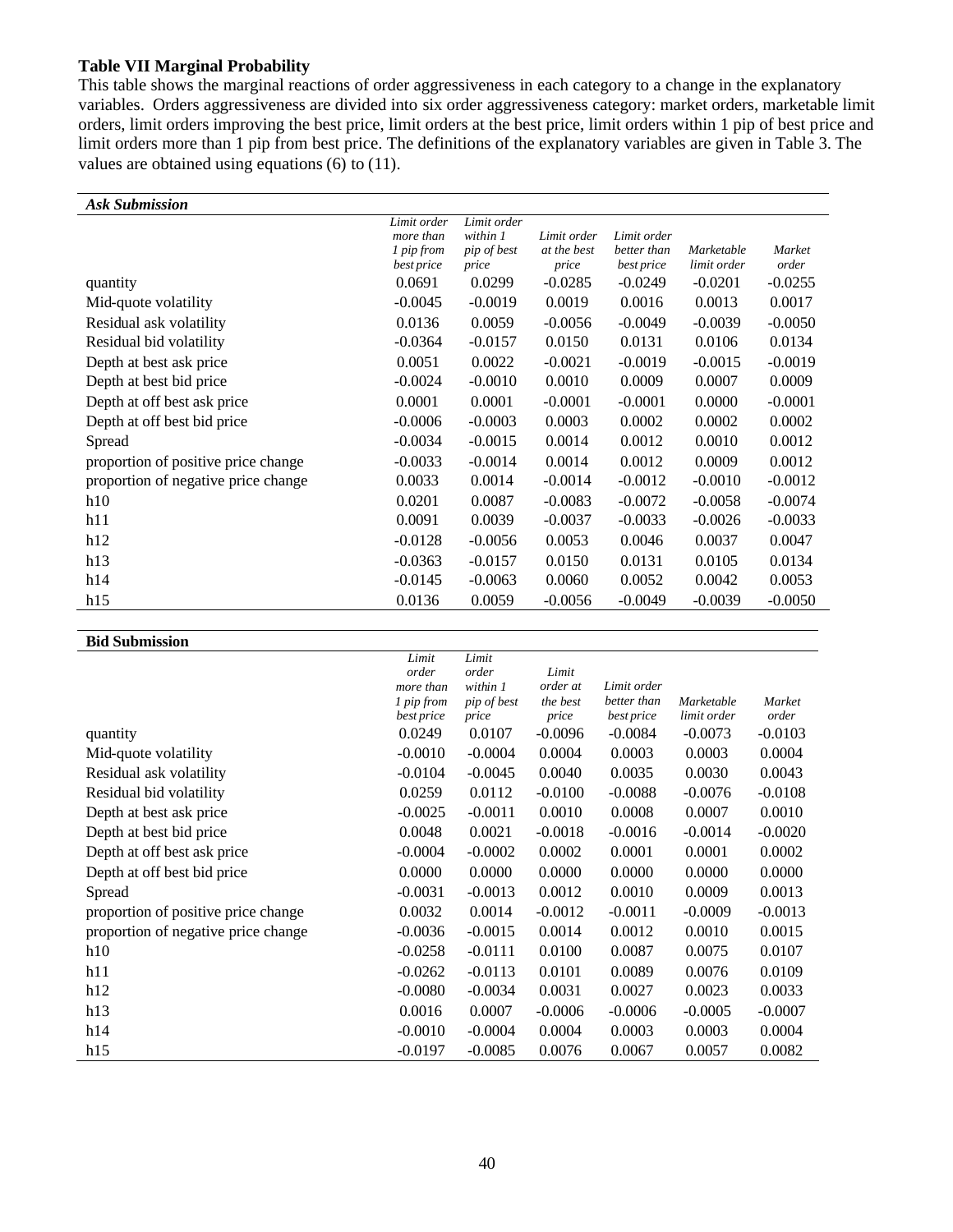**Table VII Marginal Probability**

This table shows the marginal reactions of order aggressiveness in each category to a change in the explanatory variables. Orders aggressiveness are divided into six order aggressiveness category: market orders, marketable limit orders, limit orders improving the best price, limit orders at the best price, limit orders within 1 pip of best price and limit orders more than 1 pip from best price. The definitions of the explanatory variables are given in Table 3. The values are obtained using equations (6) to (11).

***Ask Submission***

| | *Limit order more than 1 pip from best price* | *Limit order within 1 pip of best price* | *Limit order at the best price* | *Limit order better than best price* | *Marketable limit order* | *Market order* |
|---|---|---|---|---|---|---|
| quantity | 0.0691 | 0.0299 | -0.0285 | -0.0249 | -0.0201 | -0.0255 |
| Mid-quote volatility | -0.0045 | -0.0019 | 0.0019 | 0.0016 | 0.0013 | 0.0017 |
| Residual ask volatility | 0.0136 | 0.0059 | -0.0056 | -0.0049 | -0.0039 | -0.0050 |
| Residual bid volatility | -0.0364 | -0.0157 | 0.0150 | 0.0131 | 0.0106 | 0.0134 |
| Depth at best ask price | 0.0051 | 0.0022 | -0.0021 | -0.0019 | -0.0015 | -0.0019 |
| Depth at best bid price | -0.0024 | -0.0010 | 0.0010 | 0.0009 | 0.0007 | 0.0009 |
| Depth at off best ask price | 0.0001 | 0.0001 | -0.0001 | -0.0001 | 0.0000 | -0.0001 |
| Depth at off best bid price | -0.0006 | -0.0003 | 0.0003 | 0.0002 | 0.0002 | 0.0002 |
| Spread | -0.0034 | -0.0015 | 0.0014 | 0.0012 | 0.0010 | 0.0012 |
| proportion of positive price change | -0.0033 | -0.0014 | 0.0014 | 0.0012 | 0.0009 | 0.0012 |
| proportion of negative price change | 0.0033 | 0.0014 | -0.0014 | -0.0012 | -0.0010 | -0.0012 |
| h10 | 0.0201 | 0.0087 | -0.0083 | -0.0072 | -0.0058 | -0.0074 |
| h11 | 0.0091 | 0.0039 | -0.0037 | -0.0033 | -0.0026 | -0.0033 |
| h12 | -0.0128 | -0.0056 | 0.0053 | 0.0046 | 0.0037 | 0.0047 |
| h13 | -0.0363 | -0.0157 | 0.0150 | 0.0131 | 0.0105 | 0.0134 |
| h14 | -0.0145 | -0.0063 | 0.0060 | 0.0052 | 0.0042 | 0.0053 |
| h15 | 0.0136 | 0.0059 | -0.0056 | -0.0049 | -0.0039 | -0.0050 |

**Bid Submission**

| | *Limit order more than 1 pip from best price* | *Limit order within 1 pip of best price* | *Limit order at the best price* | *Limit order better than best price* | *Marketable limit order* | *Market order* |
|---|---|---|---|---|---|---|
| quantity | 0.0249 | 0.0107 | -0.0096 | -0.0084 | -0.0073 | -0.0103 |
| Mid-quote volatility | -0.0010 | -0.0004 | 0.0004 | 0.0003 | 0.0003 | 0.0004 |
| Residual ask volatility | -0.0104 | -0.0045 | 0.0040 | 0.0035 | 0.0030 | 0.0043 |
| Residual bid volatility | 0.0259 | 0.0112 | -0.0100 | -0.0088 | -0.0076 | -0.0108 |
| Depth at best ask price | -0.0025 | -0.0011 | 0.0010 | 0.0008 | 0.0007 | 0.0010 |
| Depth at best bid price | 0.0048 | 0.0021 | -0.0018 | -0.0016 | -0.0014 | -0.0020 |
| Depth at off best ask price | -0.0004 | -0.0002 | 0.0002 | 0.0001 | 0.0001 | 0.0002 |
| Depth at off best bid price | 0.0000 | 0.0000 | 0.0000 | 0.0000 | 0.0000 | 0.0000 |
| Spread | -0.0031 | -0.0013 | 0.0012 | 0.0010 | 0.0009 | 0.0013 |
| proportion of positive price change | 0.0032 | 0.0014 | -0.0012 | -0.0011 | -0.0009 | -0.0013 |
| proportion of negative price change | -0.0036 | -0.0015 | 0.0014 | 0.0012 | 0.0010 | 0.0015 |
| h10 | -0.0258 | -0.0111 | 0.0100 | 0.0087 | 0.0075 | 0.0107 |
| h11 | -0.0262 | -0.0113 | 0.0101 | 0.0089 | 0.0076 | 0.0109 |
| h12 | -0.0080 | -0.0034 | 0.0031 | 0.0027 | 0.0023 | 0.0033 |
| h13 | 0.0016 | 0.0007 | -0.0006 | -0.0006 | -0.0005 | -0.0007 |
| h14 | -0.0010 | -0.0004 | 0.0004 | 0.0003 | 0.0003 | 0.0004 |
| h15 | -0.0197 | -0.0085 | 0.0076 | 0.0067 | 0.0057 | 0.0082 |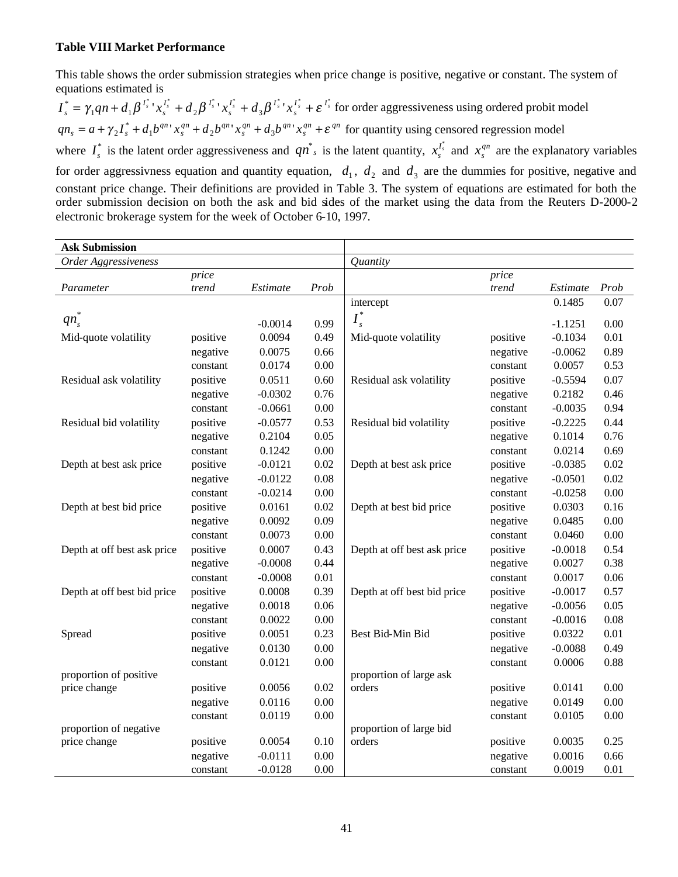**Table VIII Market Performance**

This table shows the order submission strategies when price change is positive, negative or constant. The system of equations estimated is

$I_s^* = \gamma_1 qn + d_1 \beta^{I_s^*}{}' x_s^{I_s^*} + d_2 \beta^{I_s^*}{}' x_s^{I_s^*} + d_3 \beta^{I_s^*}{}' x_s^{I_s^*} + \varepsilon^{I_s^*}$ for order aggressiveness using ordered probit model

$qn_s = a + \gamma_2 I_s^* + d_1 b^{qn}{}' x_s^{qn} + d_2 b^{qn}{}' x_s^{qn} + d_3 b^{qn}{}' x_s^{qn} + \varepsilon^{qn}$ for quantity using censored regression model

where $I_s^*$ is the latent order aggressiveness and $qn^*_s$ is the latent quantity, $x_s^{I_s^*}$ and $x_s^{qn}$ are the explanatory variables for order aggressivness equation and quantity equation, $d_1$, $d_2$ and $d_3$ are the dummies for positive, negative and constant price change. Their definitions are provided in Table 3. The system of equations are estimated for both the order submission decision on both the ask and bid sides of the market using the data from the Reuters D-2000-2 electronic brokerage system for the week of October 6-10, 1997.

| **Ask Submission** | | | | | | | |
|---|---|---|---|---|---|---|---|
| *Order Aggressiveness* | | | | *Quantity* | | | |
| *Parameter* | *price trend* | *Estimate* | *Prob* | | *price trend* | *Estimate* | *Prob* |
| | | | | intercept | | 0.1485 | 0.07 |
| $qn_s^*$ | | -0.0014 | 0.99 | $I_s^*$ | | -1.1251 | 0.00 |
| Mid-quote volatility | positive | 0.0094 | 0.49 | Mid-quote volatility | positive | -0.1034 | 0.01 |
| | negative | 0.0075 | 0.66 | | negative | -0.0062 | 0.89 |
| | constant | 0.0174 | 0.00 | | constant | 0.0057 | 0.53 |
| Residual ask volatility | positive | 0.0511 | 0.60 | Residual ask volatility | positive | -0.5594 | 0.07 |
| | negative | -0.0302 | 0.76 | | negative | 0.2182 | 0.46 |
| | constant | -0.0661 | 0.00 | | constant | -0.0035 | 0.94 |
| Residual bid volatility | positive | -0.0577 | 0.53 | Residual bid volatility | positive | -0.2225 | 0.44 |
| | negative | 0.2104 | 0.05 | | negative | 0.1014 | 0.76 |
| | constant | 0.1242 | 0.00 | | constant | 0.0214 | 0.69 |
| Depth at best ask price | positive | -0.0121 | 0.02 | Depth at best ask price | positive | -0.0385 | 0.02 |
| | negative | -0.0122 | 0.08 | | negative | -0.0501 | 0.02 |
| | constant | -0.0214 | 0.00 | | constant | -0.0258 | 0.00 |
| Depth at best bid price | positive | 0.0161 | 0.02 | Depth at best bid price | positive | 0.0303 | 0.16 |
| | negative | 0.0092 | 0.09 | | negative | 0.0485 | 0.00 |
| | constant | 0.0073 | 0.00 | | constant | 0.0460 | 0.00 |
| Depth at off best ask price | positive | 0.0007 | 0.43 | Depth at off best ask price | positive | -0.0018 | 0.54 |
| | negative | -0.0008 | 0.44 | | negative | 0.0027 | 0.38 |
| | constant | -0.0008 | 0.01 | | constant | 0.0017 | 0.06 |
| Depth at off best bid price | positive | 0.0008 | 0.39 | Depth at off best bid price | positive | -0.0017 | 0.57 |
| | negative | 0.0018 | 0.06 | | negative | -0.0056 | 0.05 |
| | constant | 0.0022 | 0.00 | | constant | -0.0016 | 0.08 |
| Spread | positive | 0.0051 | 0.23 | Best Bid-Min Bid | positive | 0.0322 | 0.01 |
| | negative | 0.0130 | 0.00 | | negative | -0.0088 | 0.49 |
| | constant | 0.0121 | 0.00 | | constant | 0.0006 | 0.88 |
| proportion of positive price change | positive | 0.0056 | 0.02 | proportion of large ask orders | positive | 0.0141 | 0.00 |
| | negative | 0.0116 | 0.00 | | negative | 0.0149 | 0.00 |
| | constant | 0.0119 | 0.00 | | constant | 0.0105 | 0.00 |
| proportion of negative price change | positive | 0.0054 | 0.10 | proportion of large bid orders | positive | 0.0035 | 0.25 |
| | negative | -0.0111 | 0.00 | | negative | 0.0016 | 0.66 |
| | constant | -0.0128 | 0.00 | | constant | 0.0019 | 0.01 |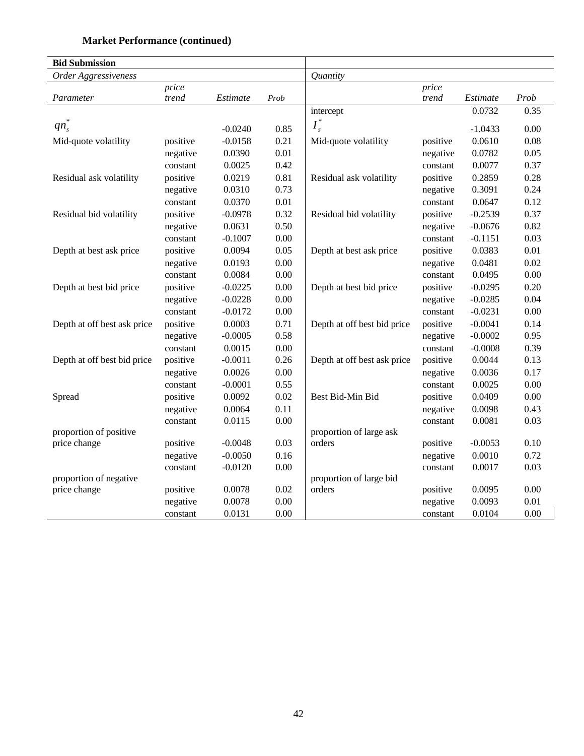**Market Performance (continued)**

| **Bid Submission** | | | | | | | |
|---|---|---|---|---|---|---|---|
| *Order Aggressiveness* | | | | *Quantity* | | | |
| *Parameter* | *price trend* | *Estimate* | *Prob* | | *price trend* | *Estimate* | *Prob* |
| | | | | intercept | | 0.0732 | 0.35 |
| $qn_s^*$ | | -0.0240 | 0.85 | $I_s^*$ | | -1.0433 | 0.00 |
| Mid-quote volatility | positive | -0.0158 | 0.21 | Mid-quote volatility | positive | 0.0610 | 0.08 |
| | negative | 0.0390 | 0.01 | | negative | 0.0782 | 0.05 |
| | constant | 0.0025 | 0.42 | | constant | 0.0077 | 0.37 |
| Residual ask volatility | positive | 0.0219 | 0.81 | Residual ask volatility | positive | 0.2859 | 0.28 |
| | negative | 0.0310 | 0.73 | | negative | 0.3091 | 0.24 |
| | constant | 0.0370 | 0.01 | | constant | 0.0647 | 0.12 |
| Residual bid volatility | positive | -0.0978 | 0.32 | Residual bid volatility | positive | -0.2539 | 0.37 |
| | negative | 0.0631 | 0.50 | | negative | -0.0676 | 0.82 |
| | constant | -0.1007 | 0.00 | | constant | -0.1151 | 0.03 |
| Depth at best ask price | positive | 0.0094 | 0.05 | Depth at best ask price | positive | 0.0383 | 0.01 |
| | negative | 0.0193 | 0.00 | | negative | 0.0481 | 0.02 |
| | constant | 0.0084 | 0.00 | | constant | 0.0495 | 0.00 |
| Depth at best bid price | positive | -0.0225 | 0.00 | Depth at best bid price | positive | -0.0295 | 0.20 |
| | negative | -0.0228 | 0.00 | | negative | -0.0285 | 0.04 |
| | constant | -0.0172 | 0.00 | | constant | -0.0231 | 0.00 |
| Depth at off best ask price | positive | 0.0003 | 0.71 | Depth at off best bid price | positive | -0.0041 | 0.14 |
| | negative | -0.0005 | 0.58 | | negative | -0.0002 | 0.95 |
| | constant | 0.0015 | 0.00 | | constant | -0.0008 | 0.39 |
| Depth at off best bid price | positive | -0.0011 | 0.26 | Depth at off best ask price | positive | 0.0044 | 0.13 |
| | negative | 0.0026 | 0.00 | | negative | 0.0036 | 0.17 |
| | constant | -0.0001 | 0.55 | | constant | 0.0025 | 0.00 |
| Spread | positive | 0.0092 | 0.02 | Best Bid-Min Bid | positive | 0.0409 | 0.00 |
| | negative | 0.0064 | 0.11 | | negative | 0.0098 | 0.43 |
| | constant | 0.0115 | 0.00 | | constant | 0.0081 | 0.03 |
| proportion of positive price change | positive | -0.0048 | 0.03 | proportion of large ask orders | positive | -0.0053 | 0.10 |
| | negative | -0.0050 | 0.16 | | negative | 0.0010 | 0.72 |
| | constant | -0.0120 | 0.00 | | constant | 0.0017 | 0.03 |
| proportion of negative price change | positive | 0.0078 | 0.02 | proportion of large bid orders | positive | 0.0095 | 0.00 |
| | negative | 0.0078 | 0.00 | | negative | 0.0093 | 0.01 |
| | constant | 0.0131 | 0.00 | | constant | 0.0104 | 0.00 |